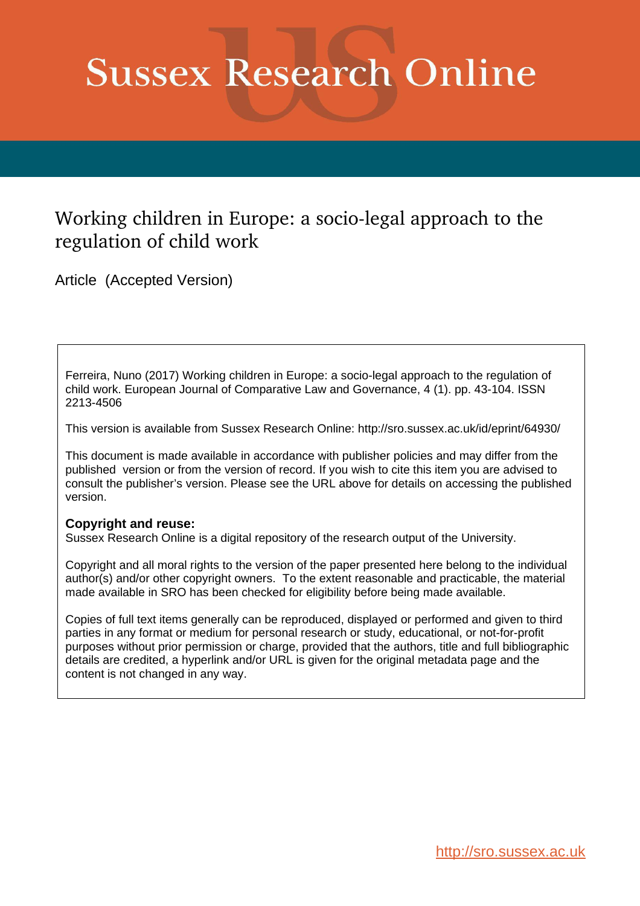# Sussex Research Online

## Working children in Europe: a socio-legal approach to the regulation of child work

Article (Accepted Version)

Ferreira, Nuno (2017) Working children in Europe: a socio-legal approach to the regulation of child work. European Journal of Comparative Law and Governance, 4 (1). pp. 43-104. ISSN 2213-4506

This version is available from Sussex Research Online: http://sro.sussex.ac.uk/id/eprint/64930/

This document is made available in accordance with publisher policies and may differ from the published version or from the version of record. If you wish to cite this item you are advised to consult the publisher's version. Please see the URL above for details on accessing the published version.

**Copyright and reuse:**
Sussex Research Online is a digital repository of the research output of the University.

Copyright and all moral rights to the version of the paper presented here belong to the individual author(s) and/or other copyright owners. To the extent reasonable and practicable, the material made available in SRO has been checked for eligibility before being made available.

Copies of full text items generally can be reproduced, displayed or performed and given to third parties in any format or medium for personal research or study, educational, or not-for-profit purposes without prior permission or charge, provided that the authors, title and full bibliographic details are credited, a hyperlink and/or URL is given for the original metadata page and the content is not changed in any way.

http://sro.sussex.ac.uk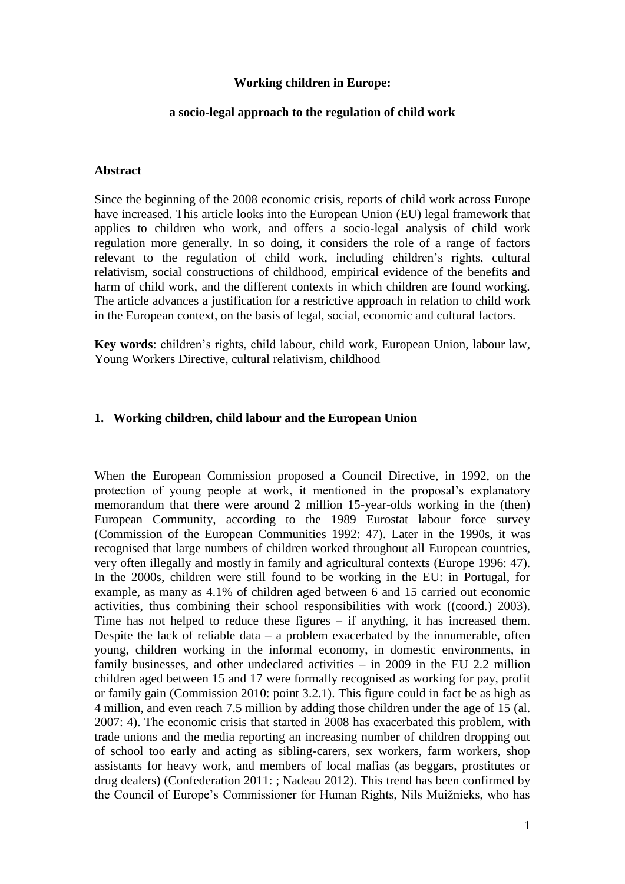**Working children in Europe:**

**a socio-legal approach to the regulation of child work**

### Abstract

Since the beginning of the 2008 economic crisis, reports of child work across Europe have increased. This article looks into the European Union (EU) legal framework that applies to children who work, and offers a socio-legal analysis of child work regulation more generally. In so doing, it considers the role of a range of factors relevant to the regulation of child work, including children's rights, cultural relativism, social constructions of childhood, empirical evidence of the benefits and harm of child work, and the different contexts in which children are found working. The article advances a justification for a restrictive approach in relation to child work in the European context, on the basis of legal, social, economic and cultural factors.

**Key words**: children's rights, child labour, child work, European Union, labour law, Young Workers Directive, cultural relativism, childhood

## 1. Working children, child labour and the European Union

When the European Commission proposed a Council Directive, in 1992, on the protection of young people at work, it mentioned in the proposal's explanatory memorandum that there were around 2 million 15-year-olds working in the (then) European Community, according to the 1989 Eurostat labour force survey (Commission of the European Communities 1992: 47). Later in the 1990s, it was recognised that large numbers of children worked throughout all European countries, very often illegally and mostly in family and agricultural contexts (Europe 1996: 47). In the 2000s, children were still found to be working in the EU: in Portugal, for example, as many as 4.1% of children aged between 6 and 15 carried out economic activities, thus combining their school responsibilities with work ((coord.) 2003). Time has not helped to reduce these figures – if anything, it has increased them. Despite the lack of reliable data – a problem exacerbated by the innumerable, often young, children working in the informal economy, in domestic environments, in family businesses, and other undeclared activities – in 2009 in the EU 2.2 million children aged between 15 and 17 were formally recognised as working for pay, profit or family gain (Commission 2010: point 3.2.1). This figure could in fact be as high as 4 million, and even reach 7.5 million by adding those children under the age of 15 (al. 2007: 4). The economic crisis that started in 2008 has exacerbated this problem, with trade unions and the media reporting an increasing number of children dropping out of school too early and acting as sibling-carers, sex workers, farm workers, shop assistants for heavy work, and members of local mafias (as beggars, prostitutes or drug dealers) (Confederation 2011: ; Nadeau 2012). This trend has been confirmed by the Council of Europe's Commissioner for Human Rights, Nils Muižnieks, who has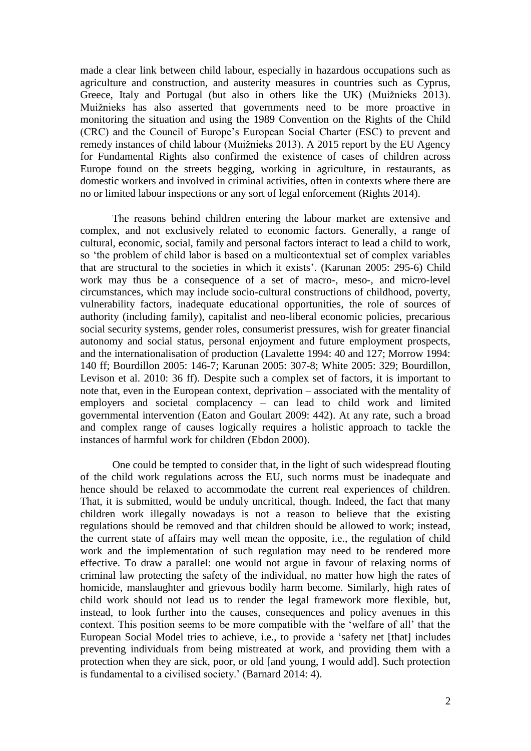made a clear link between child labour, especially in hazardous occupations such as agriculture and construction, and austerity measures in countries such as Cyprus, Greece, Italy and Portugal (but also in others like the UK) (Muižnieks 2013). Muižnieks has also asserted that governments need to be more proactive in monitoring the situation and using the 1989 Convention on the Rights of the Child (CRC) and the Council of Europe's European Social Charter (ESC) to prevent and remedy instances of child labour (Muižnieks 2013). A 2015 report by the EU Agency for Fundamental Rights also confirmed the existence of cases of children across Europe found on the streets begging, working in agriculture, in restaurants, as domestic workers and involved in criminal activities, often in contexts where there are no or limited labour inspections or any sort of legal enforcement (Rights 2014).

The reasons behind children entering the labour market are extensive and complex, and not exclusively related to economic factors. Generally, a range of cultural, economic, social, family and personal factors interact to lead a child to work, so 'the problem of child labor is based on a multicontextual set of complex variables that are structural to the societies in which it exists'. (Karunan 2005: 295-6) Child work may thus be a consequence of a set of macro-, meso-, and micro-level circumstances, which may include socio-cultural constructions of childhood, poverty, vulnerability factors, inadequate educational opportunities, the role of sources of authority (including family), capitalist and neo-liberal economic policies, precarious social security systems, gender roles, consumerist pressures, wish for greater financial autonomy and social status, personal enjoyment and future employment prospects, and the internationalisation of production (Lavalette 1994: 40 and 127; Morrow 1994: 140 ff; Bourdillon 2005: 146-7; Karunan 2005: 307-8; White 2005: 329; Bourdillon, Levison et al. 2010: 36 ff). Despite such a complex set of factors, it is important to note that, even in the European context, deprivation – associated with the mentality of employers and societal complacency – can lead to child work and limited governmental intervention (Eaton and Goulart 2009: 442). At any rate, such a broad and complex range of causes logically requires a holistic approach to tackle the instances of harmful work for children (Ebdon 2000).

One could be tempted to consider that, in the light of such widespread flouting of the child work regulations across the EU, such norms must be inadequate and hence should be relaxed to accommodate the current real experiences of children. That, it is submitted, would be unduly uncritical, though. Indeed, the fact that many children work illegally nowadays is not a reason to believe that the existing regulations should be removed and that children should be allowed to work; instead, the current state of affairs may well mean the opposite, i.e., the regulation of child work and the implementation of such regulation may need to be rendered more effective. To draw a parallel: one would not argue in favour of relaxing norms of criminal law protecting the safety of the individual, no matter how high the rates of homicide, manslaughter and grievous bodily harm become. Similarly, high rates of child work should not lead us to render the legal framework more flexible, but, instead, to look further into the causes, consequences and policy avenues in this context. This position seems to be more compatible with the 'welfare of all' that the European Social Model tries to achieve, i.e., to provide a 'safety net [that] includes preventing individuals from being mistreated at work, and providing them with a protection when they are sick, poor, or old [and young, I would add]. Such protection is fundamental to a civilised society.' (Barnard 2014: 4).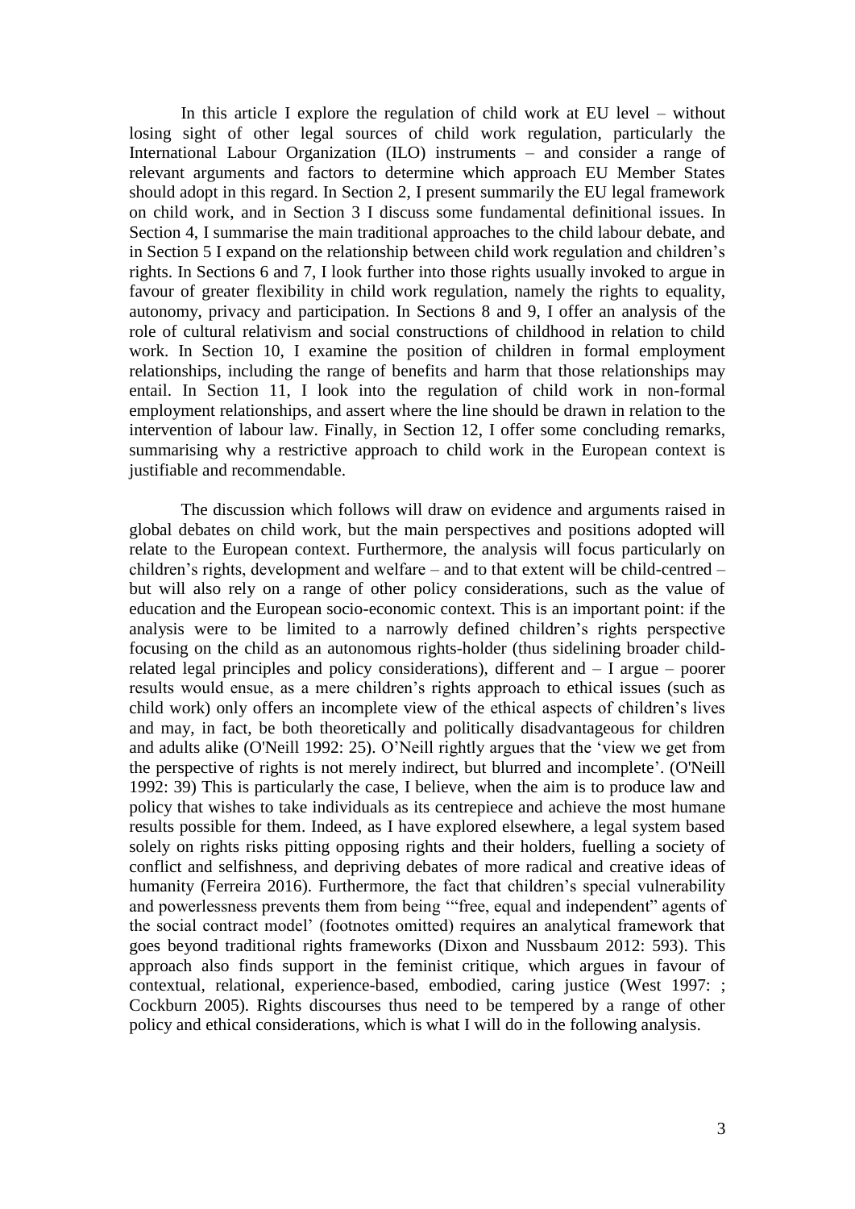In this article I explore the regulation of child work at EU level – without losing sight of other legal sources of child work regulation, particularly the International Labour Organization (ILO) instruments – and consider a range of relevant arguments and factors to determine which approach EU Member States should adopt in this regard. In Section 2, I present summarily the EU legal framework on child work, and in Section 3 I discuss some fundamental definitional issues. In Section 4, I summarise the main traditional approaches to the child labour debate, and in Section 5 I expand on the relationship between child work regulation and children's rights. In Sections 6 and 7, I look further into those rights usually invoked to argue in favour of greater flexibility in child work regulation, namely the rights to equality, autonomy, privacy and participation. In Sections 8 and 9, I offer an analysis of the role of cultural relativism and social constructions of childhood in relation to child work. In Section 10, I examine the position of children in formal employment relationships, including the range of benefits and harm that those relationships may entail. In Section 11, I look into the regulation of child work in non-formal employment relationships, and assert where the line should be drawn in relation to the intervention of labour law. Finally, in Section 12, I offer some concluding remarks, summarising why a restrictive approach to child work in the European context is justifiable and recommendable.

The discussion which follows will draw on evidence and arguments raised in global debates on child work, but the main perspectives and positions adopted will relate to the European context. Furthermore, the analysis will focus particularly on children's rights, development and welfare – and to that extent will be child-centred – but will also rely on a range of other policy considerations, such as the value of education and the European socio-economic context. This is an important point: if the analysis were to be limited to a narrowly defined children's rights perspective focusing on the child as an autonomous rights-holder (thus sidelining broader child-related legal principles and policy considerations), different and – I argue – poorer results would ensue, as a mere children's rights approach to ethical issues (such as child work) only offers an incomplete view of the ethical aspects of children's lives and may, in fact, be both theoretically and politically disadvantageous for children and adults alike (O'Neill 1992: 25). O'Neill rightly argues that the 'view we get from the perspective of rights is not merely indirect, but blurred and incomplete'. (O'Neill 1992: 39) This is particularly the case, I believe, when the aim is to produce law and policy that wishes to take individuals as its centrepiece and achieve the most humane results possible for them. Indeed, as I have explored elsewhere, a legal system based solely on rights risks pitting opposing rights and their holders, fuelling a society of conflict and selfishness, and depriving debates of more radical and creative ideas of humanity (Ferreira 2016). Furthermore, the fact that children's special vulnerability and powerlessness prevents them from being '"free, equal and independent" agents of the social contract model' (footnotes omitted) requires an analytical framework that goes beyond traditional rights frameworks (Dixon and Nussbaum 2012: 593). This approach also finds support in the feminist critique, which argues in favour of contextual, relational, experience-based, embodied, caring justice (West 1997: ; Cockburn 2005). Rights discourses thus need to be tempered by a range of other policy and ethical considerations, which is what I will do in the following analysis.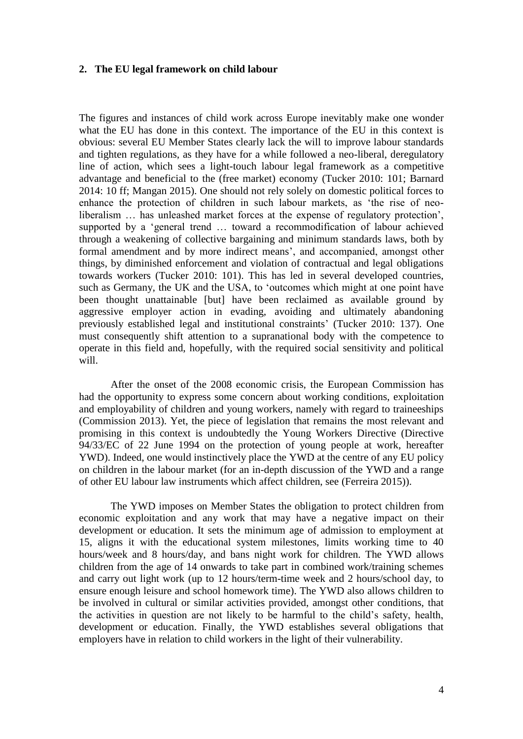## 2. The EU legal framework on child labour

The figures and instances of child work across Europe inevitably make one wonder what the EU has done in this context. The importance of the EU in this context is obvious: several EU Member States clearly lack the will to improve labour standards and tighten regulations, as they have for a while followed a neo-liberal, deregulatory line of action, which sees a light-touch labour legal framework as a competitive advantage and beneficial to the (free market) economy (Tucker 2010: 101; Barnard 2014: 10 ff; Mangan 2015). One should not rely solely on domestic political forces to enhance the protection of children in such labour markets, as 'the rise of neo-liberalism … has unleashed market forces at the expense of regulatory protection', supported by a 'general trend … toward a recommodification of labour achieved through a weakening of collective bargaining and minimum standards laws, both by formal amendment and by more indirect means', and accompanied, amongst other things, by diminished enforcement and violation of contractual and legal obligations towards workers (Tucker 2010: 101). This has led in several developed countries, such as Germany, the UK and the USA, to 'outcomes which might at one point have been thought unattainable [but] have been reclaimed as available ground by aggressive employer action in evading, avoiding and ultimately abandoning previously established legal and institutional constraints' (Tucker 2010: 137). One must consequently shift attention to a supranational body with the competence to operate in this field and, hopefully, with the required social sensitivity and political will.

After the onset of the 2008 economic crisis, the European Commission has had the opportunity to express some concern about working conditions, exploitation and employability of children and young workers, namely with regard to traineeships (Commission 2013). Yet, the piece of legislation that remains the most relevant and promising in this context is undoubtedly the Young Workers Directive (Directive 94/33/EC of 22 June 1994 on the protection of young people at work, hereafter YWD). Indeed, one would instinctively place the YWD at the centre of any EU policy on children in the labour market (for an in-depth discussion of the YWD and a range of other EU labour law instruments which affect children, see (Ferreira 2015)).

The YWD imposes on Member States the obligation to protect children from economic exploitation and any work that may have a negative impact on their development or education. It sets the minimum age of admission to employment at 15, aligns it with the educational system milestones, limits working time to 40 hours/week and 8 hours/day, and bans night work for children. The YWD allows children from the age of 14 onwards to take part in combined work/training schemes and carry out light work (up to 12 hours/term-time week and 2 hours/school day, to ensure enough leisure and school homework time). The YWD also allows children to be involved in cultural or similar activities provided, amongst other conditions, that the activities in question are not likely to be harmful to the child's safety, health, development or education. Finally, the YWD establishes several obligations that employers have in relation to child workers in the light of their vulnerability.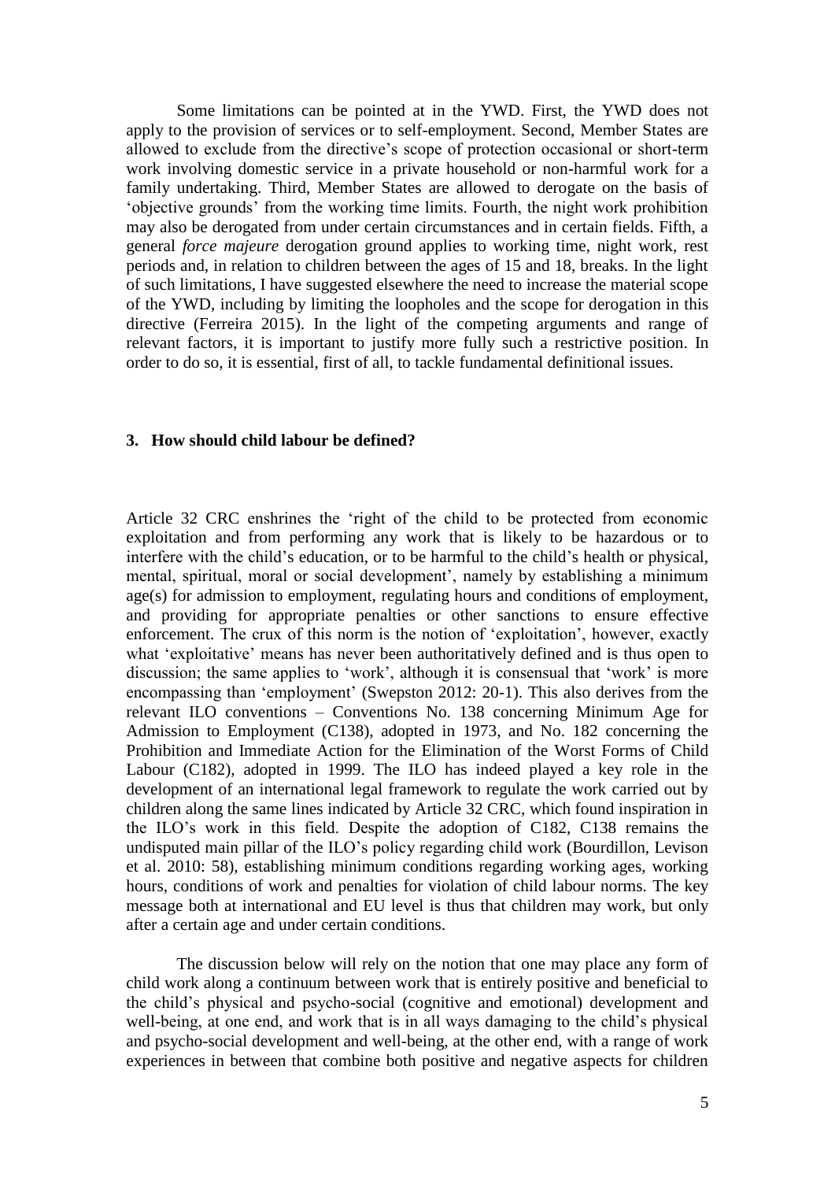Some limitations can be pointed at in the YWD. First, the YWD does not apply to the provision of services or to self-employment. Second, Member States are allowed to exclude from the directive's scope of protection occasional or short-term work involving domestic service in a private household or non-harmful work for a family undertaking. Third, Member States are allowed to derogate on the basis of 'objective grounds' from the working time limits. Fourth, the night work prohibition may also be derogated from under certain circumstances and in certain fields. Fifth, a general *force majeure* derogation ground applies to working time, night work, rest periods and, in relation to children between the ages of 15 and 18, breaks. In the light of such limitations, I have suggested elsewhere the need to increase the material scope of the YWD, including by limiting the loopholes and the scope for derogation in this directive (Ferreira 2015). In the light of the competing arguments and range of relevant factors, it is important to justify more fully such a restrictive position. In order to do so, it is essential, first of all, to tackle fundamental definitional issues.

## 3. How should child labour be defined?

Article 32 CRC enshrines the 'right of the child to be protected from economic exploitation and from performing any work that is likely to be hazardous or to interfere with the child's education, or to be harmful to the child's health or physical, mental, spiritual, moral or social development', namely by establishing a minimum age(s) for admission to employment, regulating hours and conditions of employment, and providing for appropriate penalties or other sanctions to ensure effective enforcement. The crux of this norm is the notion of 'exploitation', however, exactly what 'exploitative' means has never been authoritatively defined and is thus open to discussion; the same applies to 'work', although it is consensual that 'work' is more encompassing than 'employment' (Swepston 2012: 20-1). This also derives from the relevant ILO conventions – Conventions No. 138 concerning Minimum Age for Admission to Employment (C138), adopted in 1973, and No. 182 concerning the Prohibition and Immediate Action for the Elimination of the Worst Forms of Child Labour (C182), adopted in 1999. The ILO has indeed played a key role in the development of an international legal framework to regulate the work carried out by children along the same lines indicated by Article 32 CRC, which found inspiration in the ILO's work in this field. Despite the adoption of C182, C138 remains the undisputed main pillar of the ILO's policy regarding child work (Bourdillon, Levison et al. 2010: 58), establishing minimum conditions regarding working ages, working hours, conditions of work and penalties for violation of child labour norms. The key message both at international and EU level is thus that children may work, but only after a certain age and under certain conditions.

The discussion below will rely on the notion that one may place any form of child work along a continuum between work that is entirely positive and beneficial to the child's physical and psycho-social (cognitive and emotional) development and well-being, at one end, and work that is in all ways damaging to the child's physical and psycho-social development and well-being, at the other end, with a range of work experiences in between that combine both positive and negative aspects for children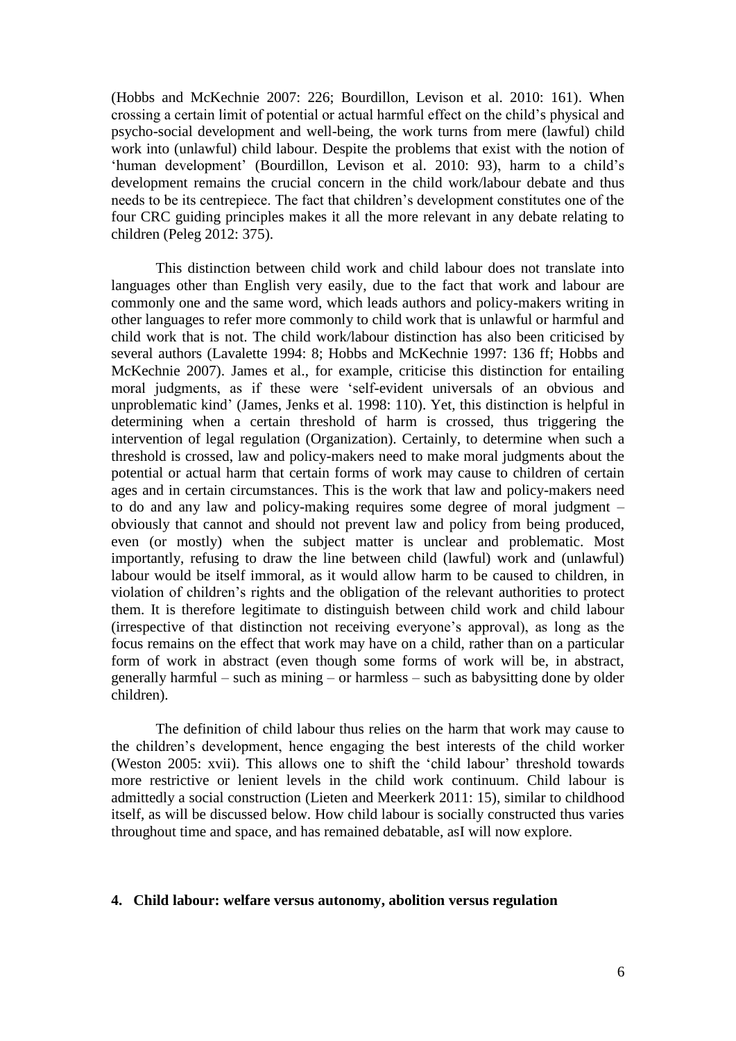(Hobbs and McKechnie 2007: 226; Bourdillon, Levison et al. 2010: 161). When crossing a certain limit of potential or actual harmful effect on the child's physical and psycho-social development and well-being, the work turns from mere (lawful) child work into (unlawful) child labour. Despite the problems that exist with the notion of 'human development' (Bourdillon, Levison et al. 2010: 93), harm to a child's development remains the crucial concern in the child work/labour debate and thus needs to be its centrepiece. The fact that children's development constitutes one of the four CRC guiding principles makes it all the more relevant in any debate relating to children (Peleg 2012: 375).

This distinction between child work and child labour does not translate into languages other than English very easily, due to the fact that work and labour are commonly one and the same word, which leads authors and policy-makers writing in other languages to refer more commonly to child work that is unlawful or harmful and child work that is not. The child work/labour distinction has also been criticised by several authors (Lavalette 1994: 8; Hobbs and McKechnie 1997: 136 ff; Hobbs and McKechnie 2007). James et al., for example, criticise this distinction for entailing moral judgments, as if these were 'self-evident universals of an obvious and unproblematic kind' (James, Jenks et al. 1998: 110). Yet, this distinction is helpful in determining when a certain threshold of harm is crossed, thus triggering the intervention of legal regulation (Organization). Certainly, to determine when such a threshold is crossed, law and policy-makers need to make moral judgments about the potential or actual harm that certain forms of work may cause to children of certain ages and in certain circumstances. This is the work that law and policy-makers need to do and any law and policy-making requires some degree of moral judgment – obviously that cannot and should not prevent law and policy from being produced, even (or mostly) when the subject matter is unclear and problematic. Most importantly, refusing to draw the line between child (lawful) work and (unlawful) labour would be itself immoral, as it would allow harm to be caused to children, in violation of children's rights and the obligation of the relevant authorities to protect them. It is therefore legitimate to distinguish between child work and child labour (irrespective of that distinction not receiving everyone's approval), as long as the focus remains on the effect that work may have on a child, rather than on a particular form of work in abstract (even though some forms of work will be, in abstract, generally harmful – such as mining – or harmless – such as babysitting done by older children).

The definition of child labour thus relies on the harm that work may cause to the children's development, hence engaging the best interests of the child worker (Weston 2005: xvii). This allows one to shift the 'child labour' threshold towards more restrictive or lenient levels in the child work continuum. Child labour is admittedly a social construction (Lieten and Meerkerk 2011: 15), similar to childhood itself, as will be discussed below. How child labour is socially constructed thus varies throughout time and space, and has remained debatable, asI will now explore.

## 4. Child labour: welfare versus autonomy, abolition versus regulation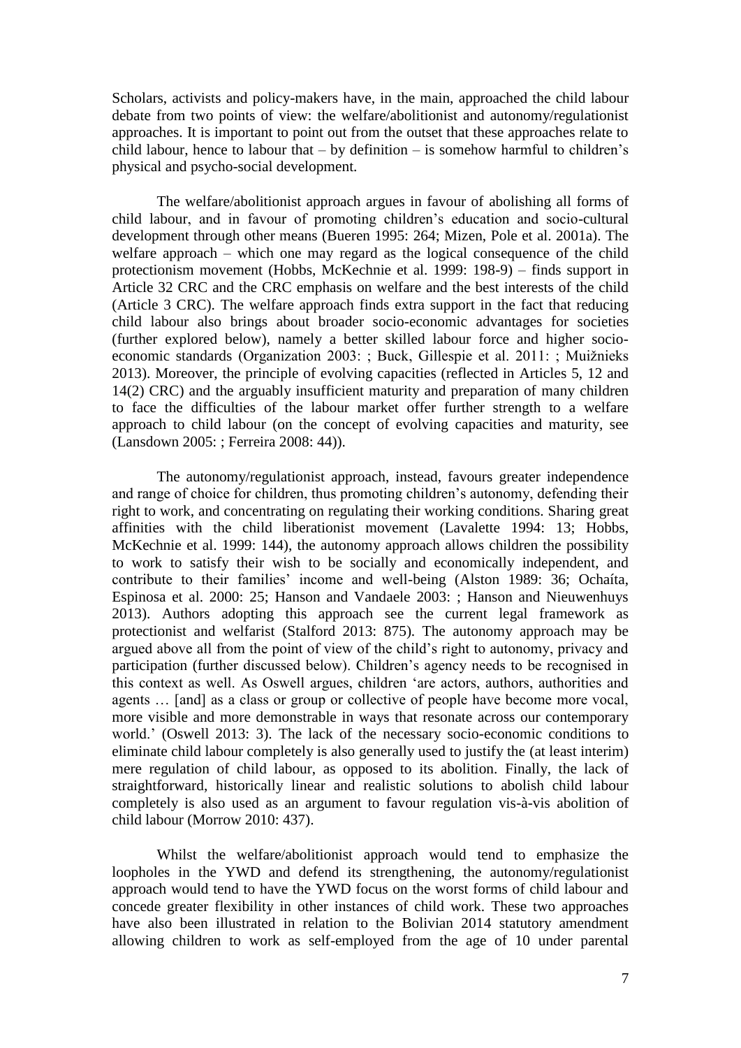Scholars, activists and policy-makers have, in the main, approached the child labour debate from two points of view: the welfare/abolitionist and autonomy/regulationist approaches. It is important to point out from the outset that these approaches relate to child labour, hence to labour that – by definition – is somehow harmful to children's physical and psycho-social development.

The welfare/abolitionist approach argues in favour of abolishing all forms of child labour, and in favour of promoting children's education and socio-cultural development through other means (Bueren 1995: 264; Mizen, Pole et al. 2001a). The welfare approach – which one may regard as the logical consequence of the child protectionism movement (Hobbs, McKechnie et al. 1999: 198-9) – finds support in Article 32 CRC and the CRC emphasis on welfare and the best interests of the child (Article 3 CRC). The welfare approach finds extra support in the fact that reducing child labour also brings about broader socio-economic advantages for societies (further explored below), namely a better skilled labour force and higher socio-economic standards (Organization 2003: ; Buck, Gillespie et al. 2011: ; Muižnieks 2013). Moreover, the principle of evolving capacities (reflected in Articles 5, 12 and 14(2) CRC) and the arguably insufficient maturity and preparation of many children to face the difficulties of the labour market offer further strength to a welfare approach to child labour (on the concept of evolving capacities and maturity, see (Lansdown 2005: ; Ferreira 2008: 44)).

The autonomy/regulationist approach, instead, favours greater independence and range of choice for children, thus promoting children's autonomy, defending their right to work, and concentrating on regulating their working conditions. Sharing great affinities with the child liberationist movement (Lavalette 1994: 13; Hobbs, McKechnie et al. 1999: 144), the autonomy approach allows children the possibility to work to satisfy their wish to be socially and economically independent, and contribute to their families' income and well-being (Alston 1989: 36; Ochaíta, Espinosa et al. 2000: 25; Hanson and Vandaele 2003: ; Hanson and Nieuwenhuys 2013). Authors adopting this approach see the current legal framework as protectionist and welfarist (Stalford 2013: 875). The autonomy approach may be argued above all from the point of view of the child's right to autonomy, privacy and participation (further discussed below). Children's agency needs to be recognised in this context as well. As Oswell argues, children 'are actors, authors, authorities and agents … [and] as a class or group or collective of people have become more vocal, more visible and more demonstrable in ways that resonate across our contemporary world.' (Oswell 2013: 3). The lack of the necessary socio-economic conditions to eliminate child labour completely is also generally used to justify the (at least interim) mere regulation of child labour, as opposed to its abolition. Finally, the lack of straightforward, historically linear and realistic solutions to abolish child labour completely is also used as an argument to favour regulation vis-à-vis abolition of child labour (Morrow 2010: 437).

Whilst the welfare/abolitionist approach would tend to emphasize the loopholes in the YWD and defend its strengthening, the autonomy/regulationist approach would tend to have the YWD focus on the worst forms of child labour and concede greater flexibility in other instances of child work. These two approaches have also been illustrated in relation to the Bolivian 2014 statutory amendment allowing children to work as self-employed from the age of 10 under parental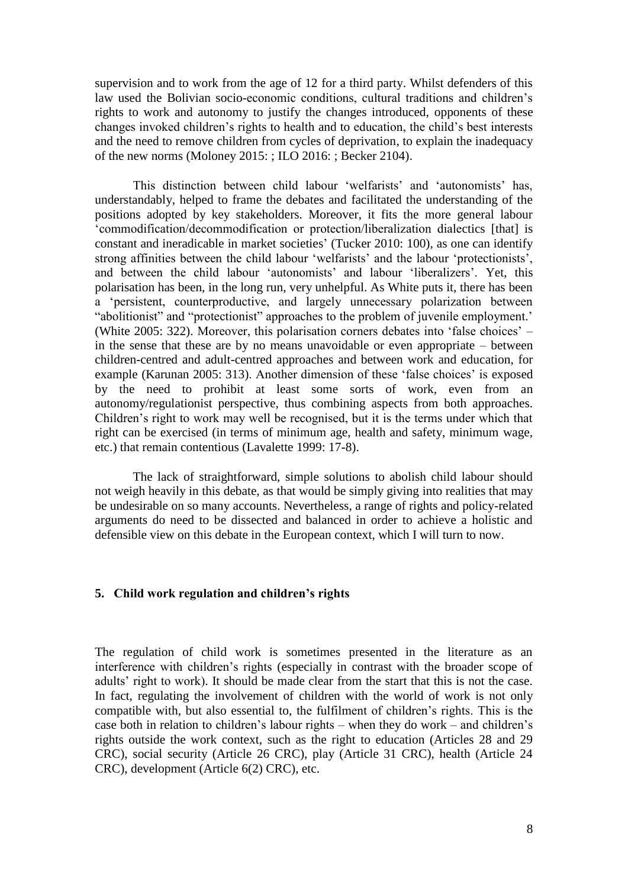supervision and to work from the age of 12 for a third party. Whilst defenders of this law used the Bolivian socio-economic conditions, cultural traditions and children's rights to work and autonomy to justify the changes introduced, opponents of these changes invoked children's rights to health and to education, the child's best interests and the need to remove children from cycles of deprivation, to explain the inadequacy of the new norms (Moloney 2015: ; ILO 2016: ; Becker 2104).

This distinction between child labour 'welfarists' and 'autonomists' has, understandably, helped to frame the debates and facilitated the understanding of the positions adopted by key stakeholders. Moreover, it fits the more general labour 'commodification/decommodification or protection/liberalization dialectics [that] is constant and ineradicable in market societies' (Tucker 2010: 100), as one can identify strong affinities between the child labour 'welfarists' and the labour 'protectionists', and between the child labour 'autonomists' and labour 'liberalizers'. Yet, this polarisation has been, in the long run, very unhelpful. As White puts it, there has been a 'persistent, counterproductive, and largely unnecessary polarization between "abolitionist" and "protectionist" approaches to the problem of juvenile employment.' (White 2005: 322). Moreover, this polarisation corners debates into 'false choices' – in the sense that these are by no means unavoidable or even appropriate – between children-centred and adult-centred approaches and between work and education, for example (Karunan 2005: 313). Another dimension of these 'false choices' is exposed by the need to prohibit at least some sorts of work, even from an autonomy/regulationist perspective, thus combining aspects from both approaches. Children's right to work may well be recognised, but it is the terms under which that right can be exercised (in terms of minimum age, health and safety, minimum wage, etc.) that remain contentious (Lavalette 1999: 17-8).

The lack of straightforward, simple solutions to abolish child labour should not weigh heavily in this debate, as that would be simply giving into realities that may be undesirable on so many accounts. Nevertheless, a range of rights and policy-related arguments do need to be dissected and balanced in order to achieve a holistic and defensible view on this debate in the European context, which I will turn to now.

## 5. Child work regulation and children's rights

The regulation of child work is sometimes presented in the literature as an interference with children's rights (especially in contrast with the broader scope of adults' right to work). It should be made clear from the start that this is not the case. In fact, regulating the involvement of children with the world of work is not only compatible with, but also essential to, the fulfilment of children's rights. This is the case both in relation to children's labour rights – when they do work – and children's rights outside the work context, such as the right to education (Articles 28 and 29 CRC), social security (Article 26 CRC), play (Article 31 CRC), health (Article 24 CRC), development (Article 6(2) CRC), etc.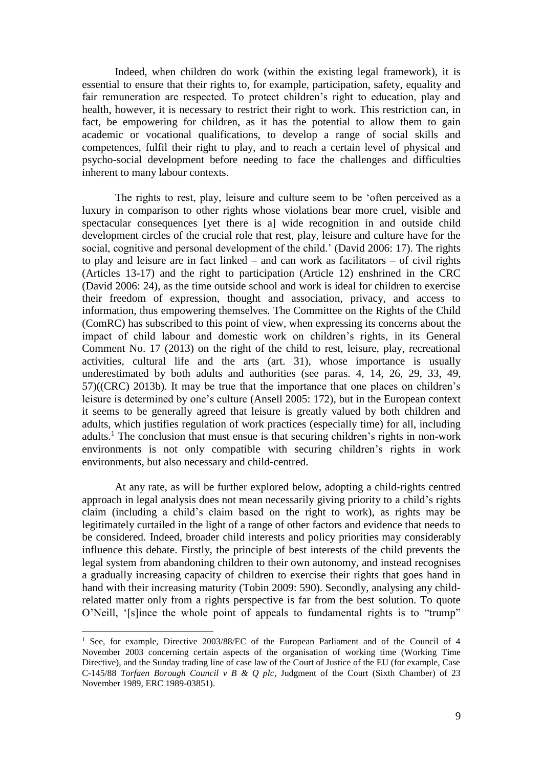Indeed, when children do work (within the existing legal framework), it is essential to ensure that their rights to, for example, participation, safety, equality and fair remuneration are respected. To protect children's right to education, play and health, however, it is necessary to restrict their right to work. This restriction can, in fact, be empowering for children, as it has the potential to allow them to gain academic or vocational qualifications, to develop a range of social skills and competences, fulfil their right to play, and to reach a certain level of physical and psycho-social development before needing to face the challenges and difficulties inherent to many labour contexts.

The rights to rest, play, leisure and culture seem to be 'often perceived as a luxury in comparison to other rights whose violations bear more cruel, visible and spectacular consequences [yet there is a] wide recognition in and outside child development circles of the crucial role that rest, play, leisure and culture have for the social, cognitive and personal development of the child.' (David 2006: 17). The rights to play and leisure are in fact linked – and can work as facilitators – of civil rights (Articles 13-17) and the right to participation (Article 12) enshrined in the CRC (David 2006: 24), as the time outside school and work is ideal for children to exercise their freedom of expression, thought and association, privacy, and access to information, thus empowering themselves. The Committee on the Rights of the Child (ComRC) has subscribed to this point of view, when expressing its concerns about the impact of child labour and domestic work on children's rights, in its General Comment No. 17 (2013) on the right of the child to rest, leisure, play, recreational activities, cultural life and the arts (art. 31), whose importance is usually underestimated by both adults and authorities (see paras. 4, 14, 26, 29, 33, 49, 57)((CRC) 2013b). It may be true that the importance that one places on children's leisure is determined by one's culture (Ansell 2005: 172), but in the European context it seems to be generally agreed that leisure is greatly valued by both children and adults, which justifies regulation of work practices (especially time) for all, including adults.[1] The conclusion that must ensue is that securing children's rights in non-work environments is not only compatible with securing children's rights in work environments, but also necessary and child-centred.

At any rate, as will be further explored below, adopting a child-rights centred approach in legal analysis does not mean necessarily giving priority to a child's rights claim (including a child's claim based on the right to work), as rights may be legitimately curtailed in the light of a range of other factors and evidence that needs to be considered. Indeed, broader child interests and policy priorities may considerably influence this debate. Firstly, the principle of best interests of the child prevents the legal system from abandoning children to their own autonomy, and instead recognises a gradually increasing capacity of children to exercise their rights that goes hand in hand with their increasing maturity (Tobin 2009: 590). Secondly, analysing any child-related matter only from a rights perspective is far from the best solution. To quote O'Neill, '[s]ince the whole point of appeals to fundamental rights is to "trump"

[1] See, for example, Directive 2003/88/EC of the European Parliament and of the Council of 4 November 2003 concerning certain aspects of the organisation of working time (Working Time Directive), and the Sunday trading line of case law of the Court of Justice of the EU (for example, Case C-145/88 *Torfaen Borough Council v B & Q plc*, Judgment of the Court (Sixth Chamber) of 23 November 1989, ERC 1989-03851).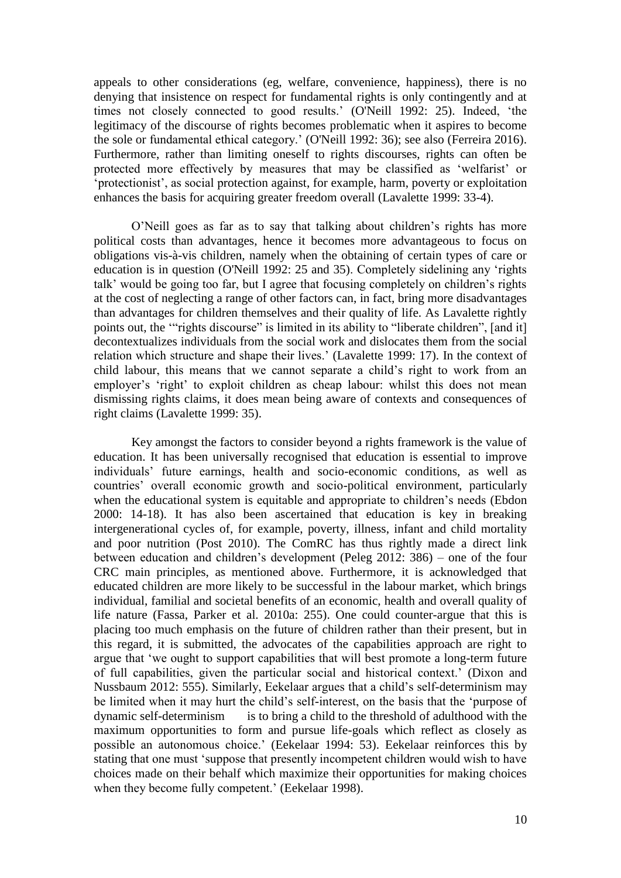appeals to other considerations (eg, welfare, convenience, happiness), there is no denying that insistence on respect for fundamental rights is only contingently and at times not closely connected to good results.' (O'Neill 1992: 25). Indeed, 'the legitimacy of the discourse of rights becomes problematic when it aspires to become the sole or fundamental ethical category.' (O'Neill 1992: 36); see also (Ferreira 2016). Furthermore, rather than limiting oneself to rights discourses, rights can often be protected more effectively by measures that may be classified as 'welfarist' or 'protectionist', as social protection against, for example, harm, poverty or exploitation enhances the basis for acquiring greater freedom overall (Lavalette 1999: 33-4).

O'Neill goes as far as to say that talking about children's rights has more political costs than advantages, hence it becomes more advantageous to focus on obligations vis-à-vis children, namely when the obtaining of certain types of care or education is in question (O'Neill 1992: 25 and 35). Completely sidelining any 'rights talk' would be going too far, but I agree that focusing completely on children's rights at the cost of neglecting a range of other factors can, in fact, bring more disadvantages than advantages for children themselves and their quality of life. As Lavalette rightly points out, the '"rights discourse" is limited in its ability to "liberate children", [and it] decontextualizes individuals from the social work and dislocates them from the social relation which structure and shape their lives.' (Lavalette 1999: 17). In the context of child labour, this means that we cannot separate a child's right to work from an employer's 'right' to exploit children as cheap labour: whilst this does not mean dismissing rights claims, it does mean being aware of contexts and consequences of right claims (Lavalette 1999: 35).

Key amongst the factors to consider beyond a rights framework is the value of education. It has been universally recognised that education is essential to improve individuals' future earnings, health and socio-economic conditions, as well as countries' overall economic growth and socio-political environment, particularly when the educational system is equitable and appropriate to children's needs (Ebdon 2000: 14-18). It has also been ascertained that education is key in breaking intergenerational cycles of, for example, poverty, illness, infant and child mortality and poor nutrition (Post 2010). The ComRC has thus rightly made a direct link between education and children's development (Peleg 2012: 386) – one of the four CRC main principles, as mentioned above. Furthermore, it is acknowledged that educated children are more likely to be successful in the labour market, which brings individual, familial and societal benefits of an economic, health and overall quality of life nature (Fassa, Parker et al. 2010a: 255). One could counter-argue that this is placing too much emphasis on the future of children rather than their present, but in this regard, it is submitted, the advocates of the capabilities approach are right to argue that 'we ought to support capabilities that will best promote a long-term future of full capabilities, given the particular social and historical context.' (Dixon and Nussbaum 2012: 555). Similarly, Eekelaar argues that a child's self-determinism may be limited when it may hurt the child's self-interest, on the basis that the 'purpose of dynamic self-determinism is to bring a child to the threshold of adulthood with the maximum opportunities to form and pursue life-goals which reflect as closely as possible an autonomous choice.' (Eekelaar 1994: 53). Eekelaar reinforces this by stating that one must 'suppose that presently incompetent children would wish to have choices made on their behalf which maximize their opportunities for making choices when they become fully competent.' (Eekelaar 1998).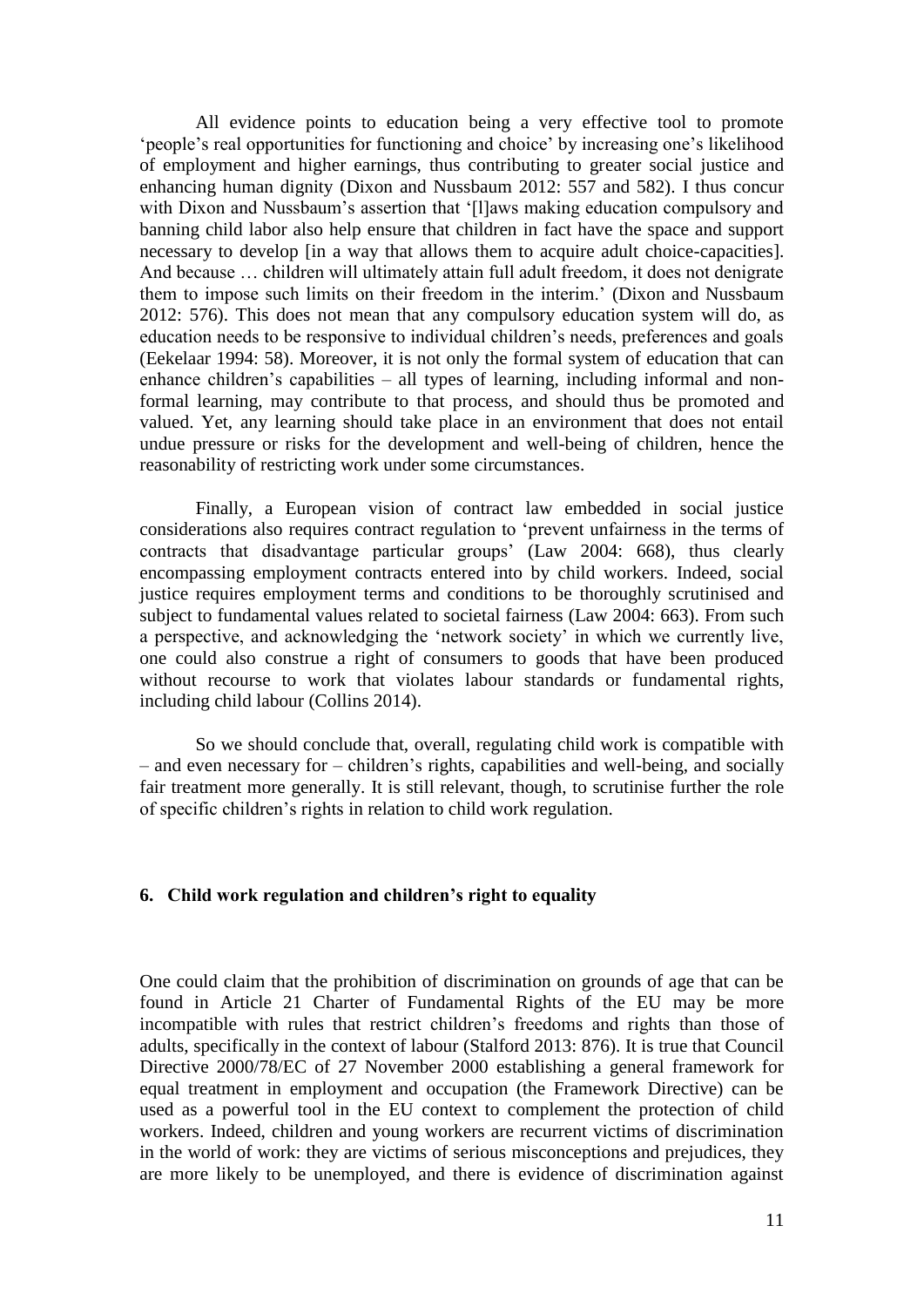All evidence points to education being a very effective tool to promote 'people's real opportunities for functioning and choice' by increasing one's likelihood of employment and higher earnings, thus contributing to greater social justice and enhancing human dignity (Dixon and Nussbaum 2012: 557 and 582). I thus concur with Dixon and Nussbaum's assertion that '[l]aws making education compulsory and banning child labor also help ensure that children in fact have the space and support necessary to develop [in a way that allows them to acquire adult choice-capacities]. And because … children will ultimately attain full adult freedom, it does not denigrate them to impose such limits on their freedom in the interim.' (Dixon and Nussbaum 2012: 576). This does not mean that any compulsory education system will do, as education needs to be responsive to individual children's needs, preferences and goals (Eekelaar 1994: 58). Moreover, it is not only the formal system of education that can enhance children's capabilities – all types of learning, including informal and non-formal learning, may contribute to that process, and should thus be promoted and valued. Yet, any learning should take place in an environment that does not entail undue pressure or risks for the development and well-being of children, hence the reasonability of restricting work under some circumstances.

Finally, a European vision of contract law embedded in social justice considerations also requires contract regulation to 'prevent unfairness in the terms of contracts that disadvantage particular groups' (Law 2004: 668), thus clearly encompassing employment contracts entered into by child workers. Indeed, social justice requires employment terms and conditions to be thoroughly scrutinised and subject to fundamental values related to societal fairness (Law 2004: 663). From such a perspective, and acknowledging the 'network society' in which we currently live, one could also construe a right of consumers to goods that have been produced without recourse to work that violates labour standards or fundamental rights, including child labour (Collins 2014).

So we should conclude that, overall, regulating child work is compatible with – and even necessary for – children's rights, capabilities and well-being, and socially fair treatment more generally. It is still relevant, though, to scrutinise further the role of specific children's rights in relation to child work regulation.

## 6. Child work regulation and children's right to equality

One could claim that the prohibition of discrimination on grounds of age that can be found in Article 21 Charter of Fundamental Rights of the EU may be more incompatible with rules that restrict children's freedoms and rights than those of adults, specifically in the context of labour (Stalford 2013: 876). It is true that Council Directive 2000/78/EC of 27 November 2000 establishing a general framework for equal treatment in employment and occupation (the Framework Directive) can be used as a powerful tool in the EU context to complement the protection of child workers. Indeed, children and young workers are recurrent victims of discrimination in the world of work: they are victims of serious misconceptions and prejudices, they are more likely to be unemployed, and there is evidence of discrimination against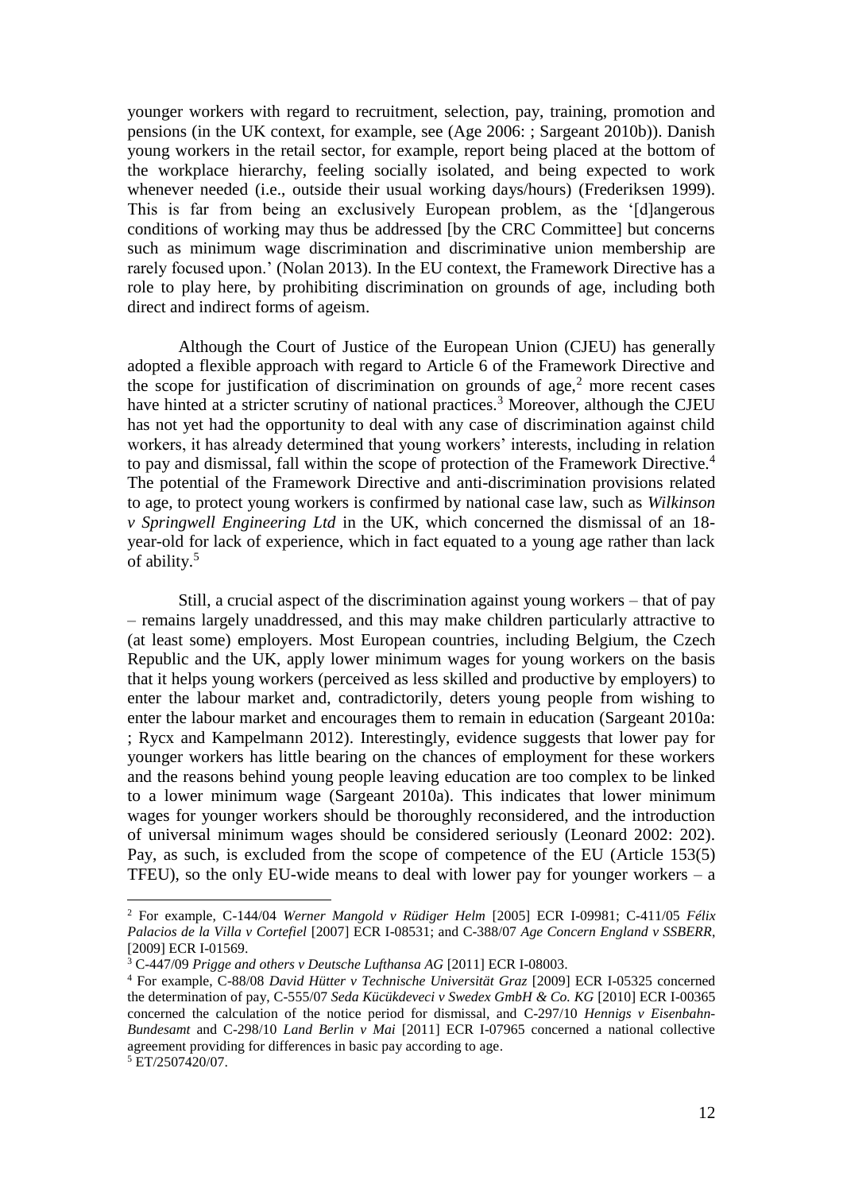younger workers with regard to recruitment, selection, pay, training, promotion and pensions (in the UK context, for example, see (Age 2006: ; Sargeant 2010b)). Danish young workers in the retail sector, for example, report being placed at the bottom of the workplace hierarchy, feeling socially isolated, and being expected to work whenever needed (i.e., outside their usual working days/hours) (Frederiksen 1999). This is far from being an exclusively European problem, as the '[d]angerous conditions of working may thus be addressed [by the CRC Committee] but concerns such as minimum wage discrimination and discriminative union membership are rarely focused upon.' (Nolan 2013). In the EU context, the Framework Directive has a role to play here, by prohibiting discrimination on grounds of age, including both direct and indirect forms of ageism.

Although the Court of Justice of the European Union (CJEU) has generally adopted a flexible approach with regard to Article 6 of the Framework Directive and the scope for justification of discrimination on grounds of age,[2] more recent cases have hinted at a stricter scrutiny of national practices.[3] Moreover, although the CJEU has not yet had the opportunity to deal with any case of discrimination against child workers, it has already determined that young workers' interests, including in relation to pay and dismissal, fall within the scope of protection of the Framework Directive.[4] The potential of the Framework Directive and anti-discrimination provisions related to age, to protect young workers is confirmed by national case law, such as *Wilkinson v Springwell Engineering Ltd* in the UK, which concerned the dismissal of an 18-year-old for lack of experience, which in fact equated to a young age rather than lack of ability.[5]

Still, a crucial aspect of the discrimination against young workers – that of pay – remains largely unaddressed, and this may make children particularly attractive to (at least some) employers. Most European countries, including Belgium, the Czech Republic and the UK, apply lower minimum wages for young workers on the basis that it helps young workers (perceived as less skilled and productive by employers) to enter the labour market and, contradictorily, deters young people from wishing to enter the labour market and encourages them to remain in education (Sargeant 2010a: ; Rycx and Kampelmann 2012). Interestingly, evidence suggests that lower pay for younger workers has little bearing on the chances of employment for these workers and the reasons behind young people leaving education are too complex to be linked to a lower minimum wage (Sargeant 2010a). This indicates that lower minimum wages for younger workers should be thoroughly reconsidered, and the introduction of universal minimum wages should be considered seriously (Leonard 2002: 202). Pay, as such, is excluded from the scope of competence of the EU (Article 153(5) TFEU), so the only EU-wide means to deal with lower pay for younger workers – a

---

[2] For example, C-144/04 *Werner Mangold v Rüdiger Helm* [2005] ECR I-09981; C-411/05 *Félix Palacios de la Villa v Cortefiel* [2007] ECR I-08531; and C-388/07 *Age Concern England v SSBERR*, [2009] ECR I-01569.

[3] C-447/09 *Prigge and others v Deutsche Lufthansa AG* [2011] ECR I-08003.

[4] For example, C-88/08 *David Hütter v Technische Universität Graz* [2009] ECR I-05325 concerned the determination of pay, C-555/07 *Seda Kücükdeveci v Swedex GmbH & Co. KG* [2010] ECR I-00365 concerned the calculation of the notice period for dismissal, and C-297/10 *Hennigs v Eisenbahn-Bundesamt* and C-298/10 *Land Berlin v Mai* [2011] ECR I-07965 concerned a national collective agreement providing for differences in basic pay according to age.

[5] ET/2507420/07.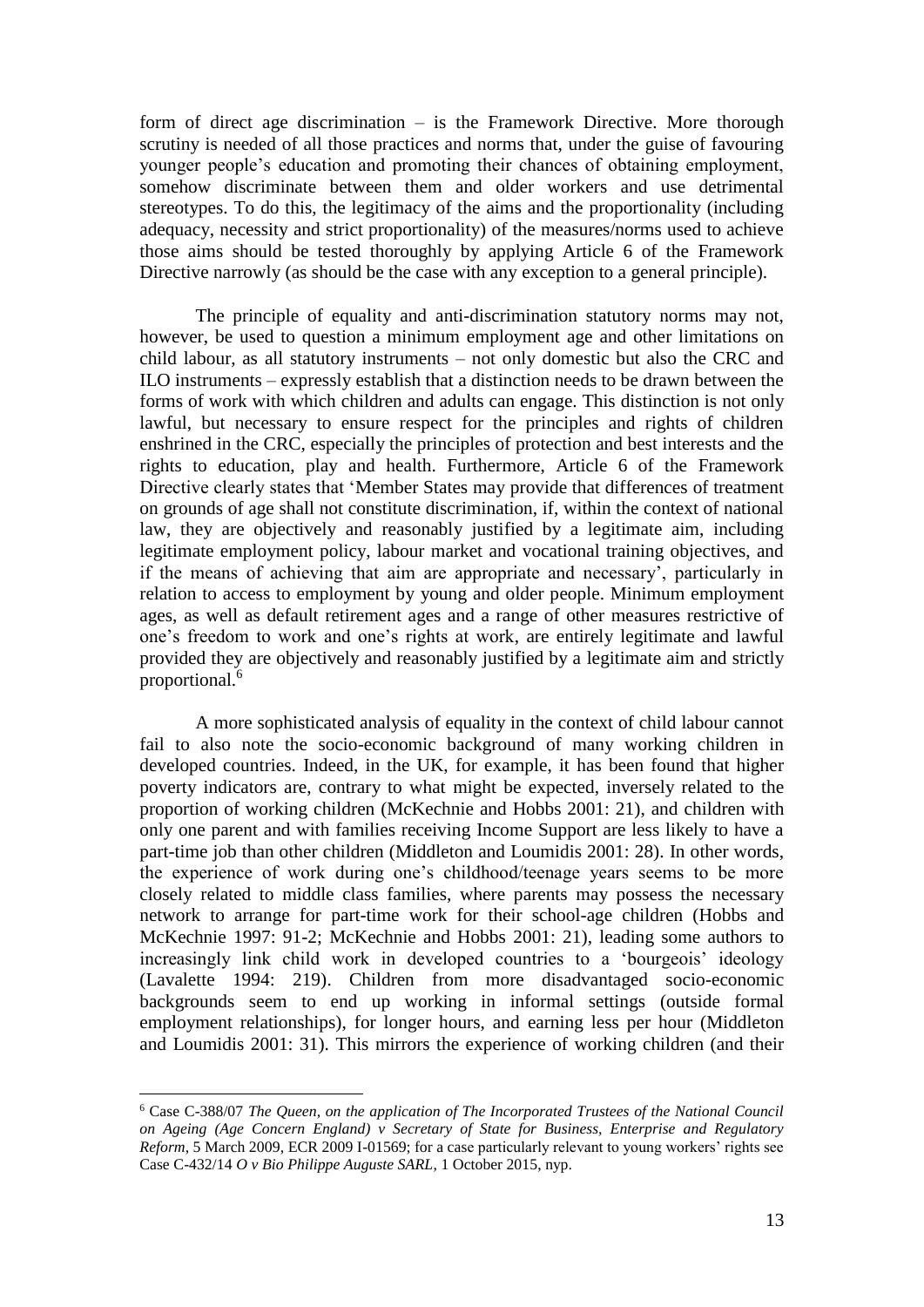form of direct age discrimination – is the Framework Directive. More thorough scrutiny is needed of all those practices and norms that, under the guise of favouring younger people's education and promoting their chances of obtaining employment, somehow discriminate between them and older workers and use detrimental stereotypes. To do this, the legitimacy of the aims and the proportionality (including adequacy, necessity and strict proportionality) of the measures/norms used to achieve those aims should be tested thoroughly by applying Article 6 of the Framework Directive narrowly (as should be the case with any exception to a general principle).

The principle of equality and anti-discrimination statutory norms may not, however, be used to question a minimum employment age and other limitations on child labour, as all statutory instruments – not only domestic but also the CRC and ILO instruments – expressly establish that a distinction needs to be drawn between the forms of work with which children and adults can engage. This distinction is not only lawful, but necessary to ensure respect for the principles and rights of children enshrined in the CRC, especially the principles of protection and best interests and the rights to education, play and health. Furthermore, Article 6 of the Framework Directive clearly states that 'Member States may provide that differences of treatment on grounds of age shall not constitute discrimination, if, within the context of national law, they are objectively and reasonably justified by a legitimate aim, including legitimate employment policy, labour market and vocational training objectives, and if the means of achieving that aim are appropriate and necessary', particularly in relation to access to employment by young and older people. Minimum employment ages, as well as default retirement ages and a range of other measures restrictive of one's freedom to work and one's rights at work, are entirely legitimate and lawful provided they are objectively and reasonably justified by a legitimate aim and strictly proportional.[6]

A more sophisticated analysis of equality in the context of child labour cannot fail to also note the socio-economic background of many working children in developed countries. Indeed, in the UK, for example, it has been found that higher poverty indicators are, contrary to what might be expected, inversely related to the proportion of working children (McKechnie and Hobbs 2001: 21), and children with only one parent and with families receiving Income Support are less likely to have a part-time job than other children (Middleton and Loumidis 2001: 28). In other words, the experience of work during one's childhood/teenage years seems to be more closely related to middle class families, where parents may possess the necessary network to arrange for part-time work for their school-age children (Hobbs and McKechnie 1997: 91-2; McKechnie and Hobbs 2001: 21), leading some authors to increasingly link child work in developed countries to a 'bourgeois' ideology (Lavalette 1994: 219). Children from more disadvantaged socio-economic backgrounds seem to end up working in informal settings (outside formal employment relationships), for longer hours, and earning less per hour (Middleton and Loumidis 2001: 31). This mirrors the experience of working children (and their

---

[6] Case C-388/07 *The Queen, on the application of The Incorporated Trustees of the National Council on Ageing (Age Concern England) v Secretary of State for Business, Enterprise and Regulatory Reform*, 5 March 2009, ECR 2009 I-01569; for a case particularly relevant to young workers' rights see Case C-432/14 *O v Bio Philippe Auguste SARL*, 1 October 2015, nyp.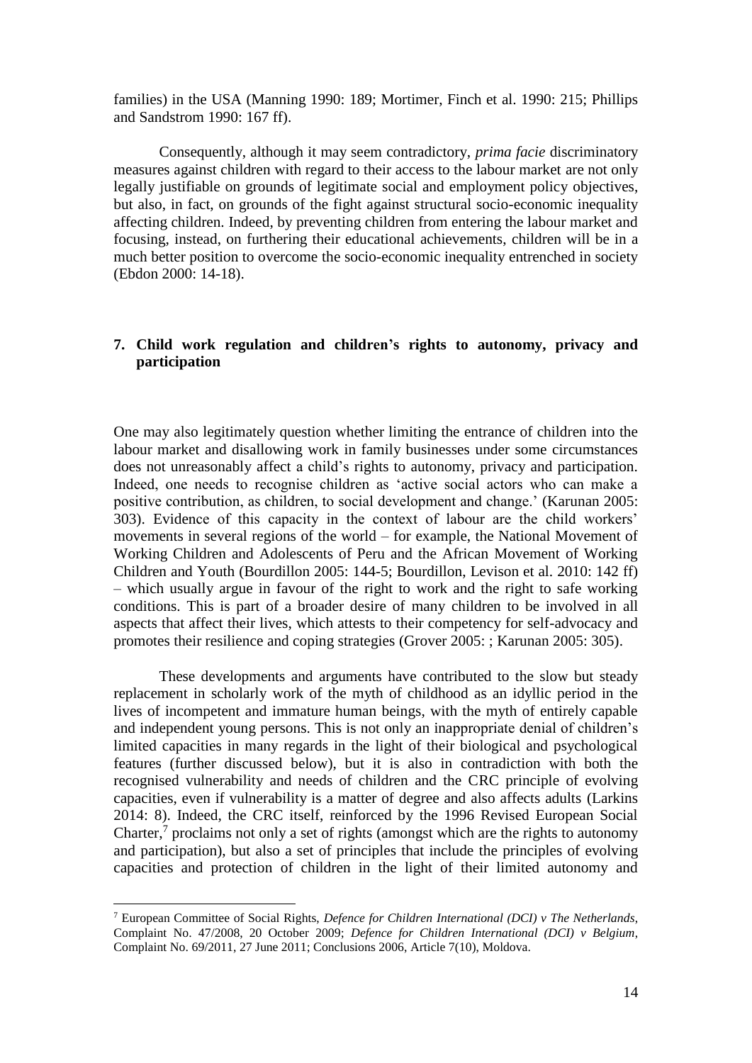families) in the USA (Manning 1990: 189; Mortimer, Finch et al. 1990: 215; Phillips and Sandstrom 1990: 167 ff).

Consequently, although it may seem contradictory, *prima facie* discriminatory measures against children with regard to their access to the labour market are not only legally justifiable on grounds of legitimate social and employment policy objectives, but also, in fact, on grounds of the fight against structural socio-economic inequality affecting children. Indeed, by preventing children from entering the labour market and focusing, instead, on furthering their educational achievements, children will be in a much better position to overcome the socio-economic inequality entrenched in society (Ebdon 2000: 14-18).

## 7. Child work regulation and children's rights to autonomy, privacy and participation

One may also legitimately question whether limiting the entrance of children into the labour market and disallowing work in family businesses under some circumstances does not unreasonably affect a child's rights to autonomy, privacy and participation. Indeed, one needs to recognise children as 'active social actors who can make a positive contribution, as children, to social development and change.' (Karunan 2005: 303). Evidence of this capacity in the context of labour are the child workers' movements in several regions of the world – for example, the National Movement of Working Children and Adolescents of Peru and the African Movement of Working Children and Youth (Bourdillon 2005: 144-5; Bourdillon, Levison et al. 2010: 142 ff) – which usually argue in favour of the right to work and the right to safe working conditions. This is part of a broader desire of many children to be involved in all aspects that affect their lives, which attests to their competency for self-advocacy and promotes their resilience and coping strategies (Grover 2005: ; Karunan 2005: 305).

These developments and arguments have contributed to the slow but steady replacement in scholarly work of the myth of childhood as an idyllic period in the lives of incompetent and immature human beings, with the myth of entirely capable and independent young persons. This is not only an inappropriate denial of children's limited capacities in many regards in the light of their biological and psychological features (further discussed below), but it is also in contradiction with both the recognised vulnerability and needs of children and the CRC principle of evolving capacities, even if vulnerability is a matter of degree and also affects adults (Larkins 2014: 8). Indeed, the CRC itself, reinforced by the 1996 Revised European Social Charter,[7] proclaims not only a set of rights (amongst which are the rights to autonomy and participation), but also a set of principles that include the principles of evolving capacities and protection of children in the light of their limited autonomy and

[7] European Committee of Social Rights, *Defence for Children International (DCI) v The Netherlands*, Complaint No. 47/2008, 20 October 2009; *Defence for Children International (DCI) v Belgium*, Complaint No. 69/2011, 27 June 2011; Conclusions 2006, Article 7(10), Moldova.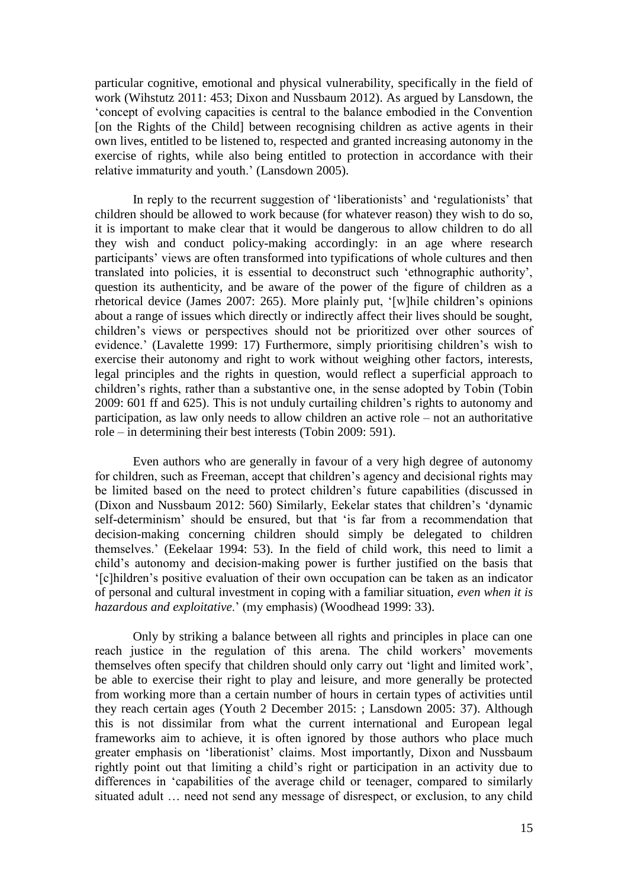particular cognitive, emotional and physical vulnerability, specifically in the field of work (Wihstutz 2011: 453; Dixon and Nussbaum 2012). As argued by Lansdown, the 'concept of evolving capacities is central to the balance embodied in the Convention [on the Rights of the Child] between recognising children as active agents in their own lives, entitled to be listened to, respected and granted increasing autonomy in the exercise of rights, while also being entitled to protection in accordance with their relative immaturity and youth.' (Lansdown 2005).

In reply to the recurrent suggestion of 'liberationists' and 'regulationists' that children should be allowed to work because (for whatever reason) they wish to do so, it is important to make clear that it would be dangerous to allow children to do all they wish and conduct policy-making accordingly: in an age where research participants' views are often transformed into typifications of whole cultures and then translated into policies, it is essential to deconstruct such 'ethnographic authority', question its authenticity, and be aware of the power of the figure of children as a rhetorical device (James 2007: 265). More plainly put, '[w]hile children's opinions about a range of issues which directly or indirectly affect their lives should be sought, children's views or perspectives should not be prioritized over other sources of evidence.' (Lavalette 1999: 17) Furthermore, simply prioritising children's wish to exercise their autonomy and right to work without weighing other factors, interests, legal principles and the rights in question, would reflect a superficial approach to children's rights, rather than a substantive one, in the sense adopted by Tobin (Tobin 2009: 601 ff and 625). This is not unduly curtailing children's rights to autonomy and participation, as law only needs to allow children an active role – not an authoritative role – in determining their best interests (Tobin 2009: 591).

Even authors who are generally in favour of a very high degree of autonomy for children, such as Freeman, accept that children's agency and decisional rights may be limited based on the need to protect children's future capabilities (discussed in (Dixon and Nussbaum 2012: 560) Similarly, Eekelar states that children's 'dynamic self-determinism' should be ensured, but that 'is far from a recommendation that decision-making concerning children should simply be delegated to children themselves.' (Eekelaar 1994: 53). In the field of child work, this need to limit a child's autonomy and decision-making power is further justified on the basis that '[c]hildren's positive evaluation of their own occupation can be taken as an indicator of personal and cultural investment in coping with a familiar situation, *even when it is hazardous and exploitative*.' (my emphasis) (Woodhead 1999: 33).

Only by striking a balance between all rights and principles in place can one reach justice in the regulation of this arena. The child workers' movements themselves often specify that children should only carry out 'light and limited work', be able to exercise their right to play and leisure, and more generally be protected from working more than a certain number of hours in certain types of activities until they reach certain ages (Youth 2 December 2015: ; Lansdown 2005: 37). Although this is not dissimilar from what the current international and European legal frameworks aim to achieve, it is often ignored by those authors who place much greater emphasis on 'liberationist' claims. Most importantly, Dixon and Nussbaum rightly point out that limiting a child's right or participation in an activity due to differences in 'capabilities of the average child or teenager, compared to similarly situated adult … need not send any message of disrespect, or exclusion, to any child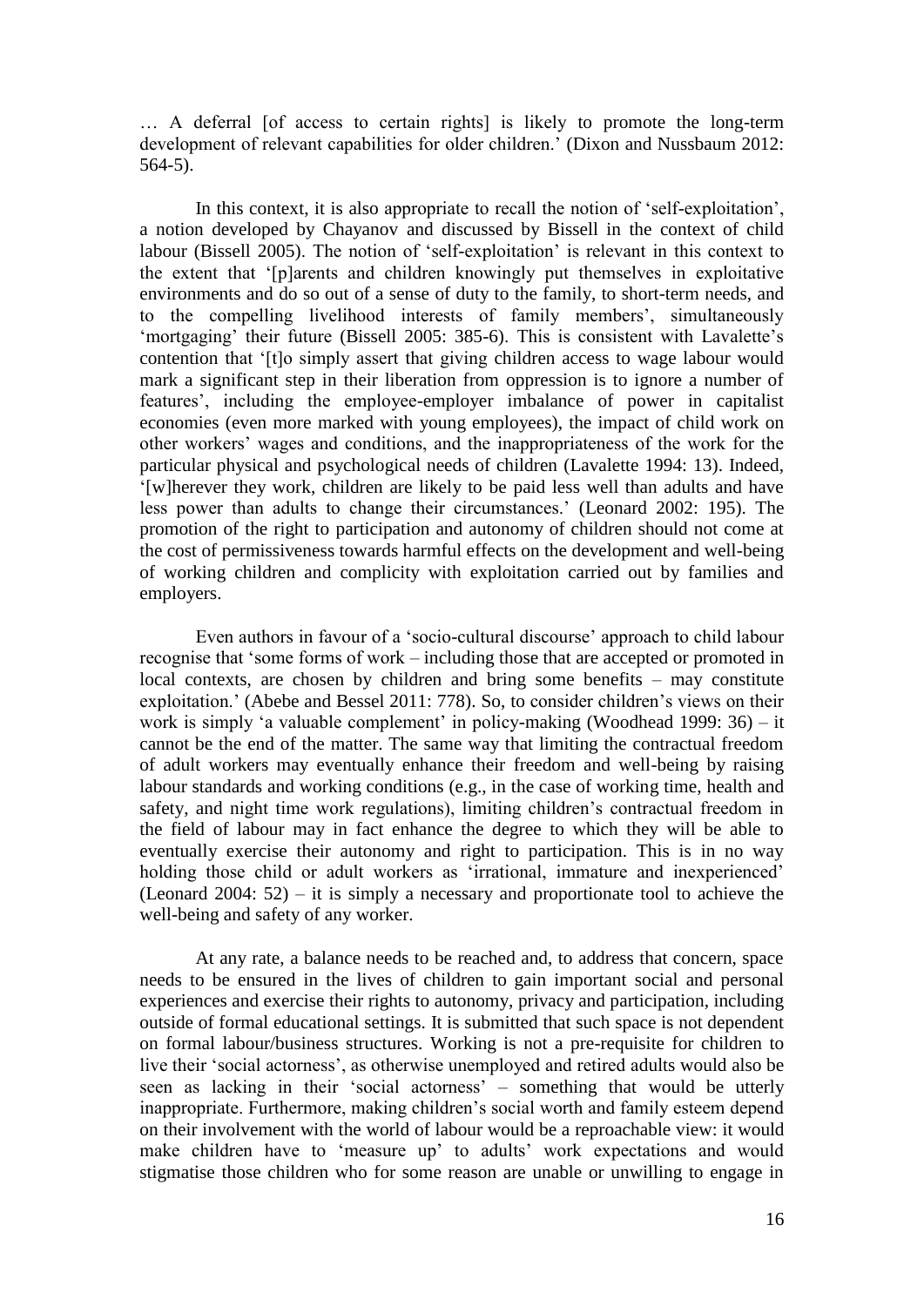… A deferral [of access to certain rights] is likely to promote the long-term development of relevant capabilities for older children.' (Dixon and Nussbaum 2012: 564-5).

In this context, it is also appropriate to recall the notion of 'self-exploitation', a notion developed by Chayanov and discussed by Bissell in the context of child labour (Bissell 2005). The notion of 'self-exploitation' is relevant in this context to the extent that '[p]arents and children knowingly put themselves in exploitative environments and do so out of a sense of duty to the family, to short-term needs, and to the compelling livelihood interests of family members', simultaneously 'mortgaging' their future (Bissell 2005: 385-6). This is consistent with Lavalette's contention that '[t]o simply assert that giving children access to wage labour would mark a significant step in their liberation from oppression is to ignore a number of features', including the employee-employer imbalance of power in capitalist economies (even more marked with young employees), the impact of child work on other workers' wages and conditions, and the inappropriateness of the work for the particular physical and psychological needs of children (Lavalette 1994: 13). Indeed, '[w]herever they work, children are likely to be paid less well than adults and have less power than adults to change their circumstances.' (Leonard 2002: 195). The promotion of the right to participation and autonomy of children should not come at the cost of permissiveness towards harmful effects on the development and well-being of working children and complicity with exploitation carried out by families and employers.

Even authors in favour of a 'socio-cultural discourse' approach to child labour recognise that 'some forms of work – including those that are accepted or promoted in local contexts, are chosen by children and bring some benefits – may constitute exploitation.' (Abebe and Bessel 2011: 778). So, to consider children's views on their work is simply 'a valuable complement' in policy-making (Woodhead 1999: 36) – it cannot be the end of the matter. The same way that limiting the contractual freedom of adult workers may eventually enhance their freedom and well-being by raising labour standards and working conditions (e.g., in the case of working time, health and safety, and night time work regulations), limiting children's contractual freedom in the field of labour may in fact enhance the degree to which they will be able to eventually exercise their autonomy and right to participation. This is in no way holding those child or adult workers as 'irrational, immature and inexperienced' (Leonard 2004: 52) – it is simply a necessary and proportionate tool to achieve the well-being and safety of any worker.

At any rate, a balance needs to be reached and, to address that concern, space needs to be ensured in the lives of children to gain important social and personal experiences and exercise their rights to autonomy, privacy and participation, including outside of formal educational settings. It is submitted that such space is not dependent on formal labour/business structures. Working is not a pre-requisite for children to live their 'social actorness', as otherwise unemployed and retired adults would also be seen as lacking in their 'social actorness' – something that would be utterly inappropriate. Furthermore, making children's social worth and family esteem depend on their involvement with the world of labour would be a reproachable view: it would make children have to 'measure up' to adults' work expectations and would stigmatise those children who for some reason are unable or unwilling to engage in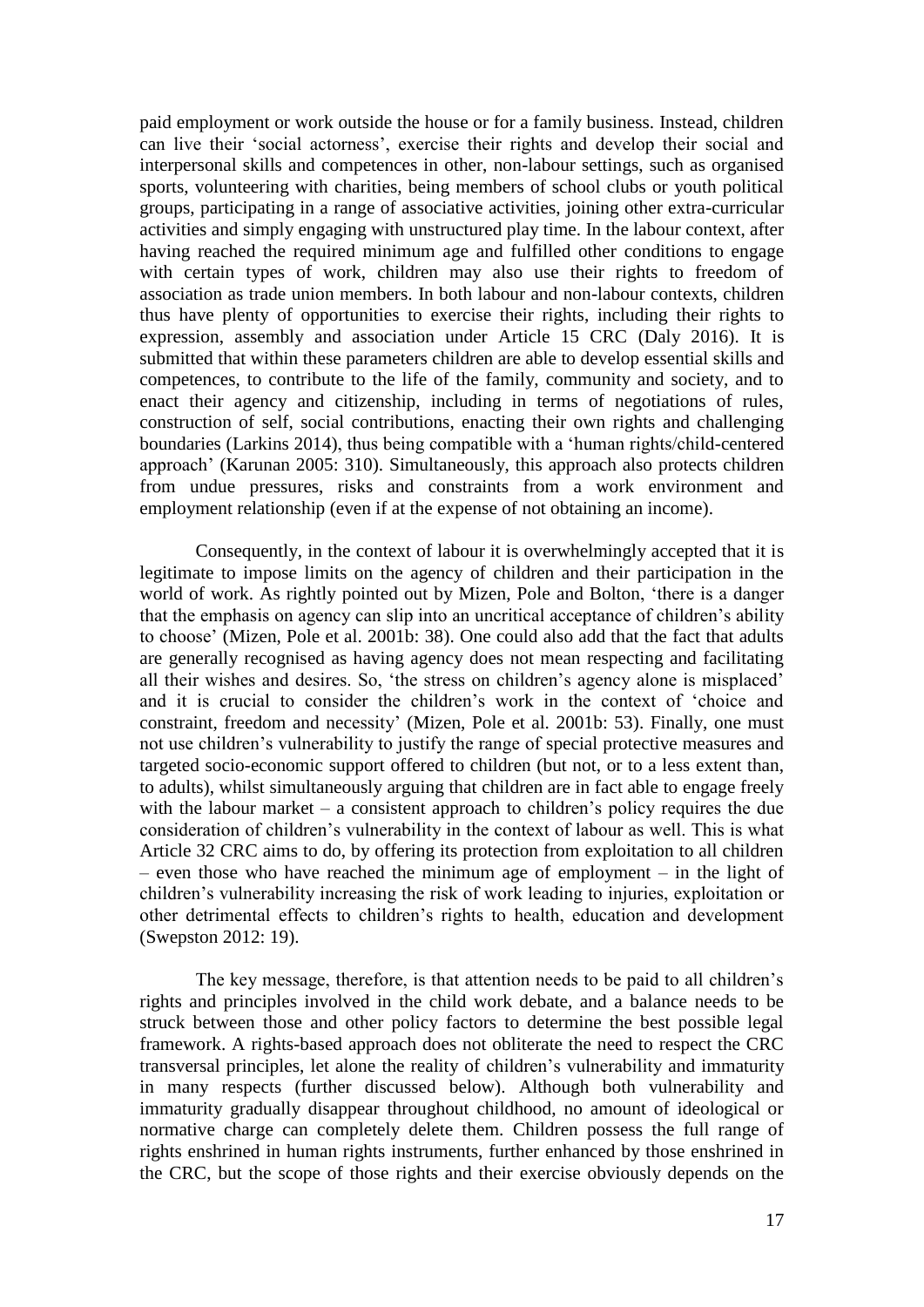paid employment or work outside the house or for a family business. Instead, children can live their 'social actorness', exercise their rights and develop their social and interpersonal skills and competences in other, non-labour settings, such as organised sports, volunteering with charities, being members of school clubs or youth political groups, participating in a range of associative activities, joining other extra-curricular activities and simply engaging with unstructured play time. In the labour context, after having reached the required minimum age and fulfilled other conditions to engage with certain types of work, children may also use their rights to freedom of association as trade union members. In both labour and non-labour contexts, children thus have plenty of opportunities to exercise their rights, including their rights to expression, assembly and association under Article 15 CRC (Daly 2016). It is submitted that within these parameters children are able to develop essential skills and competences, to contribute to the life of the family, community and society, and to enact their agency and citizenship, including in terms of negotiations of rules, construction of self, social contributions, enacting their own rights and challenging boundaries (Larkins 2014), thus being compatible with a 'human rights/child-centered approach' (Karunan 2005: 310). Simultaneously, this approach also protects children from undue pressures, risks and constraints from a work environment and employment relationship (even if at the expense of not obtaining an income).

Consequently, in the context of labour it is overwhelmingly accepted that it is legitimate to impose limits on the agency of children and their participation in the world of work. As rightly pointed out by Mizen, Pole and Bolton, 'there is a danger that the emphasis on agency can slip into an uncritical acceptance of children's ability to choose' (Mizen, Pole et al. 2001b: 38). One could also add that the fact that adults are generally recognised as having agency does not mean respecting and facilitating all their wishes and desires. So, 'the stress on children's agency alone is misplaced' and it is crucial to consider the children's work in the context of 'choice and constraint, freedom and necessity' (Mizen, Pole et al. 2001b: 53). Finally, one must not use children's vulnerability to justify the range of special protective measures and targeted socio-economic support offered to children (but not, or to a less extent than, to adults), whilst simultaneously arguing that children are in fact able to engage freely with the labour market – a consistent approach to children's policy requires the due consideration of children's vulnerability in the context of labour as well. This is what Article 32 CRC aims to do, by offering its protection from exploitation to all children – even those who have reached the minimum age of employment – in the light of children's vulnerability increasing the risk of work leading to injuries, exploitation or other detrimental effects to children's rights to health, education and development (Swepston 2012: 19).

The key message, therefore, is that attention needs to be paid to all children's rights and principles involved in the child work debate, and a balance needs to be struck between those and other policy factors to determine the best possible legal framework. A rights-based approach does not obliterate the need to respect the CRC transversal principles, let alone the reality of children's vulnerability and immaturity in many respects (further discussed below). Although both vulnerability and immaturity gradually disappear throughout childhood, no amount of ideological or normative charge can completely delete them. Children possess the full range of rights enshrined in human rights instruments, further enhanced by those enshrined in the CRC, but the scope of those rights and their exercise obviously depends on the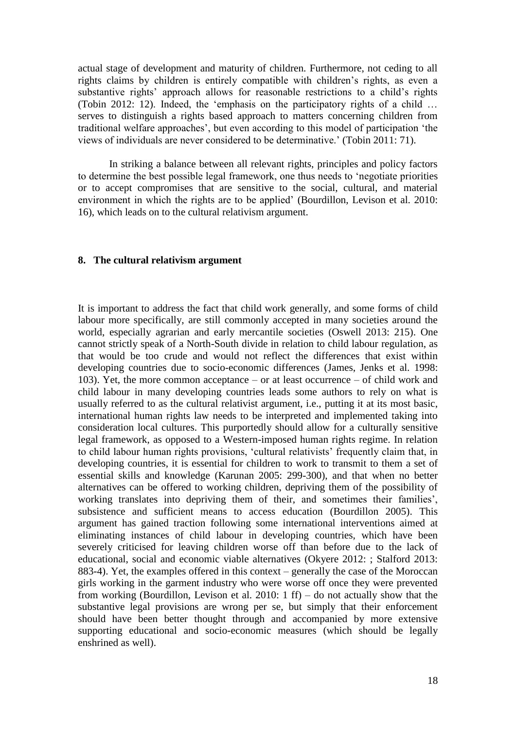actual stage of development and maturity of children. Furthermore, not ceding to all rights claims by children is entirely compatible with children's rights, as even a substantive rights' approach allows for reasonable restrictions to a child's rights (Tobin 2012: 12). Indeed, the 'emphasis on the participatory rights of a child … serves to distinguish a rights based approach to matters concerning children from traditional welfare approaches', but even according to this model of participation 'the views of individuals are never considered to be determinative.' (Tobin 2011: 71).

In striking a balance between all relevant rights, principles and policy factors to determine the best possible legal framework, one thus needs to 'negotiate priorities or to accept compromises that are sensitive to the social, cultural, and material environment in which the rights are to be applied' (Bourdillon, Levison et al. 2010: 16), which leads on to the cultural relativism argument.

## 8. The cultural relativism argument

It is important to address the fact that child work generally, and some forms of child labour more specifically, are still commonly accepted in many societies around the world, especially agrarian and early mercantile societies (Oswell 2013: 215). One cannot strictly speak of a North-South divide in relation to child labour regulation, as that would be too crude and would not reflect the differences that exist within developing countries due to socio-economic differences (James, Jenks et al. 1998: 103). Yet, the more common acceptance – or at least occurrence – of child work and child labour in many developing countries leads some authors to rely on what is usually referred to as the cultural relativist argument, i.e., putting it at its most basic, international human rights law needs to be interpreted and implemented taking into consideration local cultures. This purportedly should allow for a culturally sensitive legal framework, as opposed to a Western-imposed human rights regime. In relation to child labour human rights provisions, 'cultural relativists' frequently claim that, in developing countries, it is essential for children to work to transmit to them a set of essential skills and knowledge (Karunan 2005: 299-300), and that when no better alternatives can be offered to working children, depriving them of the possibility of working translates into depriving them of their, and sometimes their families', subsistence and sufficient means to access education (Bourdillon 2005). This argument has gained traction following some international interventions aimed at eliminating instances of child labour in developing countries, which have been severely criticised for leaving children worse off than before due to the lack of educational, social and economic viable alternatives (Okyere 2012: ; Stalford 2013: 883-4). Yet, the examples offered in this context – generally the case of the Moroccan girls working in the garment industry who were worse off once they were prevented from working (Bourdillon, Levison et al. 2010: 1 ff) – do not actually show that the substantive legal provisions are wrong per se, but simply that their enforcement should have been better thought through and accompanied by more extensive supporting educational and socio-economic measures (which should be legally enshrined as well).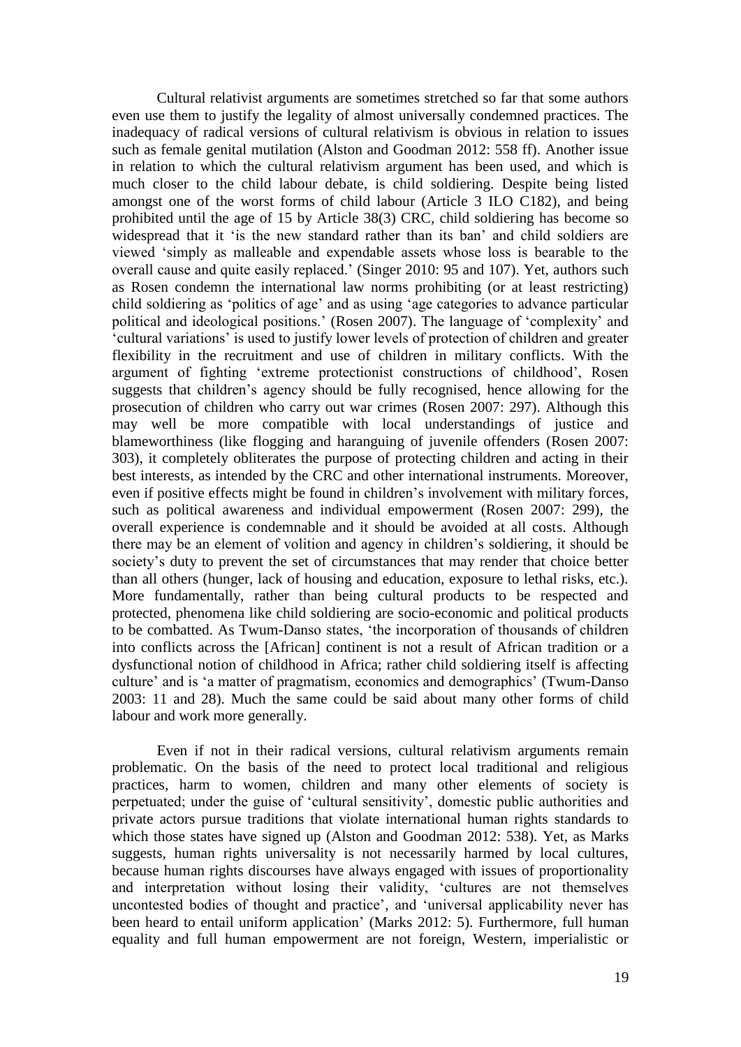Cultural relativist arguments are sometimes stretched so far that some authors even use them to justify the legality of almost universally condemned practices. The inadequacy of radical versions of cultural relativism is obvious in relation to issues such as female genital mutilation (Alston and Goodman 2012: 558 ff). Another issue in relation to which the cultural relativism argument has been used, and which is much closer to the child labour debate, is child soldiering. Despite being listed amongst one of the worst forms of child labour (Article 3 ILO C182), and being prohibited until the age of 15 by Article 38(3) CRC, child soldiering has become so widespread that it 'is the new standard rather than its ban' and child soldiers are viewed 'simply as malleable and expendable assets whose loss is bearable to the overall cause and quite easily replaced.' (Singer 2010: 95 and 107). Yet, authors such as Rosen condemn the international law norms prohibiting (or at least restricting) child soldiering as 'politics of age' and as using 'age categories to advance particular political and ideological positions.' (Rosen 2007). The language of 'complexity' and 'cultural variations' is used to justify lower levels of protection of children and greater flexibility in the recruitment and use of children in military conflicts. With the argument of fighting 'extreme protectionist constructions of childhood', Rosen suggests that children's agency should be fully recognised, hence allowing for the prosecution of children who carry out war crimes (Rosen 2007: 297). Although this may well be more compatible with local understandings of justice and blameworthiness (like flogging and haranguing of juvenile offenders (Rosen 2007: 303), it completely obliterates the purpose of protecting children and acting in their best interests, as intended by the CRC and other international instruments. Moreover, even if positive effects might be found in children's involvement with military forces, such as political awareness and individual empowerment (Rosen 2007: 299), the overall experience is condemnable and it should be avoided at all costs. Although there may be an element of volition and agency in children's soldiering, it should be society's duty to prevent the set of circumstances that may render that choice better than all others (hunger, lack of housing and education, exposure to lethal risks, etc.). More fundamentally, rather than being cultural products to be respected and protected, phenomena like child soldiering are socio-economic and political products to be combatted. As Twum-Danso states, 'the incorporation of thousands of children into conflicts across the [African] continent is not a result of African tradition or a dysfunctional notion of childhood in Africa; rather child soldiering itself is affecting culture' and is 'a matter of pragmatism, economics and demographics' (Twum-Danso 2003: 11 and 28). Much the same could be said about many other forms of child labour and work more generally.

Even if not in their radical versions, cultural relativism arguments remain problematic. On the basis of the need to protect local traditional and religious practices, harm to women, children and many other elements of society is perpetuated; under the guise of 'cultural sensitivity', domestic public authorities and private actors pursue traditions that violate international human rights standards to which those states have signed up (Alston and Goodman 2012: 538). Yet, as Marks suggests, human rights universality is not necessarily harmed by local cultures, because human rights discourses have always engaged with issues of proportionality and interpretation without losing their validity, 'cultures are not themselves uncontested bodies of thought and practice', and 'universal applicability never has been heard to entail uniform application' (Marks 2012: 5). Furthermore, full human equality and full human empowerment are not foreign, Western, imperialistic or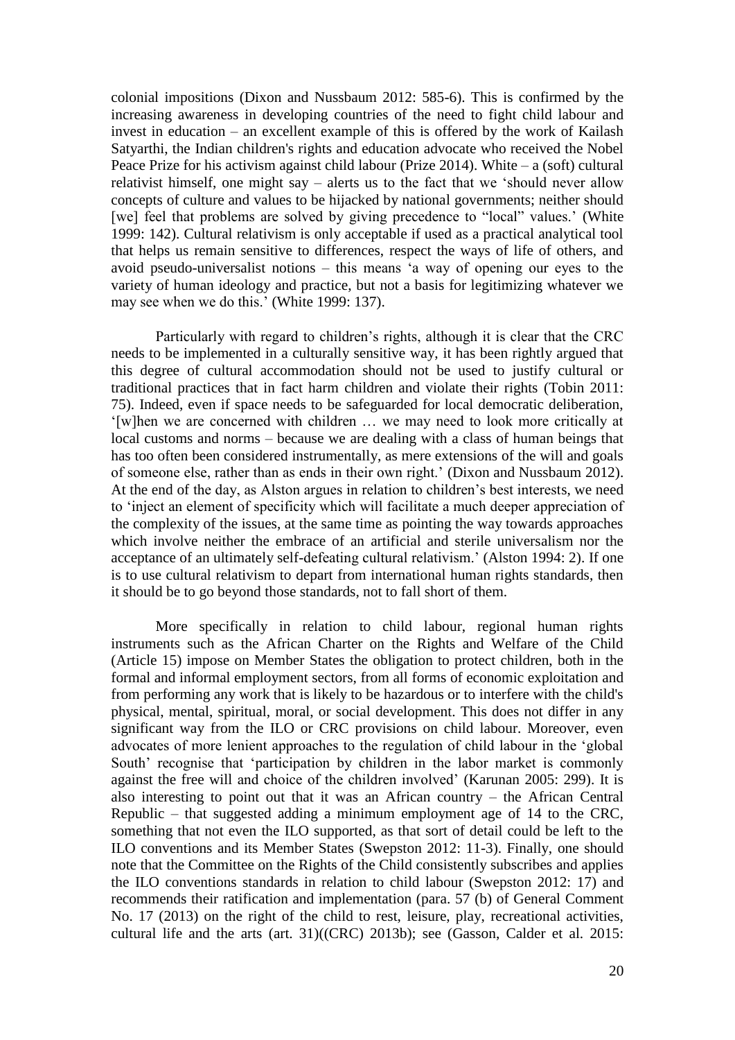colonial impositions (Dixon and Nussbaum 2012: 585-6). This is confirmed by the increasing awareness in developing countries of the need to fight child labour and invest in education – an excellent example of this is offered by the work of Kailash Satyarthi, the Indian children's rights and education advocate who received the Nobel Peace Prize for his activism against child labour (Prize 2014). White – a (soft) cultural relativist himself, one might say – alerts us to the fact that we 'should never allow concepts of culture and values to be hijacked by national governments; neither should [we] feel that problems are solved by giving precedence to "local" values.' (White 1999: 142). Cultural relativism is only acceptable if used as a practical analytical tool that helps us remain sensitive to differences, respect the ways of life of others, and avoid pseudo-universalist notions – this means 'a way of opening our eyes to the variety of human ideology and practice, but not a basis for legitimizing whatever we may see when we do this.' (White 1999: 137).

Particularly with regard to children's rights, although it is clear that the CRC needs to be implemented in a culturally sensitive way, it has been rightly argued that this degree of cultural accommodation should not be used to justify cultural or traditional practices that in fact harm children and violate their rights (Tobin 2011: 75). Indeed, even if space needs to be safeguarded for local democratic deliberation, '[w]hen we are concerned with children … we may need to look more critically at local customs and norms – because we are dealing with a class of human beings that has too often been considered instrumentally, as mere extensions of the will and goals of someone else, rather than as ends in their own right.' (Dixon and Nussbaum 2012). At the end of the day, as Alston argues in relation to children's best interests, we need to 'inject an element of specificity which will facilitate a much deeper appreciation of the complexity of the issues, at the same time as pointing the way towards approaches which involve neither the embrace of an artificial and sterile universalism nor the acceptance of an ultimately self-defeating cultural relativism.' (Alston 1994: 2). If one is to use cultural relativism to depart from international human rights standards, then it should be to go beyond those standards, not to fall short of them.

More specifically in relation to child labour, regional human rights instruments such as the African Charter on the Rights and Welfare of the Child (Article 15) impose on Member States the obligation to protect children, both in the formal and informal employment sectors, from all forms of economic exploitation and from performing any work that is likely to be hazardous or to interfere with the child's physical, mental, spiritual, moral, or social development. This does not differ in any significant way from the ILO or CRC provisions on child labour. Moreover, even advocates of more lenient approaches to the regulation of child labour in the 'global South' recognise that 'participation by children in the labor market is commonly against the free will and choice of the children involved' (Karunan 2005: 299). It is also interesting to point out that it was an African country – the African Central Republic – that suggested adding a minimum employment age of 14 to the CRC, something that not even the ILO supported, as that sort of detail could be left to the ILO conventions and its Member States (Swepston 2012: 11-3). Finally, one should note that the Committee on the Rights of the Child consistently subscribes and applies the ILO conventions standards in relation to child labour (Swepston 2012: 17) and recommends their ratification and implementation (para. 57 (b) of General Comment No. 17 (2013) on the right of the child to rest, leisure, play, recreational activities, cultural life and the arts (art. 31)((CRC) 2013b); see (Gasson, Calder et al. 2015: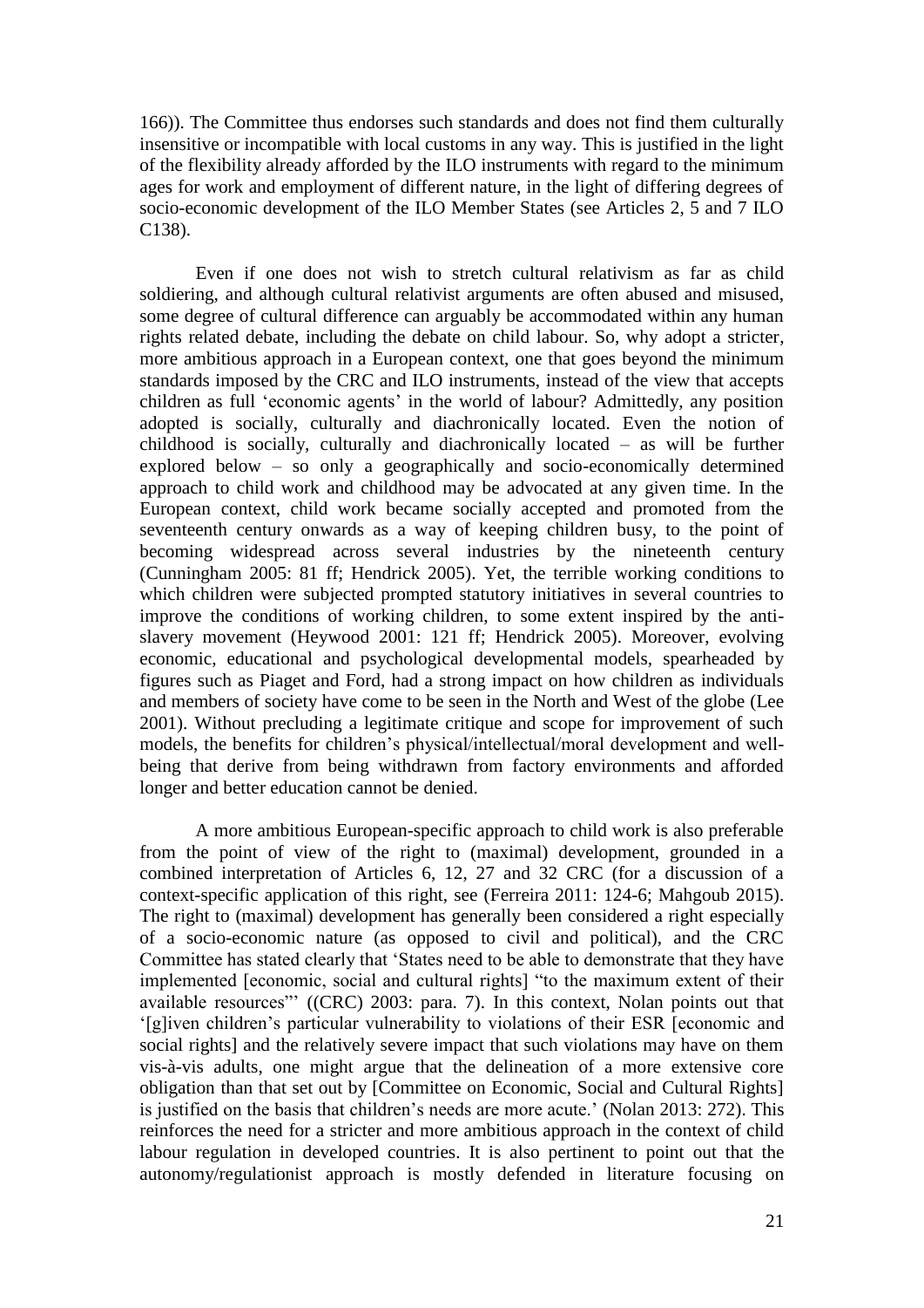166)). The Committee thus endorses such standards and does not find them culturally insensitive or incompatible with local customs in any way. This is justified in the light of the flexibility already afforded by the ILO instruments with regard to the minimum ages for work and employment of different nature, in the light of differing degrees of socio-economic development of the ILO Member States (see Articles 2, 5 and 7 ILO C138).

Even if one does not wish to stretch cultural relativism as far as child soldiering, and although cultural relativist arguments are often abused and misused, some degree of cultural difference can arguably be accommodated within any human rights related debate, including the debate on child labour. So, why adopt a stricter, more ambitious approach in a European context, one that goes beyond the minimum standards imposed by the CRC and ILO instruments, instead of the view that accepts children as full 'economic agents' in the world of labour? Admittedly, any position adopted is socially, culturally and diachronically located. Even the notion of childhood is socially, culturally and diachronically located – as will be further explored below – so only a geographically and socio-economically determined approach to child work and childhood may be advocated at any given time. In the European context, child work became socially accepted and promoted from the seventeenth century onwards as a way of keeping children busy, to the point of becoming widespread across several industries by the nineteenth century (Cunningham 2005: 81 ff; Hendrick 2005). Yet, the terrible working conditions to which children were subjected prompted statutory initiatives in several countries to improve the conditions of working children, to some extent inspired by the anti-slavery movement (Heywood 2001: 121 ff; Hendrick 2005). Moreover, evolving economic, educational and psychological developmental models, spearheaded by figures such as Piaget and Ford, had a strong impact on how children as individuals and members of society have come to be seen in the North and West of the globe (Lee 2001). Without precluding a legitimate critique and scope for improvement of such models, the benefits for children's physical/intellectual/moral development and well-being that derive from being withdrawn from factory environments and afforded longer and better education cannot be denied.

A more ambitious European-specific approach to child work is also preferable from the point of view of the right to (maximal) development, grounded in a combined interpretation of Articles 6, 12, 27 and 32 CRC (for a discussion of a context-specific application of this right, see (Ferreira 2011: 124-6; Mahgoub 2015). The right to (maximal) development has generally been considered a right especially of a socio-economic nature (as opposed to civil and political), and the CRC Committee has stated clearly that 'States need to be able to demonstrate that they have implemented [economic, social and cultural rights] "to the maximum extent of their available resources"' ((CRC) 2003: para. 7). In this context, Nolan points out that '[g]iven children's particular vulnerability to violations of their ESR [economic and social rights] and the relatively severe impact that such violations may have on them vis-à-vis adults, one might argue that the delineation of a more extensive core obligation than that set out by [Committee on Economic, Social and Cultural Rights] is justified on the basis that children's needs are more acute.' (Nolan 2013: 272). This reinforces the need for a stricter and more ambitious approach in the context of child labour regulation in developed countries. It is also pertinent to point out that the autonomy/regulationist approach is mostly defended in literature focusing on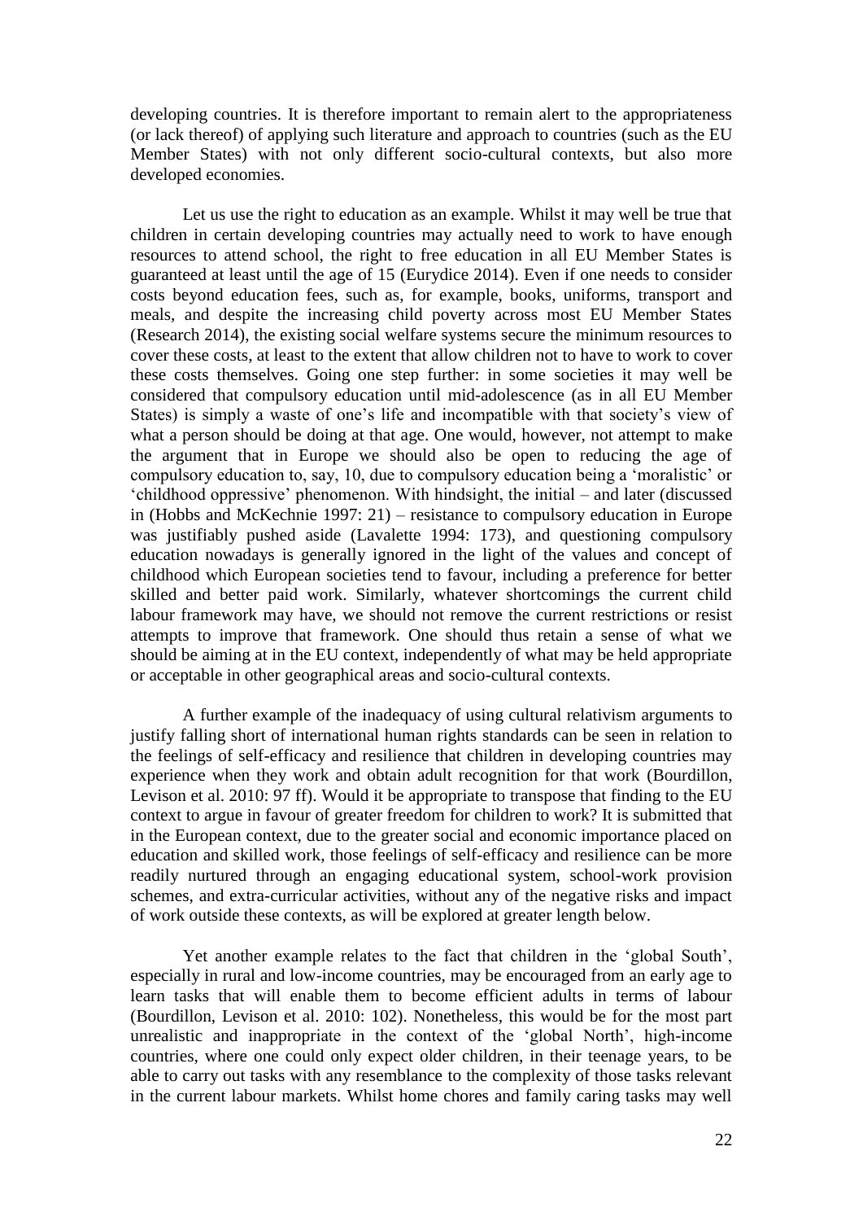developing countries. It is therefore important to remain alert to the appropriateness (or lack thereof) of applying such literature and approach to countries (such as the EU Member States) with not only different socio-cultural contexts, but also more developed economies.

Let us use the right to education as an example. Whilst it may well be true that children in certain developing countries may actually need to work to have enough resources to attend school, the right to free education in all EU Member States is guaranteed at least until the age of 15 (Eurydice 2014). Even if one needs to consider costs beyond education fees, such as, for example, books, uniforms, transport and meals, and despite the increasing child poverty across most EU Member States (Research 2014), the existing social welfare systems secure the minimum resources to cover these costs, at least to the extent that allow children not to have to work to cover these costs themselves. Going one step further: in some societies it may well be considered that compulsory education until mid-adolescence (as in all EU Member States) is simply a waste of one's life and incompatible with that society's view of what a person should be doing at that age. One would, however, not attempt to make the argument that in Europe we should also be open to reducing the age of compulsory education to, say, 10, due to compulsory education being a 'moralistic' or 'childhood oppressive' phenomenon. With hindsight, the initial – and later (discussed in (Hobbs and McKechnie 1997: 21) – resistance to compulsory education in Europe was justifiably pushed aside (Lavalette 1994: 173), and questioning compulsory education nowadays is generally ignored in the light of the values and concept of childhood which European societies tend to favour, including a preference for better skilled and better paid work. Similarly, whatever shortcomings the current child labour framework may have, we should not remove the current restrictions or resist attempts to improve that framework. One should thus retain a sense of what we should be aiming at in the EU context, independently of what may be held appropriate or acceptable in other geographical areas and socio-cultural contexts.

A further example of the inadequacy of using cultural relativism arguments to justify falling short of international human rights standards can be seen in relation to the feelings of self-efficacy and resilience that children in developing countries may experience when they work and obtain adult recognition for that work (Bourdillon, Levison et al. 2010: 97 ff). Would it be appropriate to transpose that finding to the EU context to argue in favour of greater freedom for children to work? It is submitted that in the European context, due to the greater social and economic importance placed on education and skilled work, those feelings of self-efficacy and resilience can be more readily nurtured through an engaging educational system, school-work provision schemes, and extra-curricular activities, without any of the negative risks and impact of work outside these contexts, as will be explored at greater length below.

Yet another example relates to the fact that children in the 'global South', especially in rural and low-income countries, may be encouraged from an early age to learn tasks that will enable them to become efficient adults in terms of labour (Bourdillon, Levison et al. 2010: 102). Nonetheless, this would be for the most part unrealistic and inappropriate in the context of the 'global North', high-income countries, where one could only expect older children, in their teenage years, to be able to carry out tasks with any resemblance to the complexity of those tasks relevant in the current labour markets. Whilst home chores and family caring tasks may well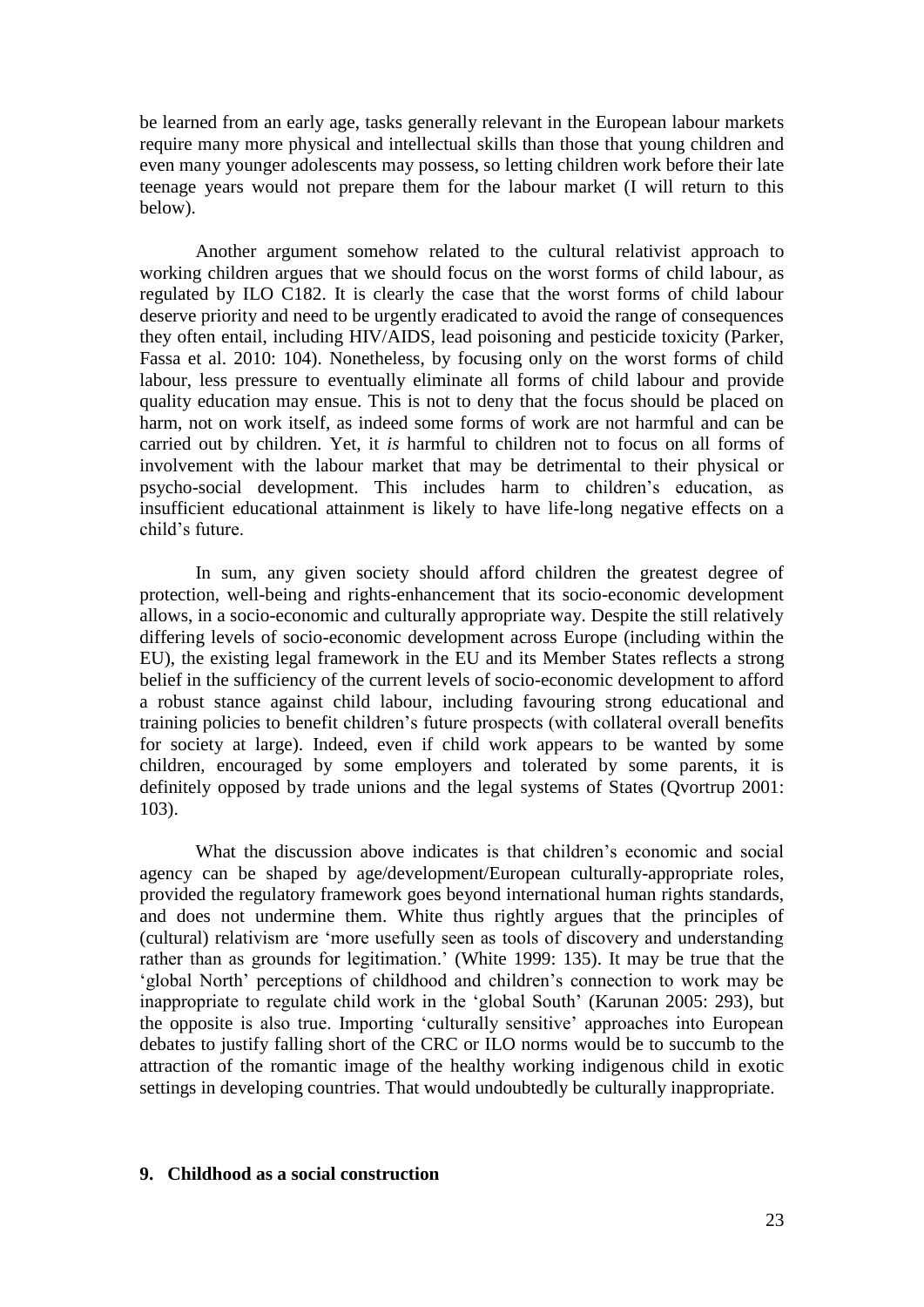be learned from an early age, tasks generally relevant in the European labour markets require many more physical and intellectual skills than those that young children and even many younger adolescents may possess, so letting children work before their late teenage years would not prepare them for the labour market (I will return to this below).

Another argument somehow related to the cultural relativist approach to working children argues that we should focus on the worst forms of child labour, as regulated by ILO C182. It is clearly the case that the worst forms of child labour deserve priority and need to be urgently eradicated to avoid the range of consequences they often entail, including HIV/AIDS, lead poisoning and pesticide toxicity (Parker, Fassa et al. 2010: 104). Nonetheless, by focusing only on the worst forms of child labour, less pressure to eventually eliminate all forms of child labour and provide quality education may ensue. This is not to deny that the focus should be placed on harm, not on work itself, as indeed some forms of work are not harmful and can be carried out by children. Yet, it *is* harmful to children not to focus on all forms of involvement with the labour market that may be detrimental to their physical or psycho-social development. This includes harm to children's education, as insufficient educational attainment is likely to have life-long negative effects on a child's future.

In sum, any given society should afford children the greatest degree of protection, well-being and rights-enhancement that its socio-economic development allows, in a socio-economic and culturally appropriate way. Despite the still relatively differing levels of socio-economic development across Europe (including within the EU), the existing legal framework in the EU and its Member States reflects a strong belief in the sufficiency of the current levels of socio-economic development to afford a robust stance against child labour, including favouring strong educational and training policies to benefit children's future prospects (with collateral overall benefits for society at large). Indeed, even if child work appears to be wanted by some children, encouraged by some employers and tolerated by some parents, it is definitely opposed by trade unions and the legal systems of States (Qvortrup 2001: 103).

What the discussion above indicates is that children's economic and social agency can be shaped by age/development/European culturally-appropriate roles, provided the regulatory framework goes beyond international human rights standards, and does not undermine them. White thus rightly argues that the principles of (cultural) relativism are 'more usefully seen as tools of discovery and understanding rather than as grounds for legitimation.' (White 1999: 135). It may be true that the 'global North' perceptions of childhood and children's connection to work may be inappropriate to regulate child work in the 'global South' (Karunan 2005: 293), but the opposite is also true. Importing 'culturally sensitive' approaches into European debates to justify falling short of the CRC or ILO norms would be to succumb to the attraction of the romantic image of the healthy working indigenous child in exotic settings in developing countries. That would undoubtedly be culturally inappropriate.

## 9. Childhood as a social construction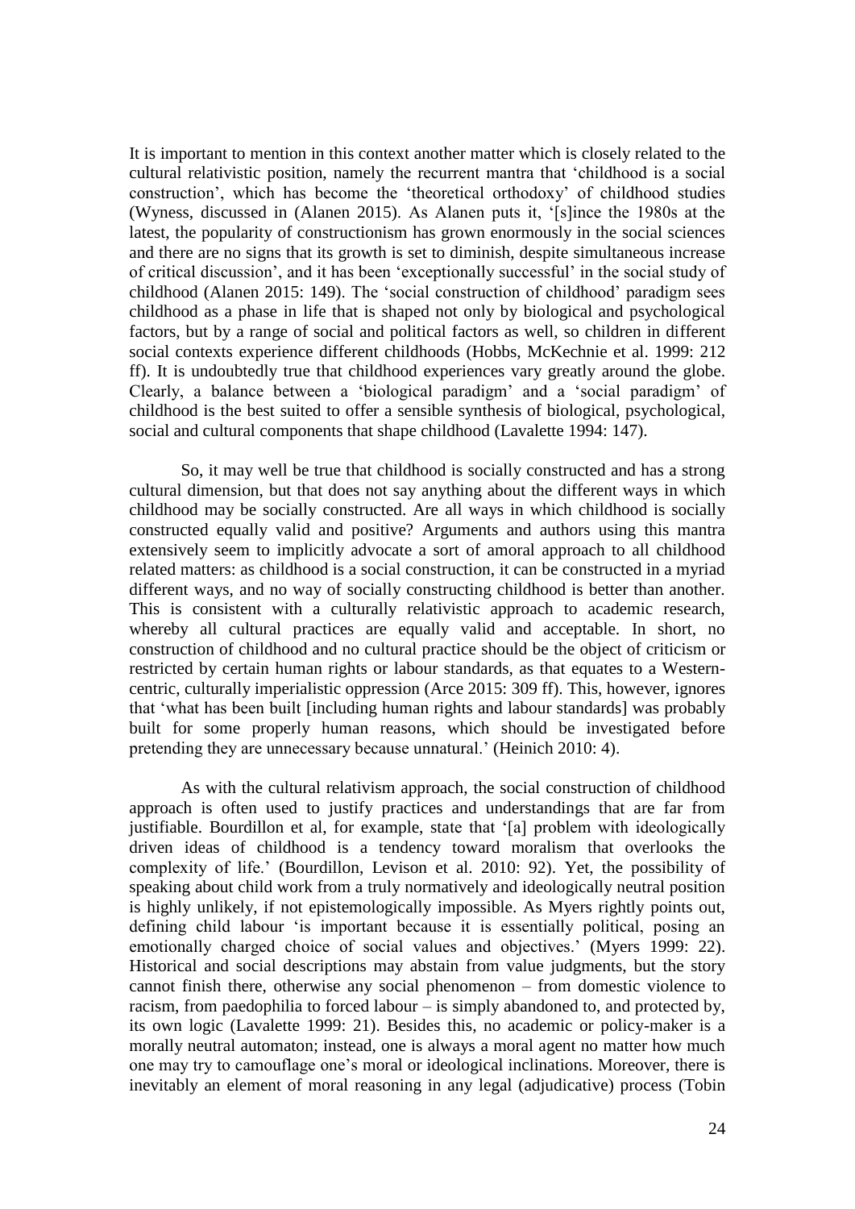It is important to mention in this context another matter which is closely related to the cultural relativistic position, namely the recurrent mantra that 'childhood is a social construction', which has become the 'theoretical orthodoxy' of childhood studies (Wyness, discussed in (Alanen 2015). As Alanen puts it, '[s]ince the 1980s at the latest, the popularity of constructionism has grown enormously in the social sciences and there are no signs that its growth is set to diminish, despite simultaneous increase of critical discussion', and it has been 'exceptionally successful' in the social study of childhood (Alanen 2015: 149). The 'social construction of childhood' paradigm sees childhood as a phase in life that is shaped not only by biological and psychological factors, but by a range of social and political factors as well, so children in different social contexts experience different childhoods (Hobbs, McKechnie et al. 1999: 212 ff). It is undoubtedly true that childhood experiences vary greatly around the globe. Clearly, a balance between a 'biological paradigm' and a 'social paradigm' of childhood is the best suited to offer a sensible synthesis of biological, psychological, social and cultural components that shape childhood (Lavalette 1994: 147).

So, it may well be true that childhood is socially constructed and has a strong cultural dimension, but that does not say anything about the different ways in which childhood may be socially constructed. Are all ways in which childhood is socially constructed equally valid and positive? Arguments and authors using this mantra extensively seem to implicitly advocate a sort of amoral approach to all childhood related matters: as childhood is a social construction, it can be constructed in a myriad different ways, and no way of socially constructing childhood is better than another. This is consistent with a culturally relativistic approach to academic research, whereby all cultural practices are equally valid and acceptable. In short, no construction of childhood and no cultural practice should be the object of criticism or restricted by certain human rights or labour standards, as that equates to a Western-centric, culturally imperialistic oppression (Arce 2015: 309 ff). This, however, ignores that 'what has been built [including human rights and labour standards] was probably built for some properly human reasons, which should be investigated before pretending they are unnecessary because unnatural.' (Heinich 2010: 4).

As with the cultural relativism approach, the social construction of childhood approach is often used to justify practices and understandings that are far from justifiable. Bourdillon et al, for example, state that '[a] problem with ideologically driven ideas of childhood is a tendency toward moralism that overlooks the complexity of life.' (Bourdillon, Levison et al. 2010: 92). Yet, the possibility of speaking about child work from a truly normatively and ideologically neutral position is highly unlikely, if not epistemologically impossible. As Myers rightly points out, defining child labour 'is important because it is essentially political, posing an emotionally charged choice of social values and objectives.' (Myers 1999: 22). Historical and social descriptions may abstain from value judgments, but the story cannot finish there, otherwise any social phenomenon – from domestic violence to racism, from paedophilia to forced labour – is simply abandoned to, and protected by, its own logic (Lavalette 1999: 21). Besides this, no academic or policy-maker is a morally neutral automaton; instead, one is always a moral agent no matter how much one may try to camouflage one's moral or ideological inclinations. Moreover, there is inevitably an element of moral reasoning in any legal (adjudicative) process (Tobin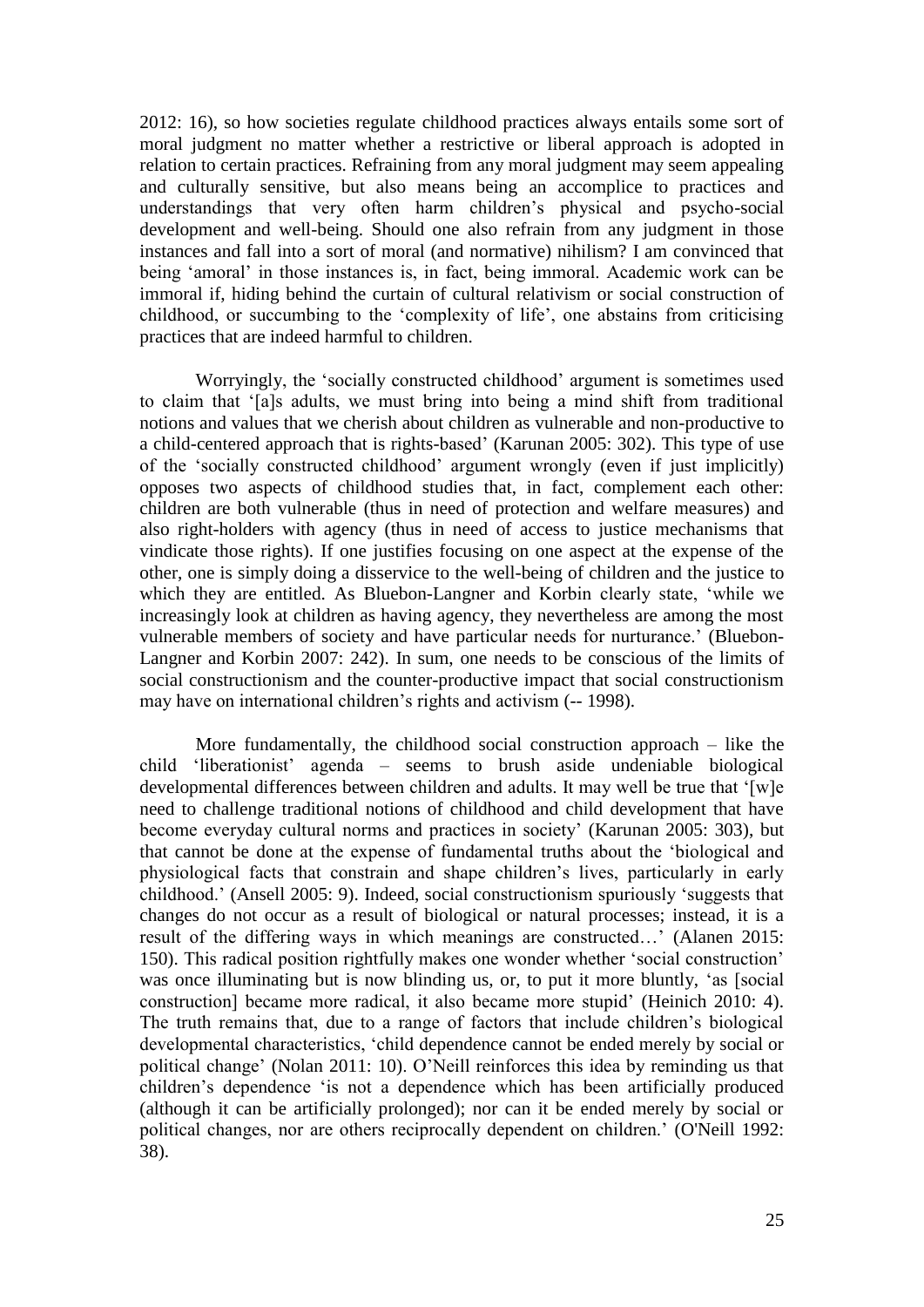2012: 16), so how societies regulate childhood practices always entails some sort of moral judgment no matter whether a restrictive or liberal approach is adopted in relation to certain practices. Refraining from any moral judgment may seem appealing and culturally sensitive, but also means being an accomplice to practices and understandings that very often harm children's physical and psycho-social development and well-being. Should one also refrain from any judgment in those instances and fall into a sort of moral (and normative) nihilism? I am convinced that being 'amoral' in those instances is, in fact, being immoral. Academic work can be immoral if, hiding behind the curtain of cultural relativism or social construction of childhood, or succumbing to the 'complexity of life', one abstains from criticising practices that are indeed harmful to children.

Worryingly, the 'socially constructed childhood' argument is sometimes used to claim that '[a]s adults, we must bring into being a mind shift from traditional notions and values that we cherish about children as vulnerable and non-productive to a child-centered approach that is rights-based' (Karunan 2005: 302). This type of use of the 'socially constructed childhood' argument wrongly (even if just implicitly) opposes two aspects of childhood studies that, in fact, complement each other: children are both vulnerable (thus in need of protection and welfare measures) and also right-holders with agency (thus in need of access to justice mechanisms that vindicate those rights). If one justifies focusing on one aspect at the expense of the other, one is simply doing a disservice to the well-being of children and the justice to which they are entitled. As Bluebon-Langner and Korbin clearly state, 'while we increasingly look at children as having agency, they nevertheless are among the most vulnerable members of society and have particular needs for nurturance.' (Bluebon-Langner and Korbin 2007: 242). In sum, one needs to be conscious of the limits of social constructionism and the counter-productive impact that social constructionism may have on international children's rights and activism (-- 1998).

More fundamentally, the childhood social construction approach – like the child 'liberationist' agenda – seems to brush aside undeniable biological developmental differences between children and adults. It may well be true that '[w]e need to challenge traditional notions of childhood and child development that have become everyday cultural norms and practices in society' (Karunan 2005: 303), but that cannot be done at the expense of fundamental truths about the 'biological and physiological facts that constrain and shape children's lives, particularly in early childhood.' (Ansell 2005: 9). Indeed, social constructionism spuriously 'suggests that changes do not occur as a result of biological or natural processes; instead, it is a result of the differing ways in which meanings are constructed…' (Alanen 2015: 150). This radical position rightfully makes one wonder whether 'social construction' was once illuminating but is now blinding us, or, to put it more bluntly, 'as [social construction] became more radical, it also became more stupid' (Heinich 2010: 4). The truth remains that, due to a range of factors that include children's biological developmental characteristics, 'child dependence cannot be ended merely by social or political change' (Nolan 2011: 10). O'Neill reinforces this idea by reminding us that children's dependence 'is not a dependence which has been artificially produced (although it can be artificially prolonged); nor can it be ended merely by social or political changes, nor are others reciprocally dependent on children.' (O'Neill 1992: 38).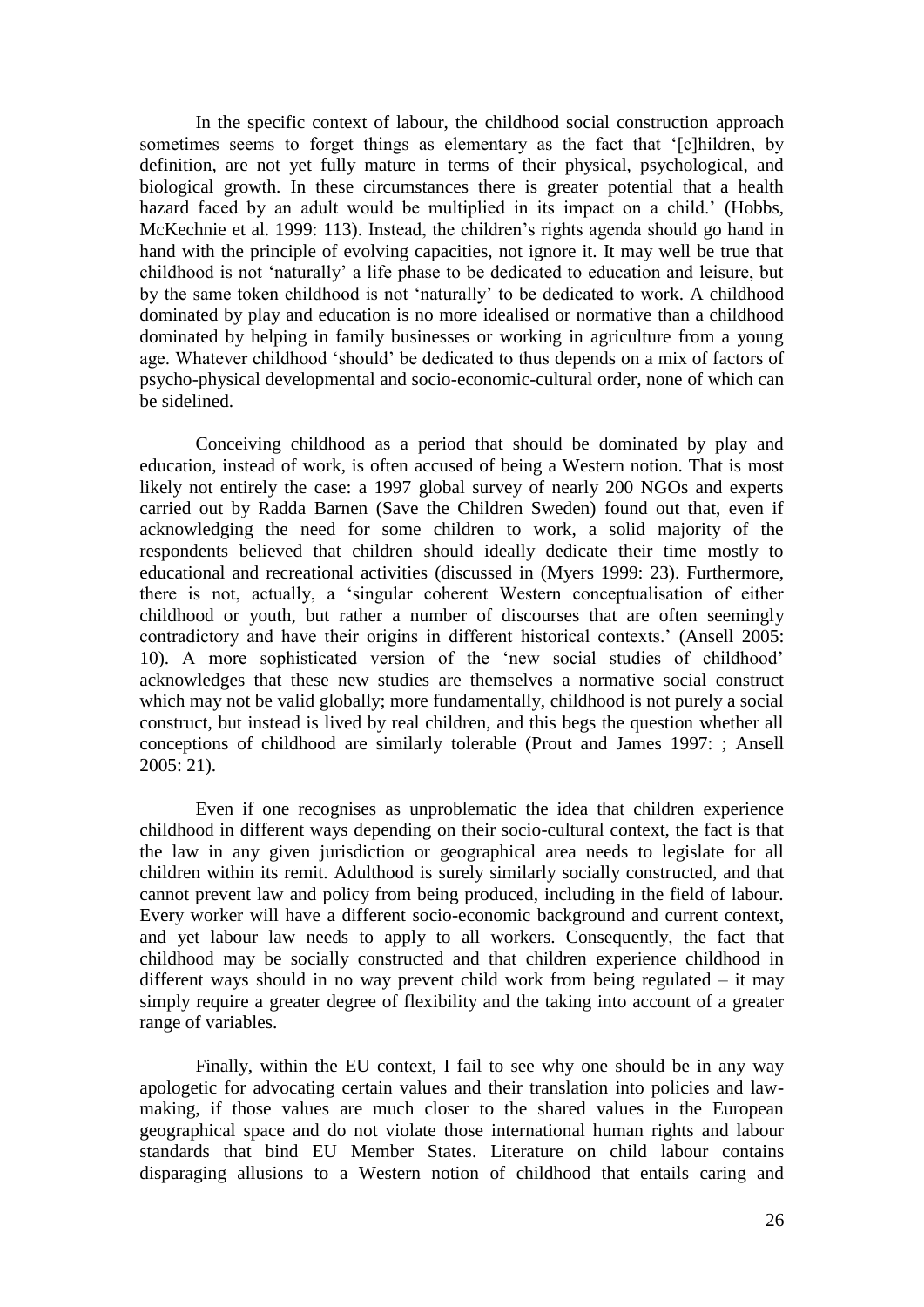In the specific context of labour, the childhood social construction approach sometimes seems to forget things as elementary as the fact that '[c]hildren, by definition, are not yet fully mature in terms of their physical, psychological, and biological growth. In these circumstances there is greater potential that a health hazard faced by an adult would be multiplied in its impact on a child.' (Hobbs, McKechnie et al. 1999: 113). Instead, the children's rights agenda should go hand in hand with the principle of evolving capacities, not ignore it. It may well be true that childhood is not 'naturally' a life phase to be dedicated to education and leisure, but by the same token childhood is not 'naturally' to be dedicated to work. A childhood dominated by play and education is no more idealised or normative than a childhood dominated by helping in family businesses or working in agriculture from a young age. Whatever childhood 'should' be dedicated to thus depends on a mix of factors of psycho-physical developmental and socio-economic-cultural order, none of which can be sidelined.

Conceiving childhood as a period that should be dominated by play and education, instead of work, is often accused of being a Western notion. That is most likely not entirely the case: a 1997 global survey of nearly 200 NGOs and experts carried out by Radda Barnen (Save the Children Sweden) found out that, even if acknowledging the need for some children to work, a solid majority of the respondents believed that children should ideally dedicate their time mostly to educational and recreational activities (discussed in (Myers 1999: 23). Furthermore, there is not, actually, a 'singular coherent Western conceptualisation of either childhood or youth, but rather a number of discourses that are often seemingly contradictory and have their origins in different historical contexts.' (Ansell 2005: 10). A more sophisticated version of the 'new social studies of childhood' acknowledges that these new studies are themselves a normative social construct which may not be valid globally; more fundamentally, childhood is not purely a social construct, but instead is lived by real children, and this begs the question whether all conceptions of childhood are similarly tolerable (Prout and James 1997: ; Ansell 2005: 21).

Even if one recognises as unproblematic the idea that children experience childhood in different ways depending on their socio-cultural context, the fact is that the law in any given jurisdiction or geographical area needs to legislate for all children within its remit. Adulthood is surely similarly socially constructed, and that cannot prevent law and policy from being produced, including in the field of labour. Every worker will have a different socio-economic background and current context, and yet labour law needs to apply to all workers. Consequently, the fact that childhood may be socially constructed and that children experience childhood in different ways should in no way prevent child work from being regulated – it may simply require a greater degree of flexibility and the taking into account of a greater range of variables.

Finally, within the EU context, I fail to see why one should be in any way apologetic for advocating certain values and their translation into policies and law-making, if those values are much closer to the shared values in the European geographical space and do not violate those international human rights and labour standards that bind EU Member States. Literature on child labour contains disparaging allusions to a Western notion of childhood that entails caring and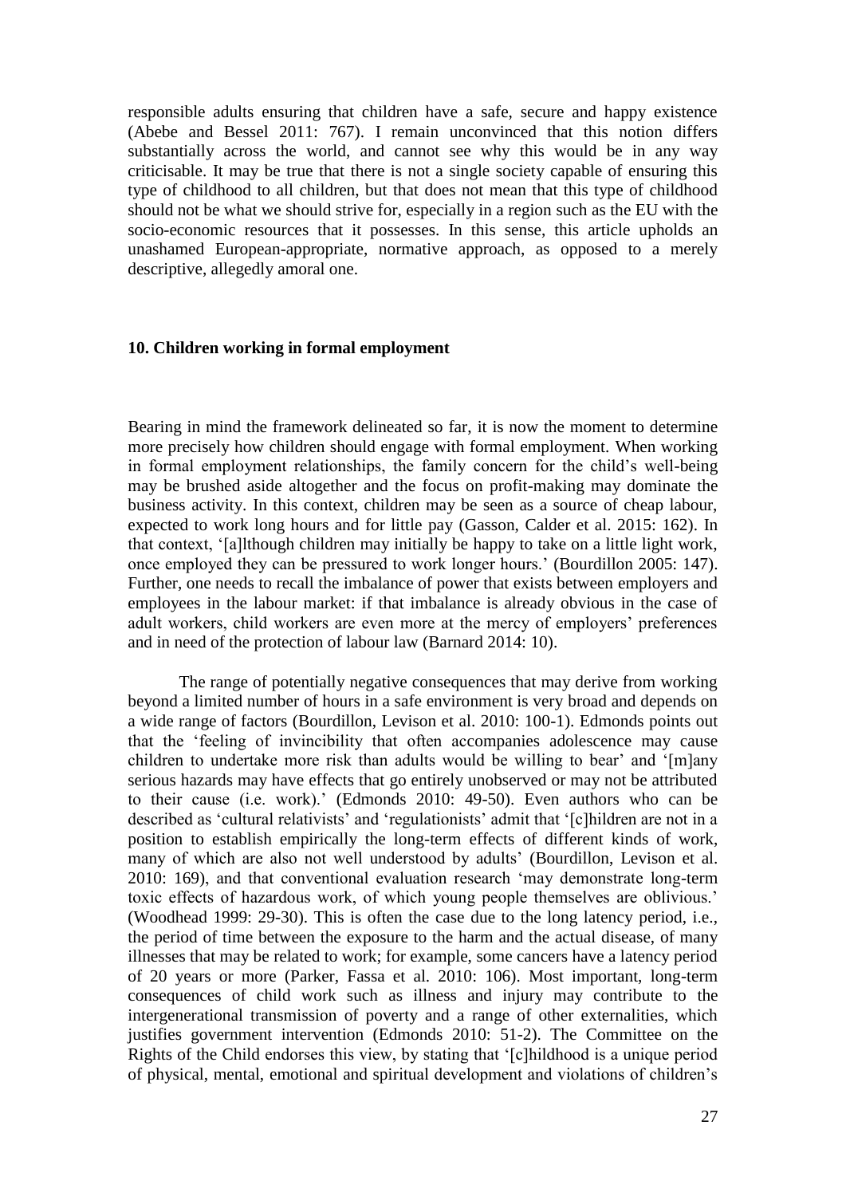responsible adults ensuring that children have a safe, secure and happy existence (Abebe and Bessel 2011: 767). I remain unconvinced that this notion differs substantially across the world, and cannot see why this would be in any way criticisable. It may be true that there is not a single society capable of ensuring this type of childhood to all children, but that does not mean that this type of childhood should not be what we should strive for, especially in a region such as the EU with the socio-economic resources that it possesses. In this sense, this article upholds an unashamed European-appropriate, normative approach, as opposed to a merely descriptive, allegedly amoral one.

### 10. Children working in formal employment

Bearing in mind the framework delineated so far, it is now the moment to determine more precisely how children should engage with formal employment. When working in formal employment relationships, the family concern for the child's well-being may be brushed aside altogether and the focus on profit-making may dominate the business activity. In this context, children may be seen as a source of cheap labour, expected to work long hours and for little pay (Gasson, Calder et al. 2015: 162). In that context, '[a]lthough children may initially be happy to take on a little light work, once employed they can be pressured to work longer hours.' (Bourdillon 2005: 147). Further, one needs to recall the imbalance of power that exists between employers and employees in the labour market: if that imbalance is already obvious in the case of adult workers, child workers are even more at the mercy of employers' preferences and in need of the protection of labour law (Barnard 2014: 10).

The range of potentially negative consequences that may derive from working beyond a limited number of hours in a safe environment is very broad and depends on a wide range of factors (Bourdillon, Levison et al. 2010: 100-1). Edmonds points out that the 'feeling of invincibility that often accompanies adolescence may cause children to undertake more risk than adults would be willing to bear' and '[m]any serious hazards may have effects that go entirely unobserved or may not be attributed to their cause (i.e. work).' (Edmonds 2010: 49-50). Even authors who can be described as 'cultural relativists' and 'regulationists' admit that '[c]hildren are not in a position to establish empirically the long-term effects of different kinds of work, many of which are also not well understood by adults' (Bourdillon, Levison et al. 2010: 169), and that conventional evaluation research 'may demonstrate long-term toxic effects of hazardous work, of which young people themselves are oblivious.' (Woodhead 1999: 29-30). This is often the case due to the long latency period, i.e., the period of time between the exposure to the harm and the actual disease, of many illnesses that may be related to work; for example, some cancers have a latency period of 20 years or more (Parker, Fassa et al. 2010: 106). Most important, long-term consequences of child work such as illness and injury may contribute to the intergenerational transmission of poverty and a range of other externalities, which justifies government intervention (Edmonds 2010: 51-2). The Committee on the Rights of the Child endorses this view, by stating that '[c]hildhood is a unique period of physical, mental, emotional and spiritual development and violations of children's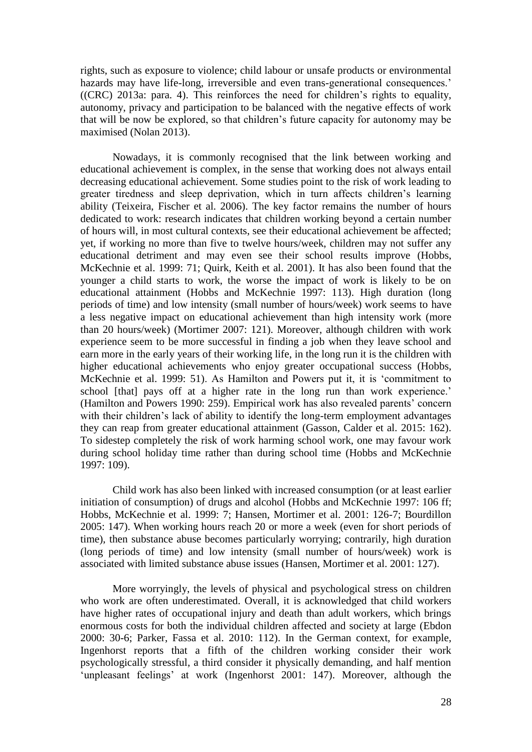rights, such as exposure to violence; child labour or unsafe products or environmental hazards may have life-long, irreversible and even trans-generational consequences.' ((CRC) 2013a: para. 4). This reinforces the need for children's rights to equality, autonomy, privacy and participation to be balanced with the negative effects of work that will be now be explored, so that children's future capacity for autonomy may be maximised (Nolan 2013).

Nowadays, it is commonly recognised that the link between working and educational achievement is complex, in the sense that working does not always entail decreasing educational achievement. Some studies point to the risk of work leading to greater tiredness and sleep deprivation, which in turn affects children's learning ability (Teixeira, Fischer et al. 2006). The key factor remains the number of hours dedicated to work: research indicates that children working beyond a certain number of hours will, in most cultural contexts, see their educational achievement be affected; yet, if working no more than five to twelve hours/week, children may not suffer any educational detriment and may even see their school results improve (Hobbs, McKechnie et al. 1999: 71; Quirk, Keith et al. 2001). It has also been found that the younger a child starts to work, the worse the impact of work is likely to be on educational attainment (Hobbs and McKechnie 1997: 113). High duration (long periods of time) and low intensity (small number of hours/week) work seems to have a less negative impact on educational achievement than high intensity work (more than 20 hours/week) (Mortimer 2007: 121). Moreover, although children with work experience seem to be more successful in finding a job when they leave school and earn more in the early years of their working life, in the long run it is the children with higher educational achievements who enjoy greater occupational success (Hobbs, McKechnie et al. 1999: 51). As Hamilton and Powers put it, it is 'commitment to school [that] pays off at a higher rate in the long run than work experience.' (Hamilton and Powers 1990: 259). Empirical work has also revealed parents' concern with their children's lack of ability to identify the long-term employment advantages they can reap from greater educational attainment (Gasson, Calder et al. 2015: 162). To sidestep completely the risk of work harming school work, one may favour work during school holiday time rather than during school time (Hobbs and McKechnie 1997: 109).

Child work has also been linked with increased consumption (or at least earlier initiation of consumption) of drugs and alcohol (Hobbs and McKechnie 1997: 106 ff; Hobbs, McKechnie et al. 1999: 7; Hansen, Mortimer et al. 2001: 126-7; Bourdillon 2005: 147). When working hours reach 20 or more a week (even for short periods of time), then substance abuse becomes particularly worrying; contrarily, high duration (long periods of time) and low intensity (small number of hours/week) work is associated with limited substance abuse issues (Hansen, Mortimer et al. 2001: 127).

More worryingly, the levels of physical and psychological stress on children who work are often underestimated. Overall, it is acknowledged that child workers have higher rates of occupational injury and death than adult workers, which brings enormous costs for both the individual children affected and society at large (Ebdon 2000: 30-6; Parker, Fassa et al. 2010: 112). In the German context, for example, Ingenhorst reports that a fifth of the children working consider their work psychologically stressful, a third consider it physically demanding, and half mention 'unpleasant feelings' at work (Ingenhorst 2001: 147). Moreover, although the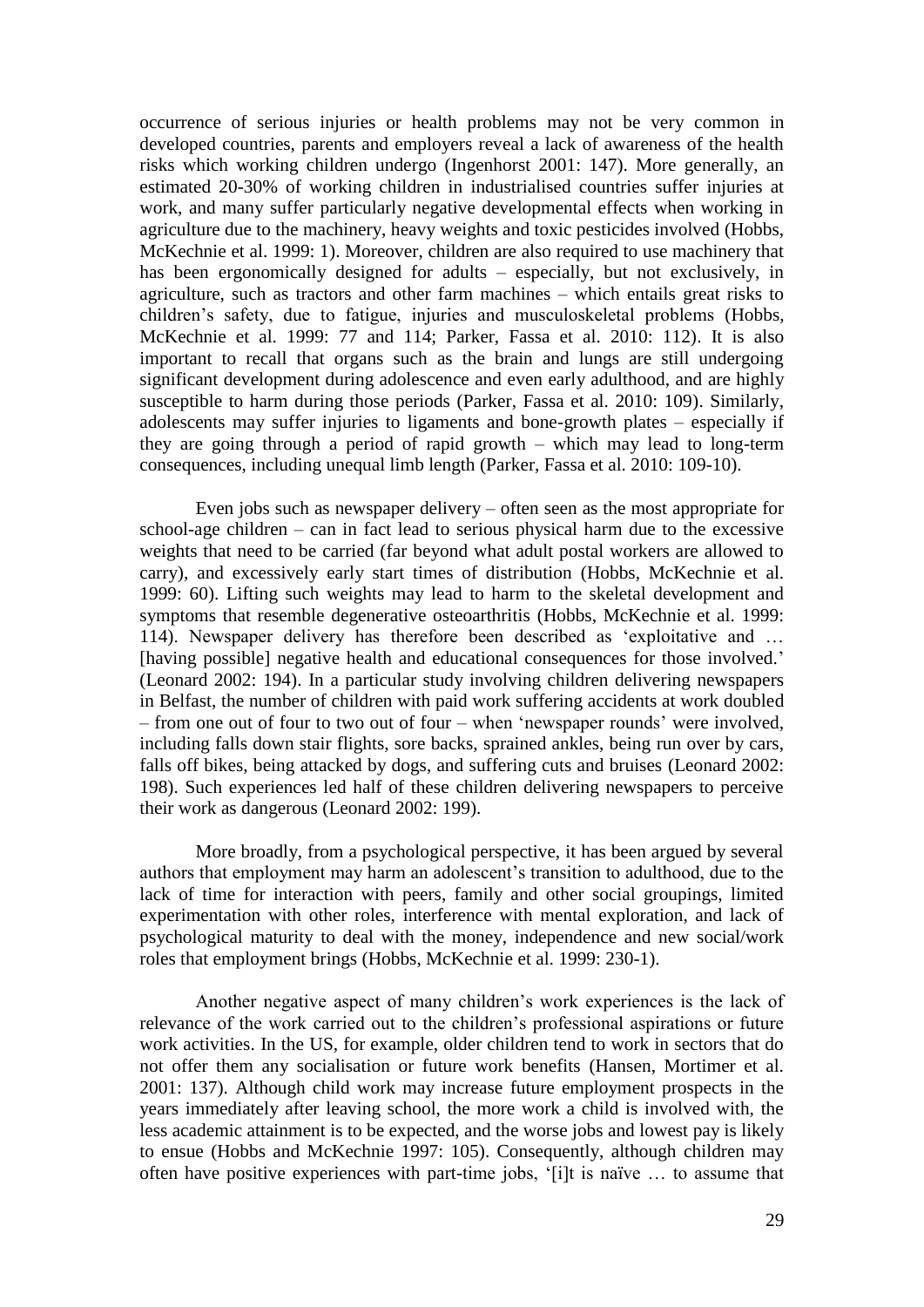occurrence of serious injuries or health problems may not be very common in developed countries, parents and employers reveal a lack of awareness of the health risks which working children undergo (Ingenhorst 2001: 147). More generally, an estimated 20-30% of working children in industrialised countries suffer injuries at work, and many suffer particularly negative developmental effects when working in agriculture due to the machinery, heavy weights and toxic pesticides involved (Hobbs, McKechnie et al. 1999: 1). Moreover, children are also required to use machinery that has been ergonomically designed for adults – especially, but not exclusively, in agriculture, such as tractors and other farm machines – which entails great risks to children's safety, due to fatigue, injuries and musculoskeletal problems (Hobbs, McKechnie et al. 1999: 77 and 114; Parker, Fassa et al. 2010: 112). It is also important to recall that organs such as the brain and lungs are still undergoing significant development during adolescence and even early adulthood, and are highly susceptible to harm during those periods (Parker, Fassa et al. 2010: 109). Similarly, adolescents may suffer injuries to ligaments and bone-growth plates – especially if they are going through a period of rapid growth – which may lead to long-term consequences, including unequal limb length (Parker, Fassa et al. 2010: 109-10).

Even jobs such as newspaper delivery – often seen as the most appropriate for school-age children – can in fact lead to serious physical harm due to the excessive weights that need to be carried (far beyond what adult postal workers are allowed to carry), and excessively early start times of distribution (Hobbs, McKechnie et al. 1999: 60). Lifting such weights may lead to harm to the skeletal development and symptoms that resemble degenerative osteoarthritis (Hobbs, McKechnie et al. 1999: 114). Newspaper delivery has therefore been described as 'exploitative and … [having possible] negative health and educational consequences for those involved.' (Leonard 2002: 194). In a particular study involving children delivering newspapers in Belfast, the number of children with paid work suffering accidents at work doubled – from one out of four to two out of four – when 'newspaper rounds' were involved, including falls down stair flights, sore backs, sprained ankles, being run over by cars, falls off bikes, being attacked by dogs, and suffering cuts and bruises (Leonard 2002: 198). Such experiences led half of these children delivering newspapers to perceive their work as dangerous (Leonard 2002: 199).

More broadly, from a psychological perspective, it has been argued by several authors that employment may harm an adolescent's transition to adulthood, due to the lack of time for interaction with peers, family and other social groupings, limited experimentation with other roles, interference with mental exploration, and lack of psychological maturity to deal with the money, independence and new social/work roles that employment brings (Hobbs, McKechnie et al. 1999: 230-1).

Another negative aspect of many children's work experiences is the lack of relevance of the work carried out to the children's professional aspirations or future work activities. In the US, for example, older children tend to work in sectors that do not offer them any socialisation or future work benefits (Hansen, Mortimer et al. 2001: 137). Although child work may increase future employment prospects in the years immediately after leaving school, the more work a child is involved with, the less academic attainment is to be expected, and the worse jobs and lowest pay is likely to ensue (Hobbs and McKechnie 1997: 105). Consequently, although children may often have positive experiences with part-time jobs, '[i]t is naïve … to assume that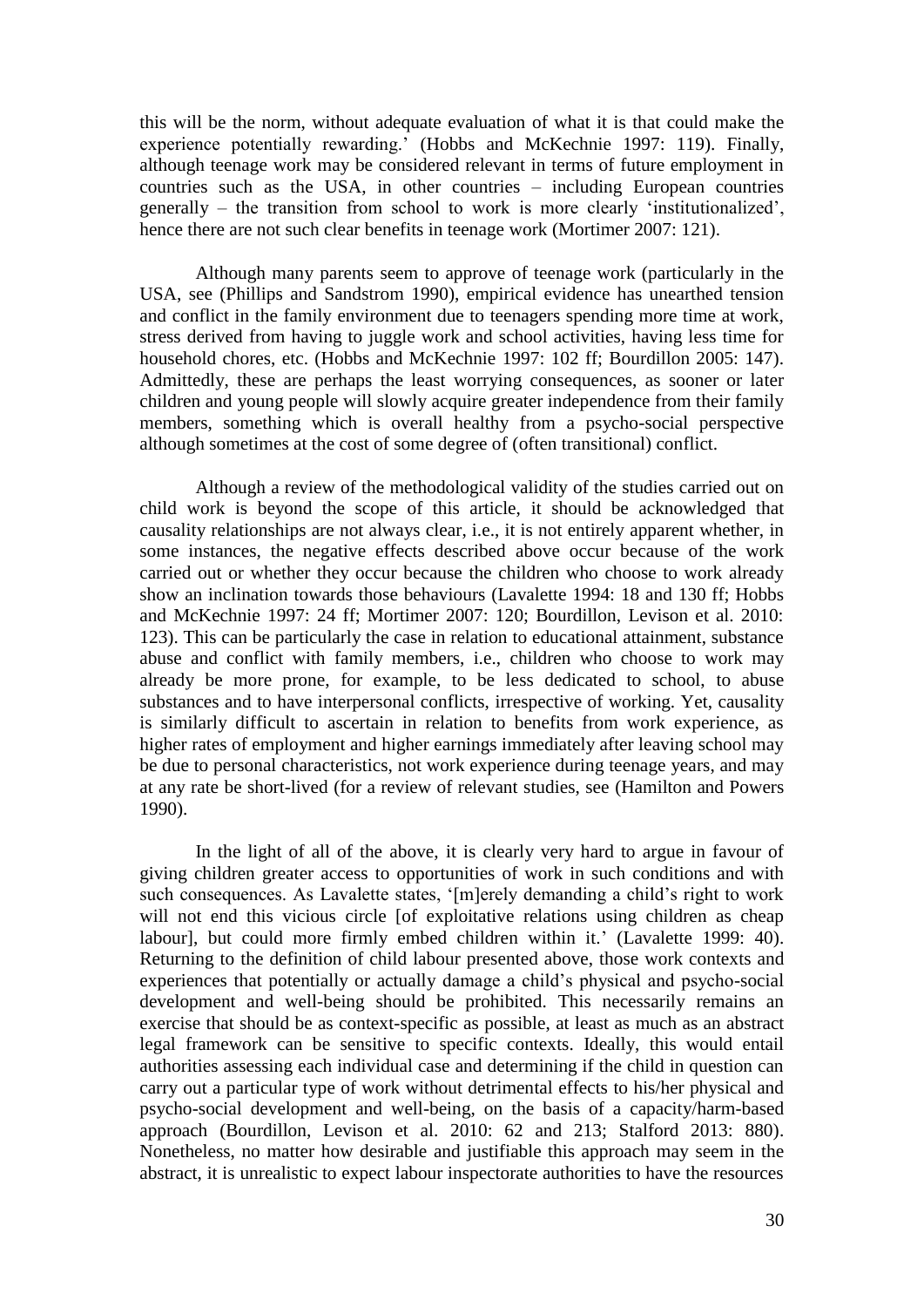this will be the norm, without adequate evaluation of what it is that could make the experience potentially rewarding.' (Hobbs and McKechnie 1997: 119). Finally, although teenage work may be considered relevant in terms of future employment in countries such as the USA, in other countries – including European countries generally – the transition from school to work is more clearly 'institutionalized', hence there are not such clear benefits in teenage work (Mortimer 2007: 121).

Although many parents seem to approve of teenage work (particularly in the USA, see (Phillips and Sandstrom 1990), empirical evidence has unearthed tension and conflict in the family environment due to teenagers spending more time at work, stress derived from having to juggle work and school activities, having less time for household chores, etc. (Hobbs and McKechnie 1997: 102 ff; Bourdillon 2005: 147). Admittedly, these are perhaps the least worrying consequences, as sooner or later children and young people will slowly acquire greater independence from their family members, something which is overall healthy from a psycho-social perspective although sometimes at the cost of some degree of (often transitional) conflict.

Although a review of the methodological validity of the studies carried out on child work is beyond the scope of this article, it should be acknowledged that causality relationships are not always clear, i.e., it is not entirely apparent whether, in some instances, the negative effects described above occur because of the work carried out or whether they occur because the children who choose to work already show an inclination towards those behaviours (Lavalette 1994: 18 and 130 ff; Hobbs and McKechnie 1997: 24 ff; Mortimer 2007: 120; Bourdillon, Levison et al. 2010: 123). This can be particularly the case in relation to educational attainment, substance abuse and conflict with family members, i.e., children who choose to work may already be more prone, for example, to be less dedicated to school, to abuse substances and to have interpersonal conflicts, irrespective of working. Yet, causality is similarly difficult to ascertain in relation to benefits from work experience, as higher rates of employment and higher earnings immediately after leaving school may be due to personal characteristics, not work experience during teenage years, and may at any rate be short-lived (for a review of relevant studies, see (Hamilton and Powers 1990).

In the light of all of the above, it is clearly very hard to argue in favour of giving children greater access to opportunities of work in such conditions and with such consequences. As Lavalette states, '[m]erely demanding a child's right to work will not end this vicious circle [of exploitative relations using children as cheap labour], but could more firmly embed children within it.' (Lavalette 1999: 40). Returning to the definition of child labour presented above, those work contexts and experiences that potentially or actually damage a child's physical and psycho-social development and well-being should be prohibited. This necessarily remains an exercise that should be as context-specific as possible, at least as much as an abstract legal framework can be sensitive to specific contexts. Ideally, this would entail authorities assessing each individual case and determining if the child in question can carry out a particular type of work without detrimental effects to his/her physical and psycho-social development and well-being, on the basis of a capacity/harm-based approach (Bourdillon, Levison et al. 2010: 62 and 213; Stalford 2013: 880). Nonetheless, no matter how desirable and justifiable this approach may seem in the abstract, it is unrealistic to expect labour inspectorate authorities to have the resources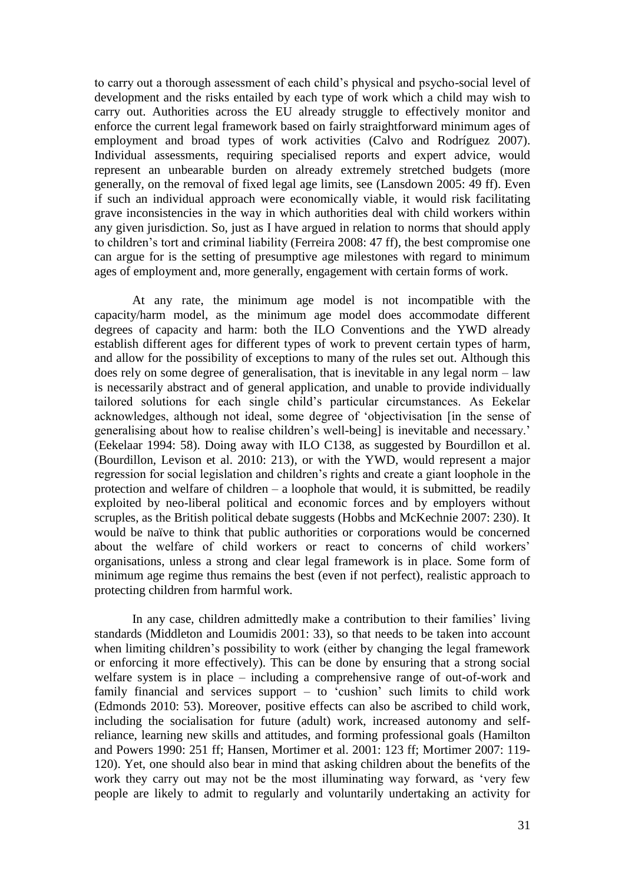to carry out a thorough assessment of each child's physical and psycho-social level of development and the risks entailed by each type of work which a child may wish to carry out. Authorities across the EU already struggle to effectively monitor and enforce the current legal framework based on fairly straightforward minimum ages of employment and broad types of work activities (Calvo and Rodríguez 2007). Individual assessments, requiring specialised reports and expert advice, would represent an unbearable burden on already extremely stretched budgets (more generally, on the removal of fixed legal age limits, see (Lansdown 2005: 49 ff). Even if such an individual approach were economically viable, it would risk facilitating grave inconsistencies in the way in which authorities deal with child workers within any given jurisdiction. So, just as I have argued in relation to norms that should apply to children's tort and criminal liability (Ferreira 2008: 47 ff), the best compromise one can argue for is the setting of presumptive age milestones with regard to minimum ages of employment and, more generally, engagement with certain forms of work.

At any rate, the minimum age model is not incompatible with the capacity/harm model, as the minimum age model does accommodate different degrees of capacity and harm: both the ILO Conventions and the YWD already establish different ages for different types of work to prevent certain types of harm, and allow for the possibility of exceptions to many of the rules set out. Although this does rely on some degree of generalisation, that is inevitable in any legal norm – law is necessarily abstract and of general application, and unable to provide individually tailored solutions for each single child's particular circumstances. As Eekelar acknowledges, although not ideal, some degree of 'objectivisation [in the sense of generalising about how to realise children's well-being] is inevitable and necessary.' (Eekelaar 1994: 58). Doing away with ILO C138, as suggested by Bourdillon et al. (Bourdillon, Levison et al. 2010: 213), or with the YWD, would represent a major regression for social legislation and children's rights and create a giant loophole in the protection and welfare of children – a loophole that would, it is submitted, be readily exploited by neo-liberal political and economic forces and by employers without scruples, as the British political debate suggests (Hobbs and McKechnie 2007: 230). It would be naïve to think that public authorities or corporations would be concerned about the welfare of child workers or react to concerns of child workers' organisations, unless a strong and clear legal framework is in place. Some form of minimum age regime thus remains the best (even if not perfect), realistic approach to protecting children from harmful work.

In any case, children admittedly make a contribution to their families' living standards (Middleton and Loumidis 2001: 33), so that needs to be taken into account when limiting children's possibility to work (either by changing the legal framework or enforcing it more effectively). This can be done by ensuring that a strong social welfare system is in place – including a comprehensive range of out-of-work and family financial and services support – to 'cushion' such limits to child work (Edmonds 2010: 53). Moreover, positive effects can also be ascribed to child work, including the socialisation for future (adult) work, increased autonomy and self-reliance, learning new skills and attitudes, and forming professional goals (Hamilton and Powers 1990: 251 ff; Hansen, Mortimer et al. 2001: 123 ff; Mortimer 2007: 119-120). Yet, one should also bear in mind that asking children about the benefits of the work they carry out may not be the most illuminating way forward, as 'very few people are likely to admit to regularly and voluntarily undertaking an activity for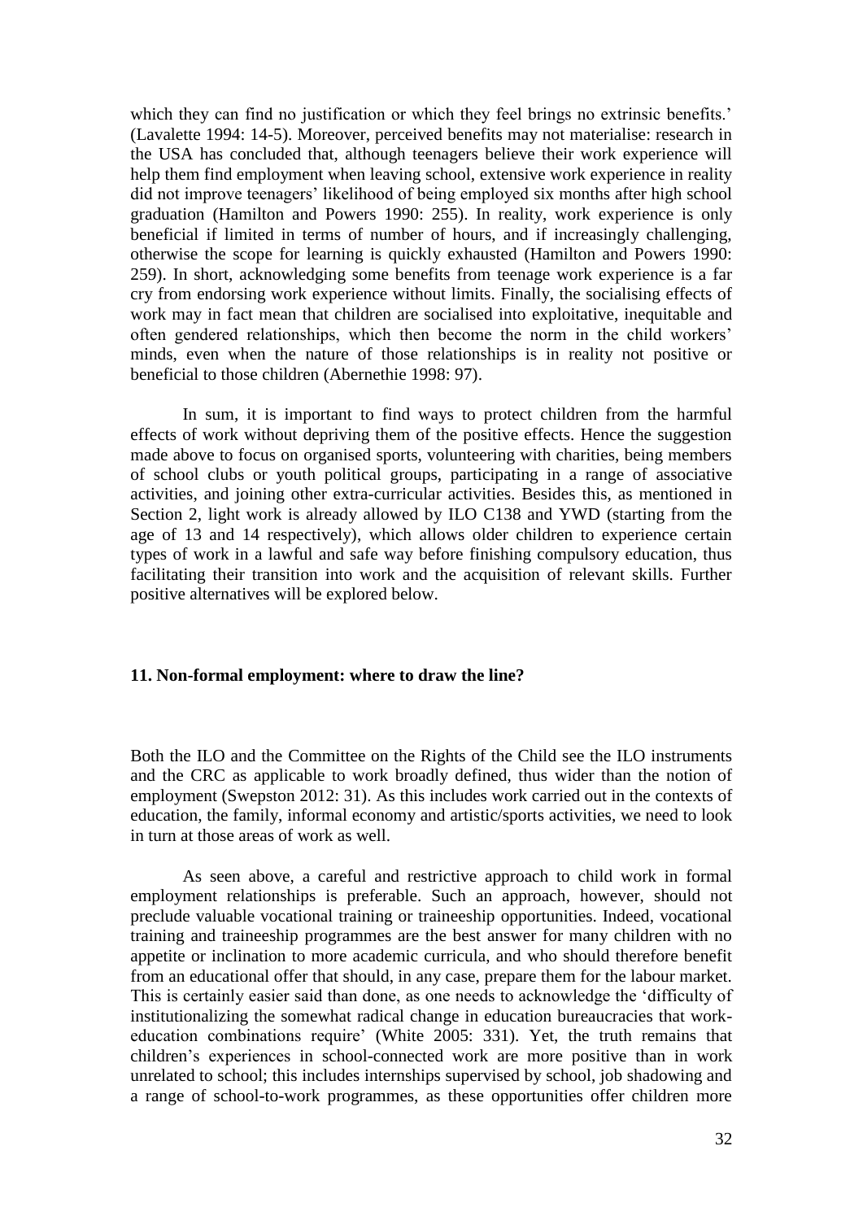which they can find no justification or which they feel brings no extrinsic benefits.' (Lavalette 1994: 14-5). Moreover, perceived benefits may not materialise: research in the USA has concluded that, although teenagers believe their work experience will help them find employment when leaving school, extensive work experience in reality did not improve teenagers' likelihood of being employed six months after high school graduation (Hamilton and Powers 1990: 255). In reality, work experience is only beneficial if limited in terms of number of hours, and if increasingly challenging, otherwise the scope for learning is quickly exhausted (Hamilton and Powers 1990: 259). In short, acknowledging some benefits from teenage work experience is a far cry from endorsing work experience without limits. Finally, the socialising effects of work may in fact mean that children are socialised into exploitative, inequitable and often gendered relationships, which then become the norm in the child workers' minds, even when the nature of those relationships is in reality not positive or beneficial to those children (Abernethie 1998: 97).

In sum, it is important to find ways to protect children from the harmful effects of work without depriving them of the positive effects. Hence the suggestion made above to focus on organised sports, volunteering with charities, being members of school clubs or youth political groups, participating in a range of associative activities, and joining other extra-curricular activities. Besides this, as mentioned in Section 2, light work is already allowed by ILO C138 and YWD (starting from the age of 13 and 14 respectively), which allows older children to experience certain types of work in a lawful and safe way before finishing compulsory education, thus facilitating their transition into work and the acquisition of relevant skills. Further positive alternatives will be explored below.

## 11. Non-formal employment: where to draw the line?

Both the ILO and the Committee on the Rights of the Child see the ILO instruments and the CRC as applicable to work broadly defined, thus wider than the notion of employment (Swepston 2012: 31). As this includes work carried out in the contexts of education, the family, informal economy and artistic/sports activities, we need to look in turn at those areas of work as well.

As seen above, a careful and restrictive approach to child work in formal employment relationships is preferable. Such an approach, however, should not preclude valuable vocational training or traineeship opportunities. Indeed, vocational training and traineeship programmes are the best answer for many children with no appetite or inclination to more academic curricula, and who should therefore benefit from an educational offer that should, in any case, prepare them for the labour market. This is certainly easier said than done, as one needs to acknowledge the 'difficulty of institutionalizing the somewhat radical change in education bureaucracies that work-education combinations require' (White 2005: 331). Yet, the truth remains that children's experiences in school-connected work are more positive than in work unrelated to school; this includes internships supervised by school, job shadowing and a range of school-to-work programmes, as these opportunities offer children more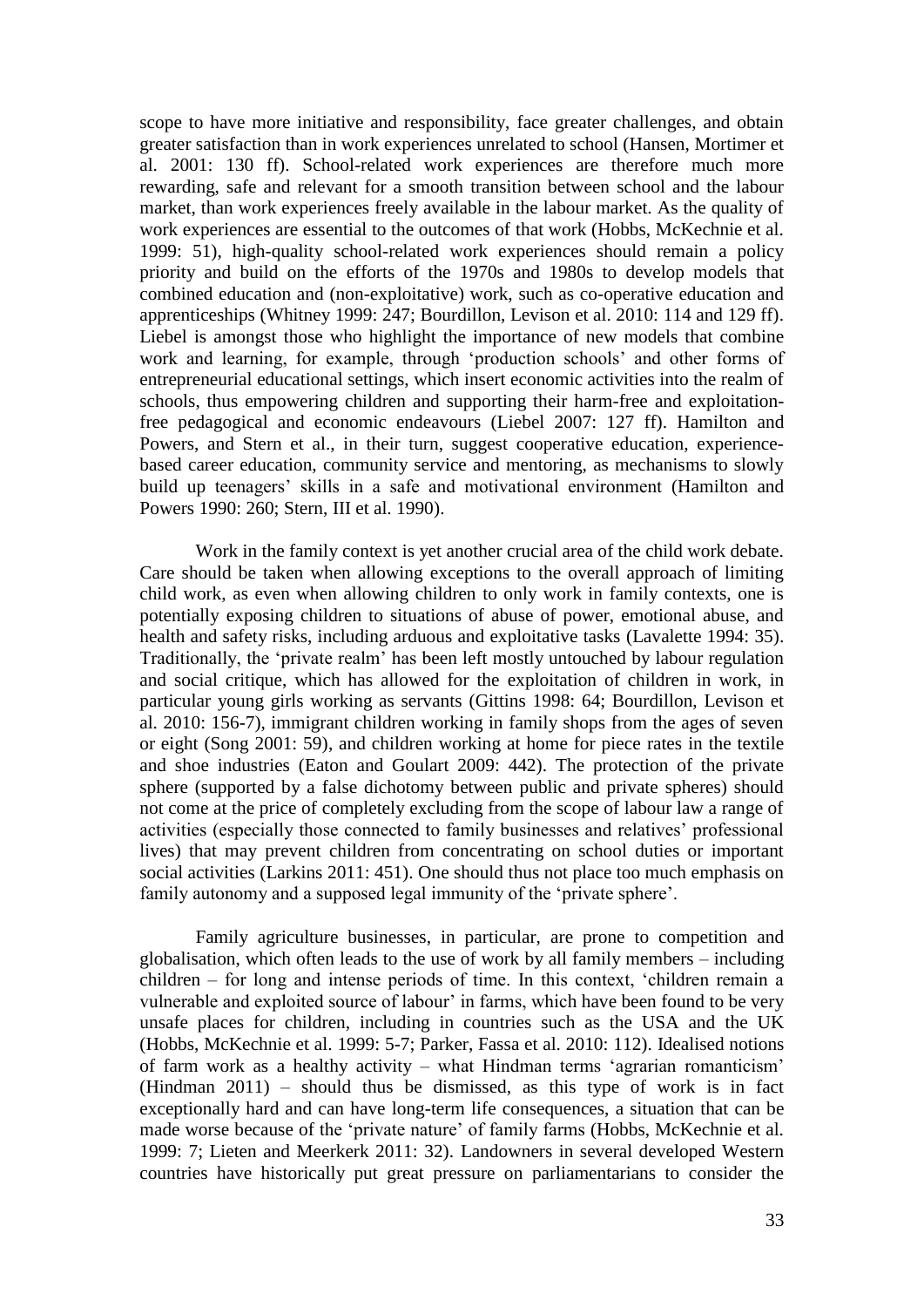scope to have more initiative and responsibility, face greater challenges, and obtain greater satisfaction than in work experiences unrelated to school (Hansen, Mortimer et al. 2001: 130 ff). School-related work experiences are therefore much more rewarding, safe and relevant for a smooth transition between school and the labour market, than work experiences freely available in the labour market. As the quality of work experiences are essential to the outcomes of that work (Hobbs, McKechnie et al. 1999: 51), high-quality school-related work experiences should remain a policy priority and build on the efforts of the 1970s and 1980s to develop models that combined education and (non-exploitative) work, such as co-operative education and apprenticeships (Whitney 1999: 247; Bourdillon, Levison et al. 2010: 114 and 129 ff). Liebel is amongst those who highlight the importance of new models that combine work and learning, for example, through 'production schools' and other forms of entrepreneurial educational settings, which insert economic activities into the realm of schools, thus empowering children and supporting their harm-free and exploitation-free pedagogical and economic endeavours (Liebel 2007: 127 ff). Hamilton and Powers, and Stern et al., in their turn, suggest cooperative education, experience-based career education, community service and mentoring, as mechanisms to slowly build up teenagers' skills in a safe and motivational environment (Hamilton and Powers 1990: 260; Stern, III et al. 1990).

Work in the family context is yet another crucial area of the child work debate. Care should be taken when allowing exceptions to the overall approach of limiting child work, as even when allowing children to only work in family contexts, one is potentially exposing children to situations of abuse of power, emotional abuse, and health and safety risks, including arduous and exploitative tasks (Lavalette 1994: 35). Traditionally, the 'private realm' has been left mostly untouched by labour regulation and social critique, which has allowed for the exploitation of children in work, in particular young girls working as servants (Gittins 1998: 64; Bourdillon, Levison et al. 2010: 156-7), immigrant children working in family shops from the ages of seven or eight (Song 2001: 59), and children working at home for piece rates in the textile and shoe industries (Eaton and Goulart 2009: 442). The protection of the private sphere (supported by a false dichotomy between public and private spheres) should not come at the price of completely excluding from the scope of labour law a range of activities (especially those connected to family businesses and relatives' professional lives) that may prevent children from concentrating on school duties or important social activities (Larkins 2011: 451). One should thus not place too much emphasis on family autonomy and a supposed legal immunity of the 'private sphere'.

Family agriculture businesses, in particular, are prone to competition and globalisation, which often leads to the use of work by all family members – including children – for long and intense periods of time. In this context, 'children remain a vulnerable and exploited source of labour' in farms, which have been found to be very unsafe places for children, including in countries such as the USA and the UK (Hobbs, McKechnie et al. 1999: 5-7; Parker, Fassa et al. 2010: 112). Idealised notions of farm work as a healthy activity – what Hindman terms 'agrarian romanticism' (Hindman 2011) – should thus be dismissed, as this type of work is in fact exceptionally hard and can have long-term life consequences, a situation that can be made worse because of the 'private nature' of family farms (Hobbs, McKechnie et al. 1999: 7; Lieten and Meerkerk 2011: 32). Landowners in several developed Western countries have historically put great pressure on parliamentarians to consider the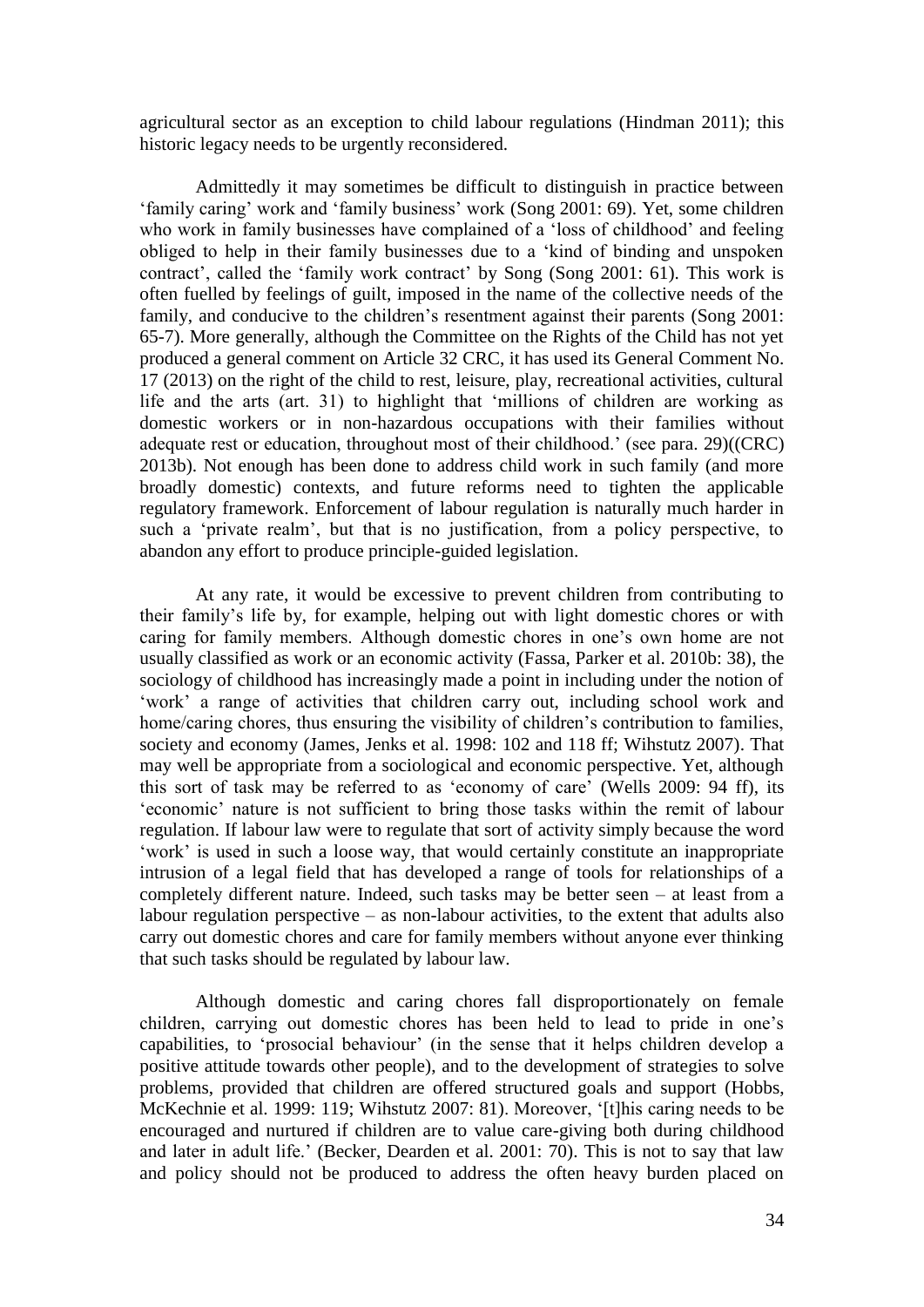agricultural sector as an exception to child labour regulations (Hindman 2011); this historic legacy needs to be urgently reconsidered.

Admittedly it may sometimes be difficult to distinguish in practice between 'family caring' work and 'family business' work (Song 2001: 69). Yet, some children who work in family businesses have complained of a 'loss of childhood' and feeling obliged to help in their family businesses due to a 'kind of binding and unspoken contract', called the 'family work contract' by Song (Song 2001: 61). This work is often fuelled by feelings of guilt, imposed in the name of the collective needs of the family, and conducive to the children's resentment against their parents (Song 2001: 65-7). More generally, although the Committee on the Rights of the Child has not yet produced a general comment on Article 32 CRC, it has used its General Comment No. 17 (2013) on the right of the child to rest, leisure, play, recreational activities, cultural life and the arts (art. 31) to highlight that 'millions of children are working as domestic workers or in non-hazardous occupations with their families without adequate rest or education, throughout most of their childhood.' (see para. 29)((CRC) 2013b). Not enough has been done to address child work in such family (and more broadly domestic) contexts, and future reforms need to tighten the applicable regulatory framework. Enforcement of labour regulation is naturally much harder in such a 'private realm', but that is no justification, from a policy perspective, to abandon any effort to produce principle-guided legislation.

At any rate, it would be excessive to prevent children from contributing to their family's life by, for example, helping out with light domestic chores or with caring for family members. Although domestic chores in one's own home are not usually classified as work or an economic activity (Fassa, Parker et al. 2010b: 38), the sociology of childhood has increasingly made a point in including under the notion of 'work' a range of activities that children carry out, including school work and home/caring chores, thus ensuring the visibility of children's contribution to families, society and economy (James, Jenks et al. 1998: 102 and 118 ff; Wihstutz 2007). That may well be appropriate from a sociological and economic perspective. Yet, although this sort of task may be referred to as 'economy of care' (Wells 2009: 94 ff), its 'economic' nature is not sufficient to bring those tasks within the remit of labour regulation. If labour law were to regulate that sort of activity simply because the word 'work' is used in such a loose way, that would certainly constitute an inappropriate intrusion of a legal field that has developed a range of tools for relationships of a completely different nature. Indeed, such tasks may be better seen – at least from a labour regulation perspective – as non-labour activities, to the extent that adults also carry out domestic chores and care for family members without anyone ever thinking that such tasks should be regulated by labour law.

Although domestic and caring chores fall disproportionately on female children, carrying out domestic chores has been held to lead to pride in one's capabilities, to 'prosocial behaviour' (in the sense that it helps children develop a positive attitude towards other people), and to the development of strategies to solve problems, provided that children are offered structured goals and support (Hobbs, McKechnie et al. 1999: 119; Wihstutz 2007: 81). Moreover, '[t]his caring needs to be encouraged and nurtured if children are to value care-giving both during childhood and later in adult life.' (Becker, Dearden et al. 2001: 70). This is not to say that law and policy should not be produced to address the often heavy burden placed on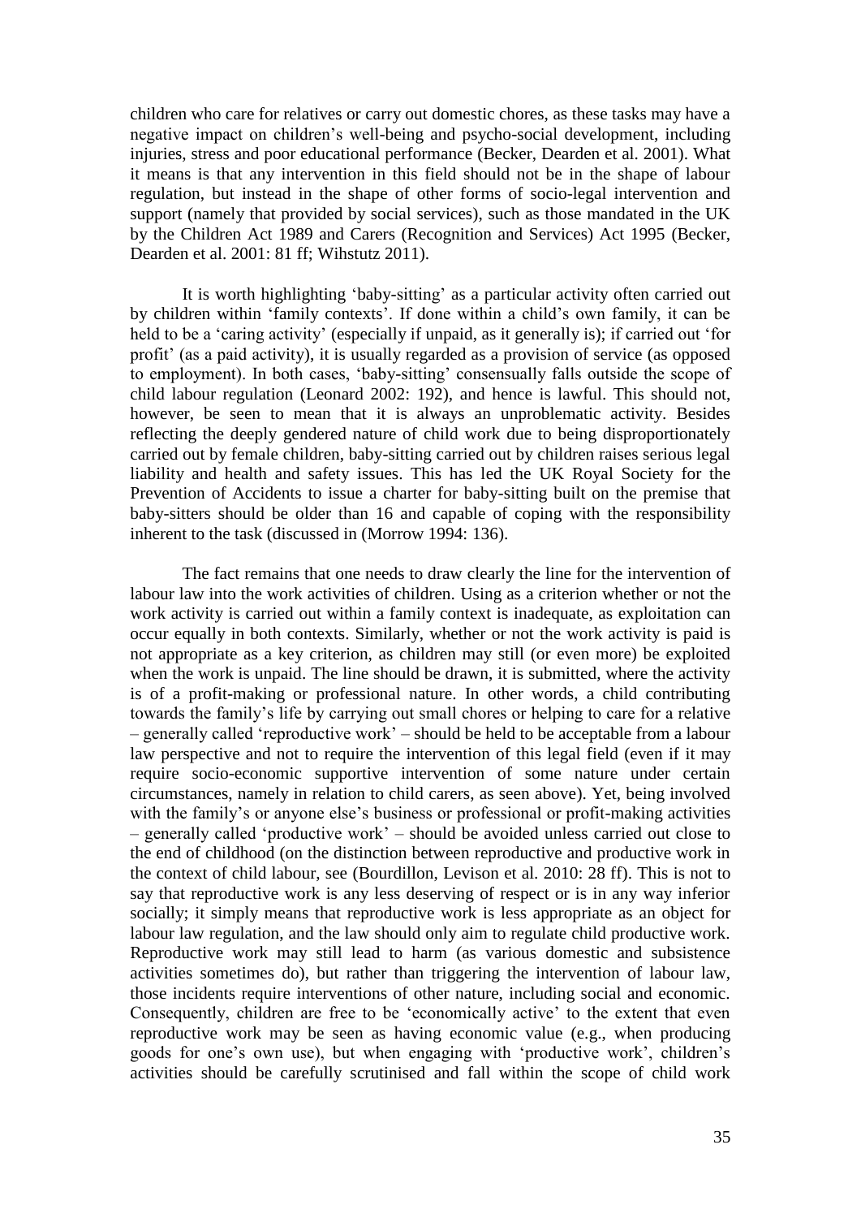children who care for relatives or carry out domestic chores, as these tasks may have a negative impact on children's well-being and psycho-social development, including injuries, stress and poor educational performance (Becker, Dearden et al. 2001). What it means is that any intervention in this field should not be in the shape of labour regulation, but instead in the shape of other forms of socio-legal intervention and support (namely that provided by social services), such as those mandated in the UK by the Children Act 1989 and Carers (Recognition and Services) Act 1995 (Becker, Dearden et al. 2001: 81 ff; Wihstutz 2011).

It is worth highlighting 'baby-sitting' as a particular activity often carried out by children within 'family contexts'. If done within a child's own family, it can be held to be a 'caring activity' (especially if unpaid, as it generally is); if carried out 'for profit' (as a paid activity), it is usually regarded as a provision of service (as opposed to employment). In both cases, 'baby-sitting' consensually falls outside the scope of child labour regulation (Leonard 2002: 192), and hence is lawful. This should not, however, be seen to mean that it is always an unproblematic activity. Besides reflecting the deeply gendered nature of child work due to being disproportionately carried out by female children, baby-sitting carried out by children raises serious legal liability and health and safety issues. This has led the UK Royal Society for the Prevention of Accidents to issue a charter for baby-sitting built on the premise that baby-sitters should be older than 16 and capable of coping with the responsibility inherent to the task (discussed in (Morrow 1994: 136).

The fact remains that one needs to draw clearly the line for the intervention of labour law into the work activities of children. Using as a criterion whether or not the work activity is carried out within a family context is inadequate, as exploitation can occur equally in both contexts. Similarly, whether or not the work activity is paid is not appropriate as a key criterion, as children may still (or even more) be exploited when the work is unpaid. The line should be drawn, it is submitted, where the activity is of a profit-making or professional nature. In other words, a child contributing towards the family's life by carrying out small chores or helping to care for a relative – generally called 'reproductive work' – should be held to be acceptable from a labour law perspective and not to require the intervention of this legal field (even if it may require socio-economic supportive intervention of some nature under certain circumstances, namely in relation to child carers, as seen above). Yet, being involved with the family's or anyone else's business or professional or profit-making activities – generally called 'productive work' – should be avoided unless carried out close to the end of childhood (on the distinction between reproductive and productive work in the context of child labour, see (Bourdillon, Levison et al. 2010: 28 ff). This is not to say that reproductive work is any less deserving of respect or is in any way inferior socially; it simply means that reproductive work is less appropriate as an object for labour law regulation, and the law should only aim to regulate child productive work. Reproductive work may still lead to harm (as various domestic and subsistence activities sometimes do), but rather than triggering the intervention of labour law, those incidents require interventions of other nature, including social and economic. Consequently, children are free to be 'economically active' to the extent that even reproductive work may be seen as having economic value (e.g., when producing goods for one's own use), but when engaging with 'productive work', children's activities should be carefully scrutinised and fall within the scope of child work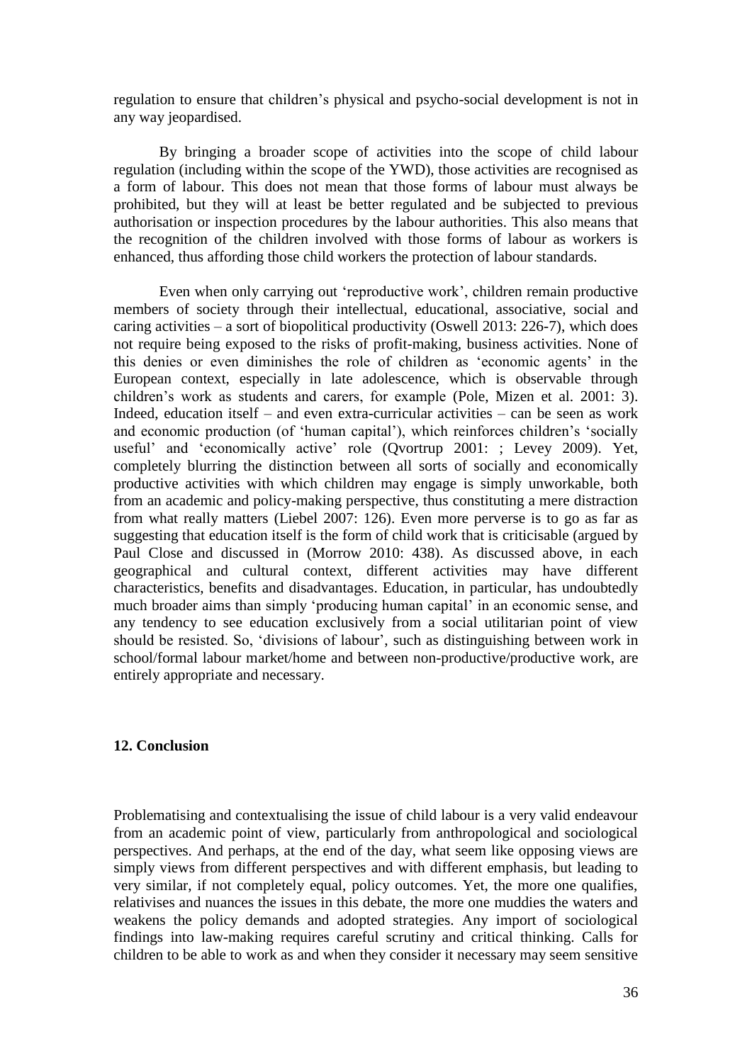regulation to ensure that children's physical and psycho-social development is not in any way jeopardised.

By bringing a broader scope of activities into the scope of child labour regulation (including within the scope of the YWD), those activities are recognised as a form of labour. This does not mean that those forms of labour must always be prohibited, but they will at least be better regulated and be subjected to previous authorisation or inspection procedures by the labour authorities. This also means that the recognition of the children involved with those forms of labour as workers is enhanced, thus affording those child workers the protection of labour standards.

Even when only carrying out 'reproductive work', children remain productive members of society through their intellectual, educational, associative, social and caring activities – a sort of biopolitical productivity (Oswell 2013: 226-7), which does not require being exposed to the risks of profit-making, business activities. None of this denies or even diminishes the role of children as 'economic agents' in the European context, especially in late adolescence, which is observable through children's work as students and carers, for example (Pole, Mizen et al. 2001: 3). Indeed, education itself – and even extra-curricular activities – can be seen as work and economic production (of 'human capital'), which reinforces children's 'socially useful' and 'economically active' role (Qvortrup 2001: ; Levey 2009). Yet, completely blurring the distinction between all sorts of socially and economically productive activities with which children may engage is simply unworkable, both from an academic and policy-making perspective, thus constituting a mere distraction from what really matters (Liebel 2007: 126). Even more perverse is to go as far as suggesting that education itself is the form of child work that is criticisable (argued by Paul Close and discussed in (Morrow 2010: 438). As discussed above, in each geographical and cultural context, different activities may have different characteristics, benefits and disadvantages. Education, in particular, has undoubtedly much broader aims than simply 'producing human capital' in an economic sense, and any tendency to see education exclusively from a social utilitarian point of view should be resisted. So, 'divisions of labour', such as distinguishing between work in school/formal labour market/home and between non-productive/productive work, are entirely appropriate and necessary.

## 12. Conclusion

Problematising and contextualising the issue of child labour is a very valid endeavour from an academic point of view, particularly from anthropological and sociological perspectives. And perhaps, at the end of the day, what seem like opposing views are simply views from different perspectives and with different emphasis, but leading to very similar, if not completely equal, policy outcomes. Yet, the more one qualifies, relativises and nuances the issues in this debate, the more one muddies the waters and weakens the policy demands and adopted strategies. Any import of sociological findings into law-making requires careful scrutiny and critical thinking. Calls for children to be able to work as and when they consider it necessary may seem sensitive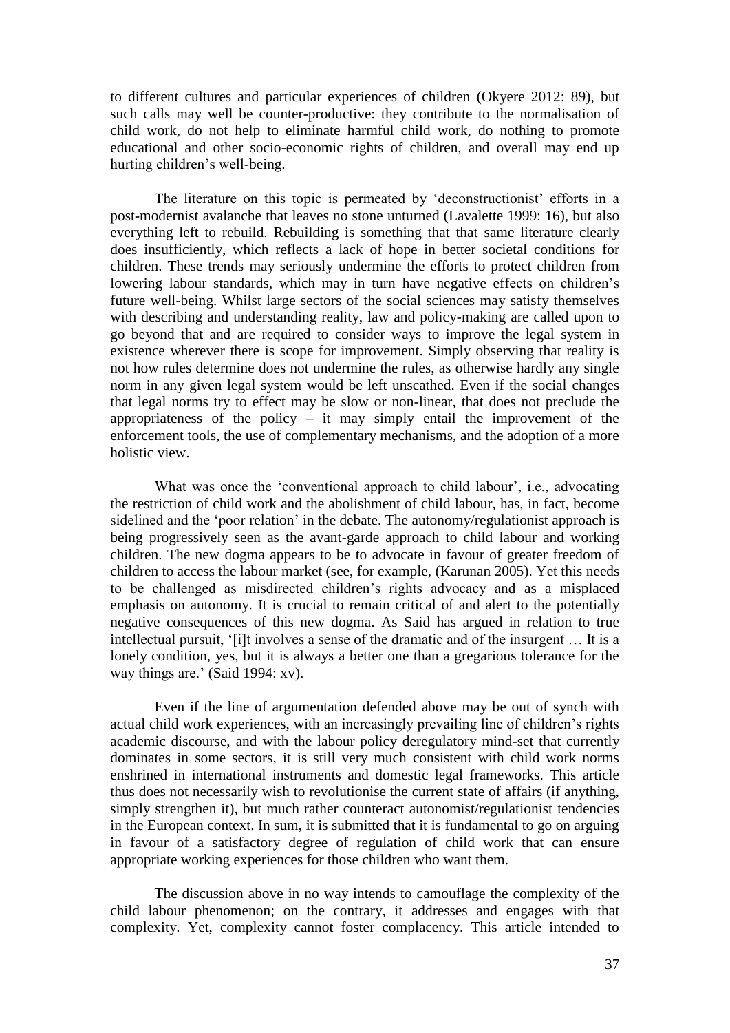to different cultures and particular experiences of children (Okyere 2012: 89), but such calls may well be counter-productive: they contribute to the normalisation of child work, do not help to eliminate harmful child work, do nothing to promote educational and other socio-economic rights of children, and overall may end up hurting children's well-being.

The literature on this topic is permeated by 'deconstructionist' efforts in a post-modernist avalanche that leaves no stone unturned (Lavalette 1999: 16), but also everything left to rebuild. Rebuilding is something that that same literature clearly does insufficiently, which reflects a lack of hope in better societal conditions for children. These trends may seriously undermine the efforts to protect children from lowering labour standards, which may in turn have negative effects on children's future well-being. Whilst large sectors of the social sciences may satisfy themselves with describing and understanding reality, law and policy-making are called upon to go beyond that and are required to consider ways to improve the legal system in existence wherever there is scope for improvement. Simply observing that reality is not how rules determine does not undermine the rules, as otherwise hardly any single norm in any given legal system would be left unscathed. Even if the social changes that legal norms try to effect may be slow or non-linear, that does not preclude the appropriateness of the policy – it may simply entail the improvement of the enforcement tools, the use of complementary mechanisms, and the adoption of a more holistic view.

What was once the 'conventional approach to child labour', i.e., advocating the restriction of child work and the abolishment of child labour, has, in fact, become sidelined and the 'poor relation' in the debate. The autonomy/regulationist approach is being progressively seen as the avant-garde approach to child labour and working children. The new dogma appears to be to advocate in favour of greater freedom of children to access the labour market (see, for example, (Karunan 2005). Yet this needs to be challenged as misdirected children's rights advocacy and as a misplaced emphasis on autonomy. It is crucial to remain critical of and alert to the potentially negative consequences of this new dogma. As Said has argued in relation to true intellectual pursuit, '[i]t involves a sense of the dramatic and of the insurgent … It is a lonely condition, yes, but it is always a better one than a gregarious tolerance for the way things are.' (Said 1994: xv).

Even if the line of argumentation defended above may be out of synch with actual child work experiences, with an increasingly prevailing line of children's rights academic discourse, and with the labour policy deregulatory mind-set that currently dominates in some sectors, it is still very much consistent with child work norms enshrined in international instruments and domestic legal frameworks. This article thus does not necessarily wish to revolutionise the current state of affairs (if anything, simply strengthen it), but much rather counteract autonomist/regulationist tendencies in the European context. In sum, it is submitted that it is fundamental to go on arguing in favour of a satisfactory degree of regulation of child work that can ensure appropriate working experiences for those children who want them.

The discussion above in no way intends to camouflage the complexity of the child labour phenomenon; on the contrary, it addresses and engages with that complexity. Yet, complexity cannot foster complacency. This article intended to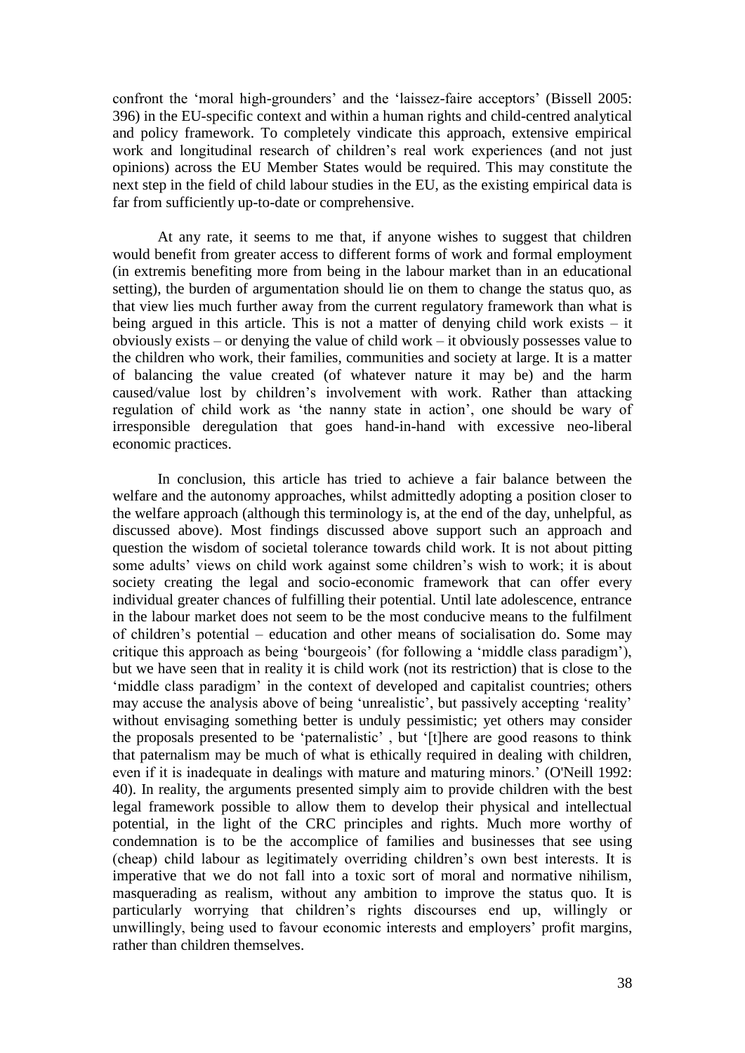confront the 'moral high-grounders' and the 'laissez-faire acceptors' (Bissell 2005: 396) in the EU-specific context and within a human rights and child-centred analytical and policy framework. To completely vindicate this approach, extensive empirical work and longitudinal research of children's real work experiences (and not just opinions) across the EU Member States would be required. This may constitute the next step in the field of child labour studies in the EU, as the existing empirical data is far from sufficiently up-to-date or comprehensive.

At any rate, it seems to me that, if anyone wishes to suggest that children would benefit from greater access to different forms of work and formal employment (in extremis benefiting more from being in the labour market than in an educational setting), the burden of argumentation should lie on them to change the status quo, as that view lies much further away from the current regulatory framework than what is being argued in this article. This is not a matter of denying child work exists – it obviously exists – or denying the value of child work – it obviously possesses value to the children who work, their families, communities and society at large. It is a matter of balancing the value created (of whatever nature it may be) and the harm caused/value lost by children's involvement with work. Rather than attacking regulation of child work as 'the nanny state in action', one should be wary of irresponsible deregulation that goes hand-in-hand with excessive neo-liberal economic practices.

In conclusion, this article has tried to achieve a fair balance between the welfare and the autonomy approaches, whilst admittedly adopting a position closer to the welfare approach (although this terminology is, at the end of the day, unhelpful, as discussed above). Most findings discussed above support such an approach and question the wisdom of societal tolerance towards child work. It is not about pitting some adults' views on child work against some children's wish to work; it is about society creating the legal and socio-economic framework that can offer every individual greater chances of fulfilling their potential. Until late adolescence, entrance in the labour market does not seem to be the most conducive means to the fulfilment of children's potential – education and other means of socialisation do. Some may critique this approach as being 'bourgeois' (for following a 'middle class paradigm'), but we have seen that in reality it is child work (not its restriction) that is close to the 'middle class paradigm' in the context of developed and capitalist countries; others may accuse the analysis above of being 'unrealistic', but passively accepting 'reality' without envisaging something better is unduly pessimistic; yet others may consider the proposals presented to be 'paternalistic' , but '[t]here are good reasons to think that paternalism may be much of what is ethically required in dealing with children, even if it is inadequate in dealings with mature and maturing minors.' (O'Neill 1992: 40). In reality, the arguments presented simply aim to provide children with the best legal framework possible to allow them to develop their physical and intellectual potential, in the light of the CRC principles and rights. Much more worthy of condemnation is to be the accomplice of families and businesses that see using (cheap) child labour as legitimately overriding children's own best interests. It is imperative that we do not fall into a toxic sort of moral and normative nihilism, masquerading as realism, without any ambition to improve the status quo. It is particularly worrying that children's rights discourses end up, willingly or unwillingly, being used to favour economic interests and employers' profit margins, rather than children themselves.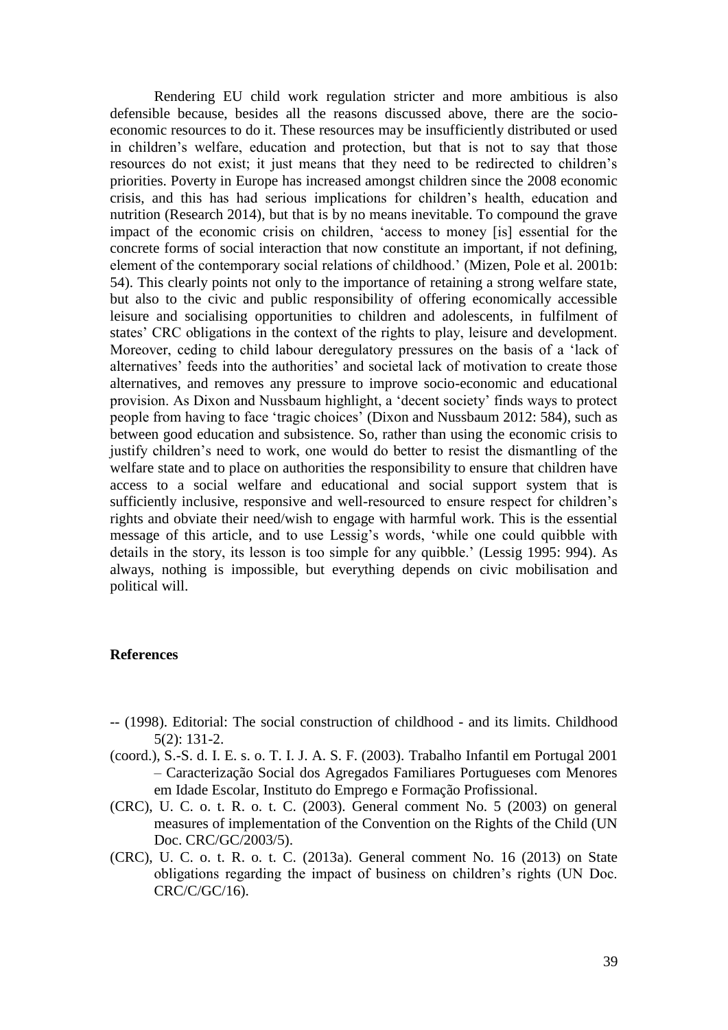Rendering EU child work regulation stricter and more ambitious is also defensible because, besides all the reasons discussed above, there are the socio-economic resources to do it. These resources may be insufficiently distributed or used in children's welfare, education and protection, but that is not to say that those resources do not exist; it just means that they need to be redirected to children's priorities. Poverty in Europe has increased amongst children since the 2008 economic crisis, and this has had serious implications for children's health, education and nutrition (Research 2014), but that is by no means inevitable. To compound the grave impact of the economic crisis on children, 'access to money [is] essential for the concrete forms of social interaction that now constitute an important, if not defining, element of the contemporary social relations of childhood.' (Mizen, Pole et al. 2001b: 54). This clearly points not only to the importance of retaining a strong welfare state, but also to the civic and public responsibility of offering economically accessible leisure and socialising opportunities to children and adolescents, in fulfilment of states' CRC obligations in the context of the rights to play, leisure and development. Moreover, ceding to child labour deregulatory pressures on the basis of a 'lack of alternatives' feeds into the authorities' and societal lack of motivation to create those alternatives, and removes any pressure to improve socio-economic and educational provision. As Dixon and Nussbaum highlight, a 'decent society' finds ways to protect people from having to face 'tragic choices' (Dixon and Nussbaum 2012: 584), such as between good education and subsistence. So, rather than using the economic crisis to justify children's need to work, one would do better to resist the dismantling of the welfare state and to place on authorities the responsibility to ensure that children have access to a social welfare and educational and social support system that is sufficiently inclusive, responsive and well-resourced to ensure respect for children's rights and obviate their need/wish to engage with harmful work. This is the essential message of this article, and to use Lessig's words, 'while one could quibble with details in the story, its lesson is too simple for any quibble.' (Lessig 1995: 994). As always, nothing is impossible, but everything depends on civic mobilisation and political will.

**References**

-- (1998). Editorial: The social construction of childhood - and its limits. Childhood 5(2): 131-2.

(coord.), S.-S. d. I. E. s. o. T. I. J. A. S. F. (2003). Trabalho Infantil em Portugal 2001 – Caracterização Social dos Agregados Familiares Portugueses com Menores em Idade Escolar, Instituto do Emprego e Formação Profissional.

(CRC), U. C. o. t. R. o. t. C. (2003). General comment No. 5 (2003) on general measures of implementation of the Convention on the Rights of the Child (UN Doc. CRC/GC/2003/5).

(CRC), U. C. o. t. R. o. t. C. (2013a). General comment No. 16 (2013) on State obligations regarding the impact of business on children's rights (UN Doc. CRC/C/GC/16).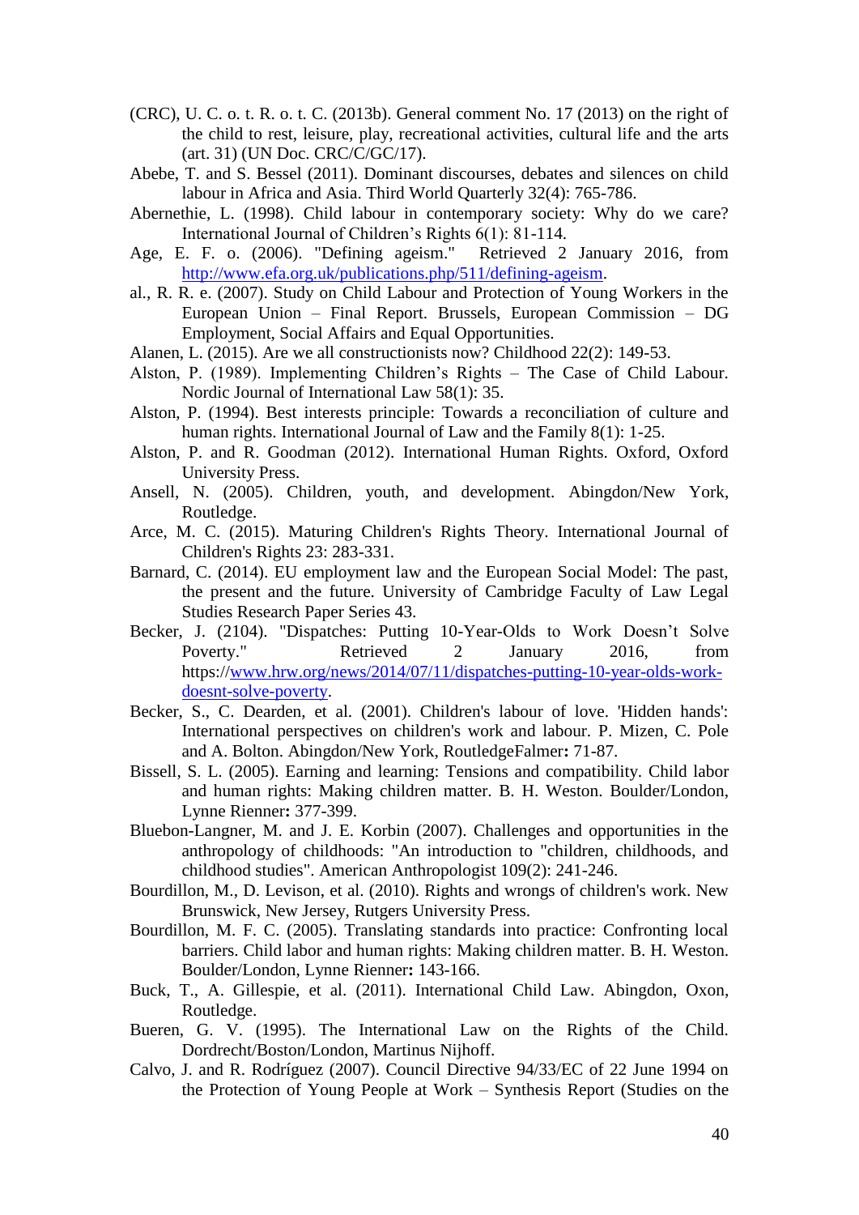(CRC), U. C. o. t. R. o. t. C. (2013b). General comment No. 17 (2013) on the right of the child to rest, leisure, play, recreational activities, cultural life and the arts (art. 31) (UN Doc. CRC/C/GC/17).

Abebe, T. and S. Bessel (2011). Dominant discourses, debates and silences on child labour in Africa and Asia. Third World Quarterly 32(4): 765-786.

Abernethie, L. (1998). Child labour in contemporary society: Why do we care? International Journal of Children's Rights 6(1): 81-114.

Age, E. F. o. (2006). "Defining ageism." Retrieved 2 January 2016, from http://www.efa.org.uk/publications.php/511/defining-ageism.

al., R. R. e. (2007). Study on Child Labour and Protection of Young Workers in the European Union – Final Report. Brussels, European Commission – DG Employment, Social Affairs and Equal Opportunities.

Alanen, L. (2015). Are we all constructionists now? Childhood 22(2): 149-53.

Alston, P. (1989). Implementing Children's Rights – The Case of Child Labour. Nordic Journal of International Law 58(1): 35.

Alston, P. (1994). Best interests principle: Towards a reconciliation of culture and human rights. International Journal of Law and the Family 8(1): 1-25.

Alston, P. and R. Goodman (2012). International Human Rights. Oxford, Oxford University Press.

Ansell, N. (2005). Children, youth, and development. Abingdon/New York, Routledge.

Arce, M. C. (2015). Maturing Children's Rights Theory. International Journal of Children's Rights 23: 283-331.

Barnard, C. (2014). EU employment law and the European Social Model: The past, the present and the future. University of Cambridge Faculty of Law Legal Studies Research Paper Series 43.

Becker, J. (2104). "Dispatches: Putting 10-Year-Olds to Work Doesn't Solve Poverty." Retrieved 2 January 2016, from https://www.hrw.org/news/2014/07/11/dispatches-putting-10-year-olds-work-doesnt-solve-poverty.

Becker, S., C. Dearden, et al. (2001). Children's labour of love. 'Hidden hands': International perspectives on children's work and labour. P. Mizen, C. Pole and A. Bolton. Abingdon/New York, RoutledgeFalmer**:** 71-87.

Bissell, S. L. (2005). Earning and learning: Tensions and compatibility. Child labor and human rights: Making children matter. B. H. Weston. Boulder/London, Lynne Rienner**:** 377-399.

Bluebon-Langner, M. and J. E. Korbin (2007). Challenges and opportunities in the anthropology of childhoods: "An introduction to "children, childhoods, and childhood studies". American Anthropologist 109(2): 241-246.

Bourdillon, M., D. Levison, et al. (2010). Rights and wrongs of children's work. New Brunswick, New Jersey, Rutgers University Press.

Bourdillon, M. F. C. (2005). Translating standards into practice: Confronting local barriers. Child labor and human rights: Making children matter. B. H. Weston. Boulder/London, Lynne Rienner**:** 143-166.

Buck, T., A. Gillespie, et al. (2011). International Child Law. Abingdon, Oxon, Routledge.

Bueren, G. V. (1995). The International Law on the Rights of the Child. Dordrecht/Boston/London, Martinus Nijhoff.

Calvo, J. and R. Rodríguez (2007). Council Directive 94/33/EC of 22 June 1994 on the Protection of Young People at Work – Synthesis Report (Studies on the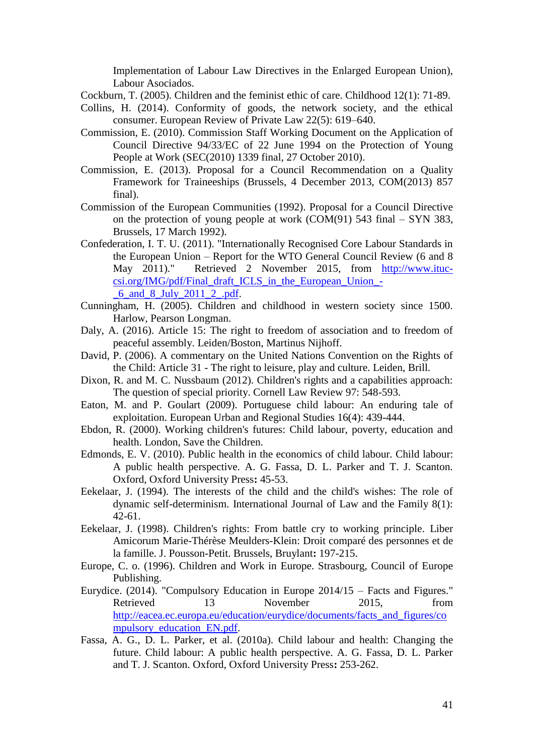Implementation of Labour Law Directives in the Enlarged European Union), Labour Asociados.

Cockburn, T. (2005). Children and the feminist ethic of care. Childhood 12(1): 71-89.

Collins, H. (2014). Conformity of goods, the network society, and the ethical consumer. European Review of Private Law 22(5): 619–640.

Commission, E. (2010). Commission Staff Working Document on the Application of Council Directive 94/33/EC of 22 June 1994 on the Protection of Young People at Work (SEC(2010) 1339 final, 27 October 2010).

Commission, E. (2013). Proposal for a Council Recommendation on a Quality Framework for Traineeships (Brussels, 4 December 2013, COM(2013) 857 final).

Commission of the European Communities (1992). Proposal for a Council Directive on the protection of young people at work (COM(91) 543 final – SYN 383, Brussels, 17 March 1992).

Confederation, I. T. U. (2011). "Internationally Recognised Core Labour Standards in the European Union – Report for the WTO General Council Review (6 and 8 May 2011)." Retrieved 2 November 2015, from http://www.ituc-csi.org/IMG/pdf/Final_draft_ICLS_in_the_European_Union_-_6_and_8_July_2011_2_.pdf.

Cunningham, H. (2005). Children and childhood in western society since 1500. Harlow, Pearson Longman.

Daly, A. (2016). Article 15: The right to freedom of association and to freedom of peaceful assembly. Leiden/Boston, Martinus Nijhoff.

David, P. (2006). A commentary on the United Nations Convention on the Rights of the Child: Article 31 - The right to leisure, play and culture. Leiden, Brill.

Dixon, R. and M. C. Nussbaum (2012). Children's rights and a capabilities approach: The question of special priority. Cornell Law Review 97: 548-593.

Eaton, M. and P. Goulart (2009). Portuguese child labour: An enduring tale of exploitation. European Urban and Regional Studies 16(4): 439-444.

Ebdon, R. (2000). Working children's futures: Child labour, poverty, education and health. London, Save the Children.

Edmonds, E. V. (2010). Public health in the economics of child labour. Child labour: A public health perspective. A. G. Fassa, D. L. Parker and T. J. Scanton. Oxford, Oxford University Press**:** 45-53.

Eekelaar, J. (1994). The interests of the child and the child's wishes: The role of dynamic self-determinism. International Journal of Law and the Family 8(1): 42-61.

Eekelaar, J. (1998). Children's rights: From battle cry to working principle. Liber Amicorum Marie-Thérèse Meulders-Klein: Droit comparé des personnes et de la famille. J. Pousson-Petit. Brussels, Bruylant**:** 197-215.

Europe, C. o. (1996). Children and Work in Europe. Strasbourg, Council of Europe Publishing.

Eurydice. (2014). "Compulsory Education in Europe 2014/15 – Facts and Figures." Retrieved 13 November 2015, from http://eacea.ec.europa.eu/education/eurydice/documents/facts_and_figures/compulsory_education_EN.pdf.

Fassa, A. G., D. L. Parker, et al. (2010a). Child labour and health: Changing the future. Child labour: A public health perspective. A. G. Fassa, D. L. Parker and T. J. Scanton. Oxford, Oxford University Press**:** 253-262.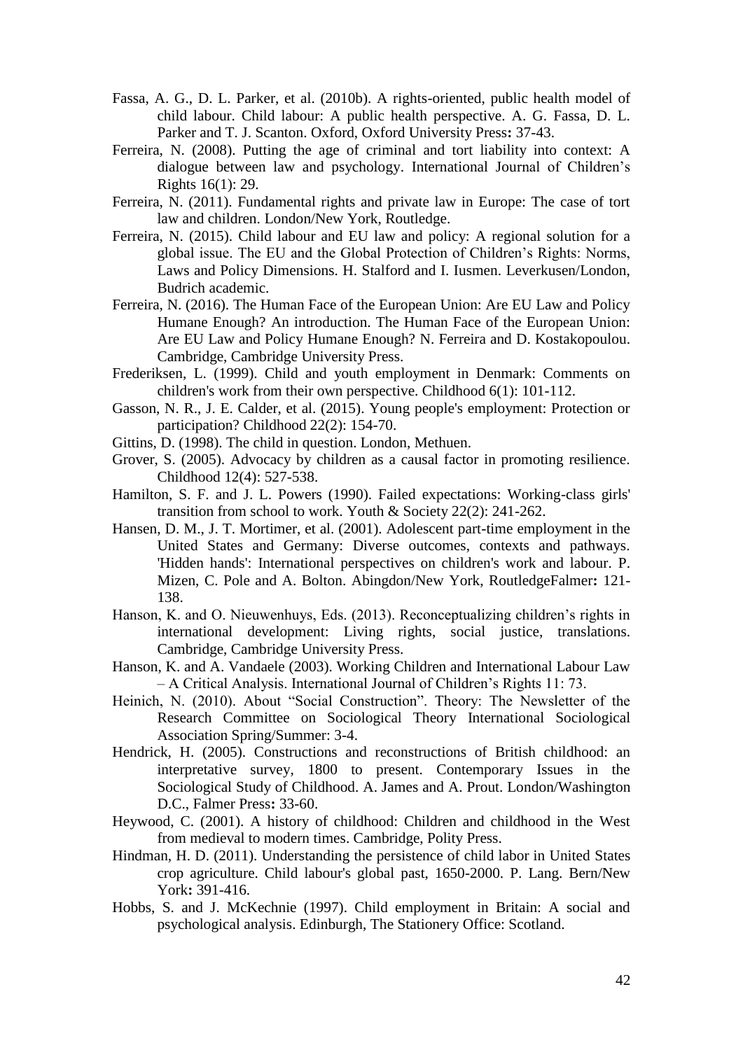Fassa, A. G., D. L. Parker, et al. (2010b). A rights-oriented, public health model of child labour. Child labour: A public health perspective. A. G. Fassa, D. L. Parker and T. J. Scanton. Oxford, Oxford University Press**:** 37-43.

Ferreira, N. (2008). Putting the age of criminal and tort liability into context: A dialogue between law and psychology. International Journal of Children's Rights 16(1): 29.

Ferreira, N. (2011). Fundamental rights and private law in Europe: The case of tort law and children. London/New York, Routledge.

Ferreira, N. (2015). Child labour and EU law and policy: A regional solution for a global issue. The EU and the Global Protection of Children's Rights: Norms, Laws and Policy Dimensions. H. Stalford and I. Iusmen. Leverkusen/London, Budrich academic.

Ferreira, N. (2016). The Human Face of the European Union: Are EU Law and Policy Humane Enough? An introduction. The Human Face of the European Union: Are EU Law and Policy Humane Enough? N. Ferreira and D. Kostakopoulou. Cambridge, Cambridge University Press.

Frederiksen, L. (1999). Child and youth employment in Denmark: Comments on children's work from their own perspective. Childhood 6(1): 101-112.

Gasson, N. R., J. E. Calder, et al. (2015). Young people's employment: Protection or participation? Childhood 22(2): 154-70.

Gittins, D. (1998). The child in question. London, Methuen.

Grover, S. (2005). Advocacy by children as a causal factor in promoting resilience. Childhood 12(4): 527-538.

Hamilton, S. F. and J. L. Powers (1990). Failed expectations: Working-class girls' transition from school to work. Youth & Society 22(2): 241-262.

Hansen, D. M., J. T. Mortimer, et al. (2001). Adolescent part-time employment in the United States and Germany: Diverse outcomes, contexts and pathways. 'Hidden hands': International perspectives on children's work and labour. P. Mizen, C. Pole and A. Bolton. Abingdon/New York, RoutledgeFalmer**:** 121-138.

Hanson, K. and O. Nieuwenhuys, Eds. (2013). Reconceptualizing children's rights in international development: Living rights, social justice, translations. Cambridge, Cambridge University Press.

Hanson, K. and A. Vandaele (2003). Working Children and International Labour Law – A Critical Analysis. International Journal of Children's Rights 11: 73.

Heinich, N. (2010). About "Social Construction". Theory: The Newsletter of the Research Committee on Sociological Theory International Sociological Association Spring/Summer: 3-4.

Hendrick, H. (2005). Constructions and reconstructions of British childhood: an interpretative survey, 1800 to present. Contemporary Issues in the Sociological Study of Childhood. A. James and A. Prout. London/Washington D.C., Falmer Press**:** 33-60.

Heywood, C. (2001). A history of childhood: Children and childhood in the West from medieval to modern times. Cambridge, Polity Press.

Hindman, H. D. (2011). Understanding the persistence of child labor in United States crop agriculture. Child labour's global past, 1650-2000. P. Lang. Bern/New York**:** 391-416.

Hobbs, S. and J. McKechnie (1997). Child employment in Britain: A social and psychological analysis. Edinburgh, The Stationery Office: Scotland.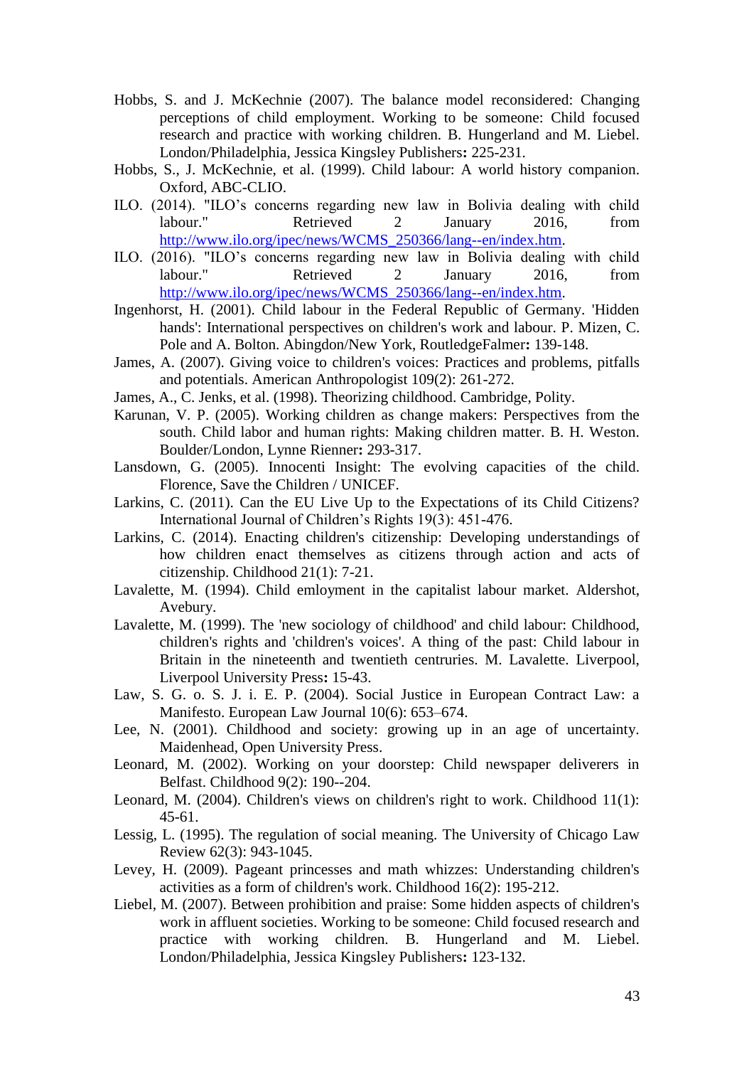Hobbs, S. and J. McKechnie (2007). The balance model reconsidered: Changing perceptions of child employment. Working to be someone: Child focused research and practice with working children. B. Hungerland and M. Liebel. London/Philadelphia, Jessica Kingsley Publishers**:** 225-231.

Hobbs, S., J. McKechnie, et al. (1999). Child labour: A world history companion. Oxford, ABC-CLIO.

ILO. (2014). "ILO's concerns regarding new law in Bolivia dealing with child labour." Retrieved 2 January 2016, from http://www.ilo.org/ipec/news/WCMS_250366/lang--en/index.htm.

ILO. (2016). "ILO's concerns regarding new law in Bolivia dealing with child labour." Retrieved 2 January 2016, from http://www.ilo.org/ipec/news/WCMS_250366/lang--en/index.htm.

Ingenhorst, H. (2001). Child labour in the Federal Republic of Germany. 'Hidden hands': International perspectives on children's work and labour. P. Mizen, C. Pole and A. Bolton. Abingdon/New York, RoutledgeFalmer**:** 139-148.

James, A. (2007). Giving voice to children's voices: Practices and problems, pitfalls and potentials. American Anthropologist 109(2): 261-272.

James, A., C. Jenks, et al. (1998). Theorizing childhood. Cambridge, Polity.

Karunan, V. P. (2005). Working children as change makers: Perspectives from the south. Child labor and human rights: Making children matter. B. H. Weston. Boulder/London, Lynne Rienner**:** 293-317.

Lansdown, G. (2005). Innocenti Insight: The evolving capacities of the child. Florence, Save the Children / UNICEF.

Larkins, C. (2011). Can the EU Live Up to the Expectations of its Child Citizens? International Journal of Children's Rights 19(3): 451-476.

Larkins, C. (2014). Enacting children's citizenship: Developing understandings of how children enact themselves as citizens through action and acts of citizenship. Childhood 21(1): 7-21.

Lavalette, M. (1994). Child emloyment in the capitalist labour market. Aldershot, Avebury.

Lavalette, M. (1999). The 'new sociology of childhood' and child labour: Childhood, children's rights and 'children's voices'. A thing of the past: Child labour in Britain in the nineteenth and twentieth centruries. M. Lavalette. Liverpool, Liverpool University Press**:** 15-43.

Law, S. G. o. S. J. i. E. P. (2004). Social Justice in European Contract Law: a Manifesto. European Law Journal 10(6): 653–674.

Lee, N. (2001). Childhood and society: growing up in an age of uncertainty. Maidenhead, Open University Press.

Leonard, M. (2002). Working on your doorstep: Child newspaper deliverers in Belfast. Childhood 9(2): 190--204.

Leonard, M. (2004). Children's views on children's right to work. Childhood 11(1): 45-61.

Lessig, L. (1995). The regulation of social meaning. The University of Chicago Law Review 62(3): 943-1045.

Levey, H. (2009). Pageant princesses and math whizzes: Understanding children's activities as a form of children's work. Childhood 16(2): 195-212.

Liebel, M. (2007). Between prohibition and praise: Some hidden aspects of children's work in affluent societies. Working to be someone: Child focused research and practice with working children. B. Hungerland and M. Liebel. London/Philadelphia, Jessica Kingsley Publishers**:** 123-132.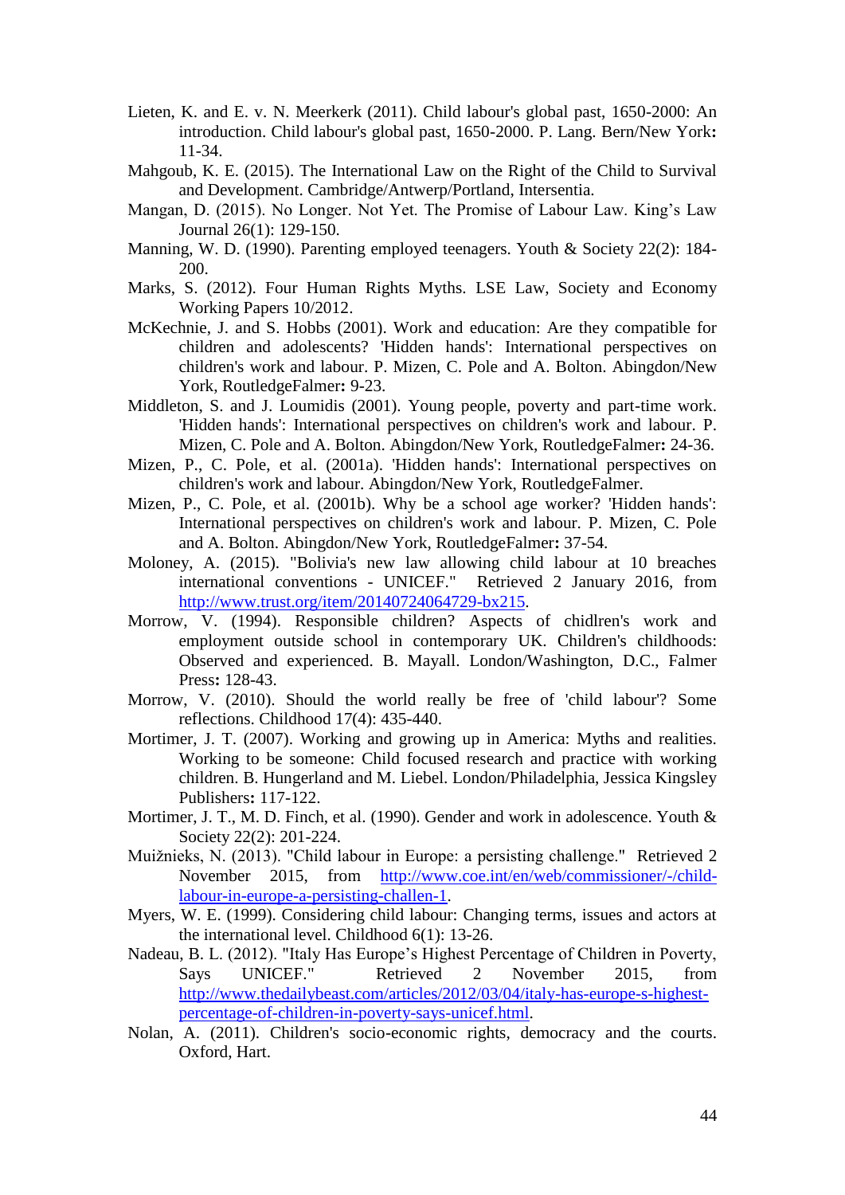Lieten, K. and E. v. N. Meerkerk (2011). Child labour's global past, 1650-2000: An introduction. Child labour's global past, 1650-2000. P. Lang. Bern/New York: 11-34.

Mahgoub, K. E. (2015). The International Law on the Right of the Child to Survival and Development. Cambridge/Antwerp/Portland, Intersentia.

Mangan, D. (2015). No Longer. Not Yet. The Promise of Labour Law. King's Law Journal 26(1): 129-150.

Manning, W. D. (1990). Parenting employed teenagers. Youth & Society 22(2): 184-200.

Marks, S. (2012). Four Human Rights Myths. LSE Law, Society and Economy Working Papers 10/2012.

McKechnie, J. and S. Hobbs (2001). Work and education: Are they compatible for children and adolescents? 'Hidden hands': International perspectives on children's work and labour. P. Mizen, C. Pole and A. Bolton. Abingdon/New York, RoutledgeFalmer: 9-23.

Middleton, S. and J. Loumidis (2001). Young people, poverty and part-time work. 'Hidden hands': International perspectives on children's work and labour. P. Mizen, C. Pole and A. Bolton. Abingdon/New York, RoutledgeFalmer: 24-36.

Mizen, P., C. Pole, et al. (2001a). 'Hidden hands': International perspectives on children's work and labour. Abingdon/New York, RoutledgeFalmer.

Mizen, P., C. Pole, et al. (2001b). Why be a school age worker? 'Hidden hands': International perspectives on children's work and labour. P. Mizen, C. Pole and A. Bolton. Abingdon/New York, RoutledgeFalmer: 37-54.

Moloney, A. (2015). "Bolivia's new law allowing child labour at 10 breaches international conventions - UNICEF." Retrieved 2 January 2016, from http://www.trust.org/item/20140724064729-bx215.

Morrow, V. (1994). Responsible children? Aspects of chidlren's work and employment outside school in contemporary UK. Children's childhoods: Observed and experienced. B. Mayall. London/Washington, D.C., Falmer Press: 128-43.

Morrow, V. (2010). Should the world really be free of 'child labour'? Some reflections. Childhood 17(4): 435-440.

Mortimer, J. T. (2007). Working and growing up in America: Myths and realities. Working to be someone: Child focused research and practice with working children. B. Hungerland and M. Liebel. London/Philadelphia, Jessica Kingsley Publishers: 117-122.

Mortimer, J. T., M. D. Finch, et al. (1990). Gender and work in adolescence. Youth & Society 22(2): 201-224.

Muižnieks, N. (2013). "Child labour in Europe: a persisting challenge." Retrieved 2 November 2015, from http://www.coe.int/en/web/commissioner/-/child-labour-in-europe-a-persisting-challen-1.

Myers, W. E. (1999). Considering child labour: Changing terms, issues and actors at the international level. Childhood 6(1): 13-26.

Nadeau, B. L. (2012). "Italy Has Europe's Highest Percentage of Children in Poverty, Says UNICEF." Retrieved 2 November 2015, from http://www.thedailybeast.com/articles/2012/03/04/italy-has-europe-s-highest-percentage-of-children-in-poverty-says-unicef.html.

Nolan, A. (2011). Children's socio-economic rights, democracy and the courts. Oxford, Hart.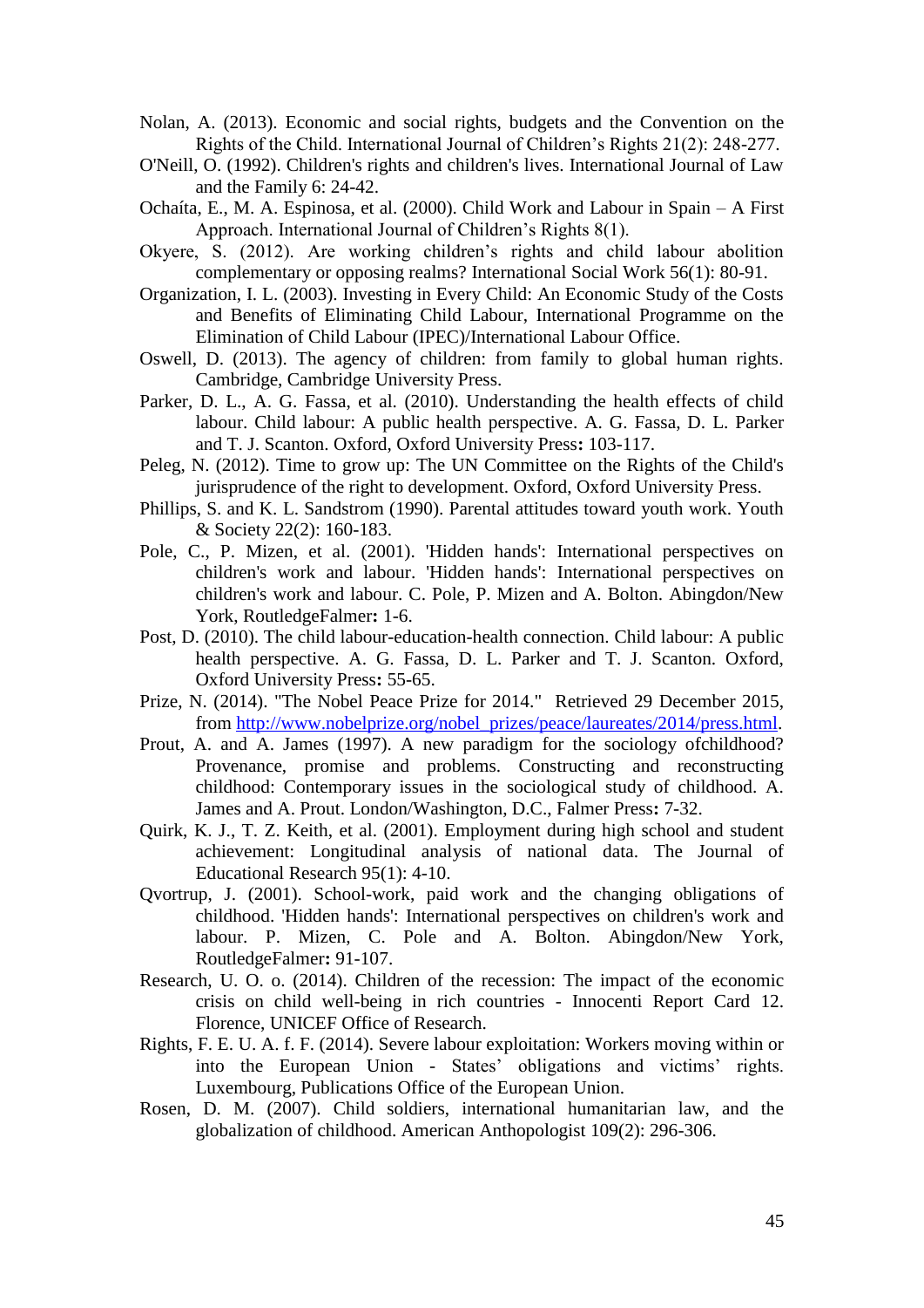Nolan, A. (2013). Economic and social rights, budgets and the Convention on the Rights of the Child. International Journal of Children's Rights 21(2): 248-277.

O'Neill, O. (1992). Children's rights and children's lives. International Journal of Law and the Family 6: 24-42.

Ochaíta, E., M. A. Espinosa, et al. (2000). Child Work and Labour in Spain – A First Approach. International Journal of Children's Rights 8(1).

Okyere, S. (2012). Are working children's rights and child labour abolition complementary or opposing realms? International Social Work 56(1): 80-91.

Organization, I. L. (2003). Investing in Every Child: An Economic Study of the Costs and Benefits of Eliminating Child Labour, International Programme on the Elimination of Child Labour (IPEC)/International Labour Office.

Oswell, D. (2013). The agency of children: from family to global human rights. Cambridge, Cambridge University Press.

Parker, D. L., A. G. Fassa, et al. (2010). Understanding the health effects of child labour. Child labour: A public health perspective. A. G. Fassa, D. L. Parker and T. J. Scanton. Oxford, Oxford University Press**:** 103-117.

Peleg, N. (2012). Time to grow up: The UN Committee on the Rights of the Child's jurisprudence of the right to development. Oxford, Oxford University Press.

Phillips, S. and K. L. Sandstrom (1990). Parental attitudes toward youth work. Youth & Society 22(2): 160-183.

Pole, C., P. Mizen, et al. (2001). 'Hidden hands': International perspectives on children's work and labour. 'Hidden hands': International perspectives on children's work and labour. C. Pole, P. Mizen and A. Bolton. Abingdon/New York, RoutledgeFalmer**:** 1-6.

Post, D. (2010). The child labour-education-health connection. Child labour: A public health perspective. A. G. Fassa, D. L. Parker and T. J. Scanton. Oxford, Oxford University Press**:** 55-65.

Prize, N. (2014). "The Nobel Peace Prize for 2014." Retrieved 29 December 2015, from http://www.nobelprize.org/nobel_prizes/peace/laureates/2014/press.html.

Prout, A. and A. James (1997). A new paradigm for the sociology ofchildhood? Provenance, promise and problems. Constructing and reconstructing childhood: Contemporary issues in the sociological study of childhood. A. James and A. Prout. London/Washington, D.C., Falmer Press**:** 7-32.

Quirk, K. J., T. Z. Keith, et al. (2001). Employment during high school and student achievement: Longitudinal analysis of national data. The Journal of Educational Research 95(1): 4-10.

Qvortrup, J. (2001). School-work, paid work and the changing obligations of childhood. 'Hidden hands': International perspectives on children's work and labour. P. Mizen, C. Pole and A. Bolton. Abingdon/New York, RoutledgeFalmer**:** 91-107.

Research, U. O. o. (2014). Children of the recession: The impact of the economic crisis on child well-being in rich countries - Innocenti Report Card 12. Florence, UNICEF Office of Research.

Rights, F. E. U. A. f. F. (2014). Severe labour exploitation: Workers moving within or into the European Union - States' obligations and victims' rights. Luxembourg, Publications Office of the European Union.

Rosen, D. M. (2007). Child soldiers, international humanitarian law, and the globalization of childhood. American Anthopologist 109(2): 296-306.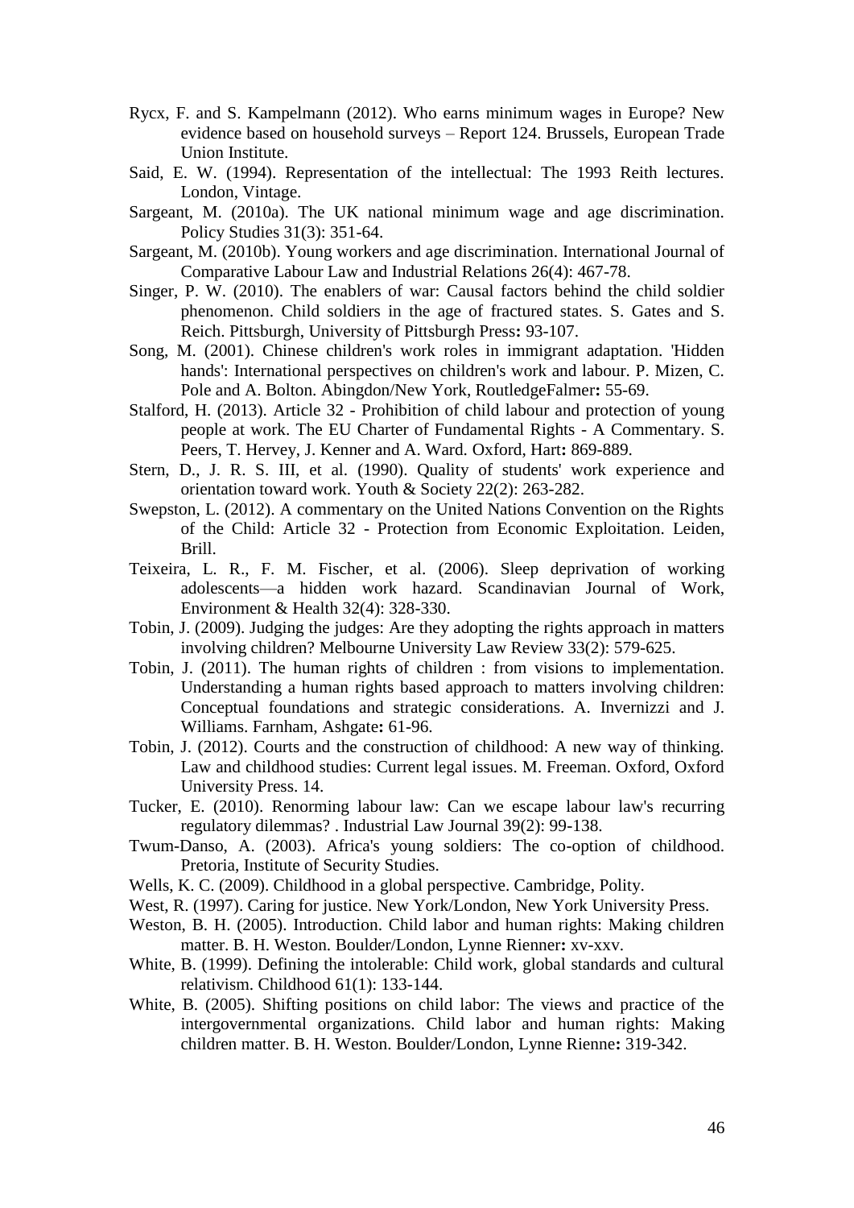Rycx, F. and S. Kampelmann (2012). Who earns minimum wages in Europe? New evidence based on household surveys – Report 124. Brussels, European Trade Union Institute.

Said, E. W. (1994). Representation of the intellectual: The 1993 Reith lectures. London, Vintage.

Sargeant, M. (2010a). The UK national minimum wage and age discrimination. Policy Studies 31(3): 351-64.

Sargeant, M. (2010b). Young workers and age discrimination. International Journal of Comparative Labour Law and Industrial Relations 26(4): 467-78.

Singer, P. W. (2010). The enablers of war: Causal factors behind the child soldier phenomenon. Child soldiers in the age of fractured states. S. Gates and S. Reich. Pittsburgh, University of Pittsburgh Press**:** 93-107.

Song, M. (2001). Chinese children's work roles in immigrant adaptation. 'Hidden hands': International perspectives on children's work and labour. P. Mizen, C. Pole and A. Bolton. Abingdon/New York, RoutledgeFalmer**:** 55-69.

Stalford, H. (2013). Article 32 - Prohibition of child labour and protection of young people at work. The EU Charter of Fundamental Rights - A Commentary. S. Peers, T. Hervey, J. Kenner and A. Ward. Oxford, Hart**:** 869-889.

Stern, D., J. R. S. III, et al. (1990). Quality of students' work experience and orientation toward work. Youth & Society 22(2): 263-282.

Swepston, L. (2012). A commentary on the United Nations Convention on the Rights of the Child: Article 32 - Protection from Economic Exploitation. Leiden, Brill.

Teixeira, L. R., F. M. Fischer, et al. (2006). Sleep deprivation of working adolescents—a hidden work hazard. Scandinavian Journal of Work, Environment & Health 32(4): 328-330.

Tobin, J. (2009). Judging the judges: Are they adopting the rights approach in matters involving children? Melbourne University Law Review 33(2): 579-625.

Tobin, J. (2011). The human rights of children : from visions to implementation. Understanding a human rights based approach to matters involving children: Conceptual foundations and strategic considerations. A. Invernizzi and J. Williams. Farnham, Ashgate**:** 61-96.

Tobin, J. (2012). Courts and the construction of childhood: A new way of thinking. Law and childhood studies: Current legal issues. M. Freeman. Oxford, Oxford University Press. 14.

Tucker, E. (2010). Renorming labour law: Can we escape labour law's recurring regulatory dilemmas? . Industrial Law Journal 39(2): 99-138.

Twum-Danso, A. (2003). Africa's young soldiers: The co-option of childhood. Pretoria, Institute of Security Studies.

Wells, K. C. (2009). Childhood in a global perspective. Cambridge, Polity.

West, R. (1997). Caring for justice. New York/London, New York University Press.

Weston, B. H. (2005). Introduction. Child labor and human rights: Making children matter. B. H. Weston. Boulder/London, Lynne Rienner**:** xv-xxv.

White, B. (1999). Defining the intolerable: Child work, global standards and cultural relativism. Childhood 61(1): 133-144.

White, B. (2005). Shifting positions on child labor: The views and practice of the intergovernmental organizations. Child labor and human rights: Making children matter. B. H. Weston. Boulder/London, Lynne Rienne**:** 319-342.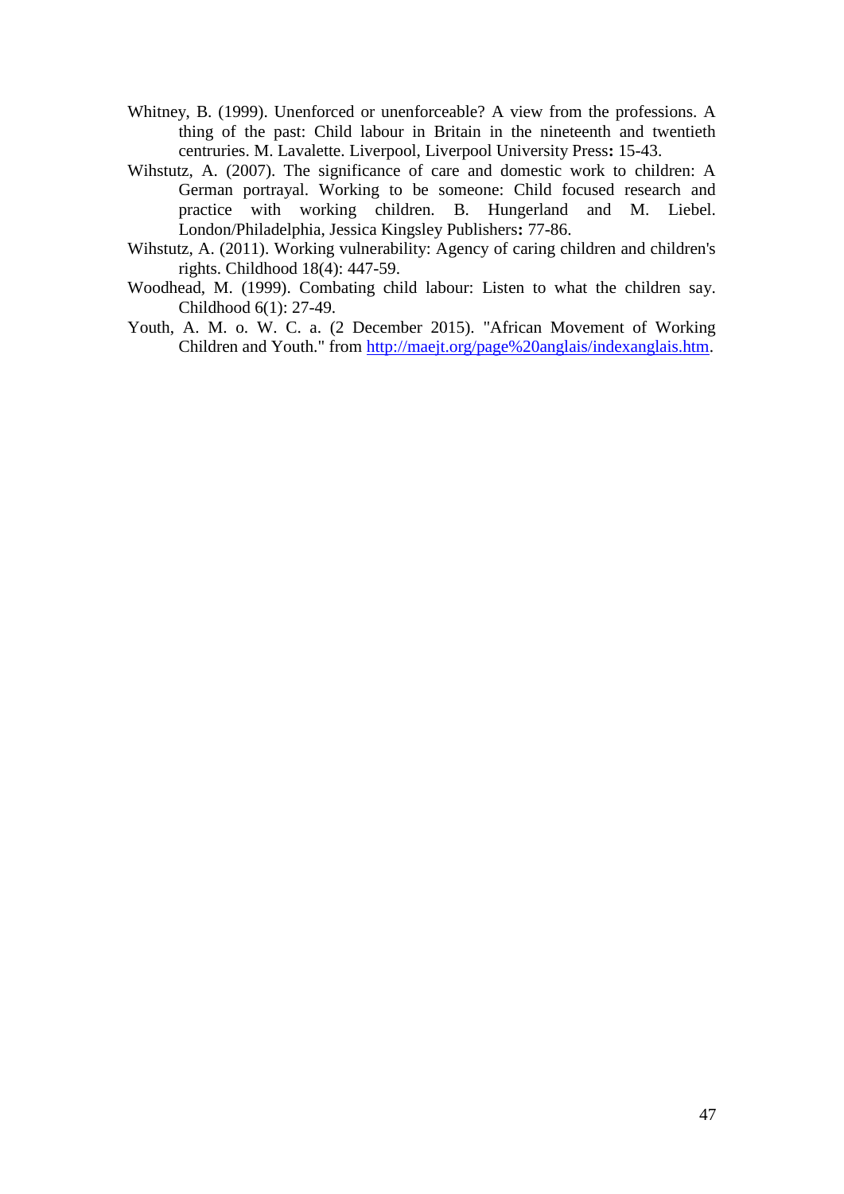Whitney, B. (1999). Unenforced or unenforceable? A view from the professions. A thing of the past: Child labour in Britain in the nineteenth and twentieth centruries. M. Lavalette. Liverpool, Liverpool University Press**:** 15-43.

Wihstutz, A. (2007). The significance of care and domestic work to children: A German portrayal. Working to be someone: Child focused research and practice with working children. B. Hungerland and M. Liebel. London/Philadelphia, Jessica Kingsley Publishers**:** 77-86.

Wihstutz, A. (2011). Working vulnerability: Agency of caring children and children's rights. Childhood 18(4): 447-59.

Woodhead, M. (1999). Combating child labour: Listen to what the children say. Childhood 6(1): 27-49.

Youth, A. M. o. W. C. a. (2 December 2015). "African Movement of Working Children and Youth." from http://maejt.org/page%20anglais/indexanglais.htm.